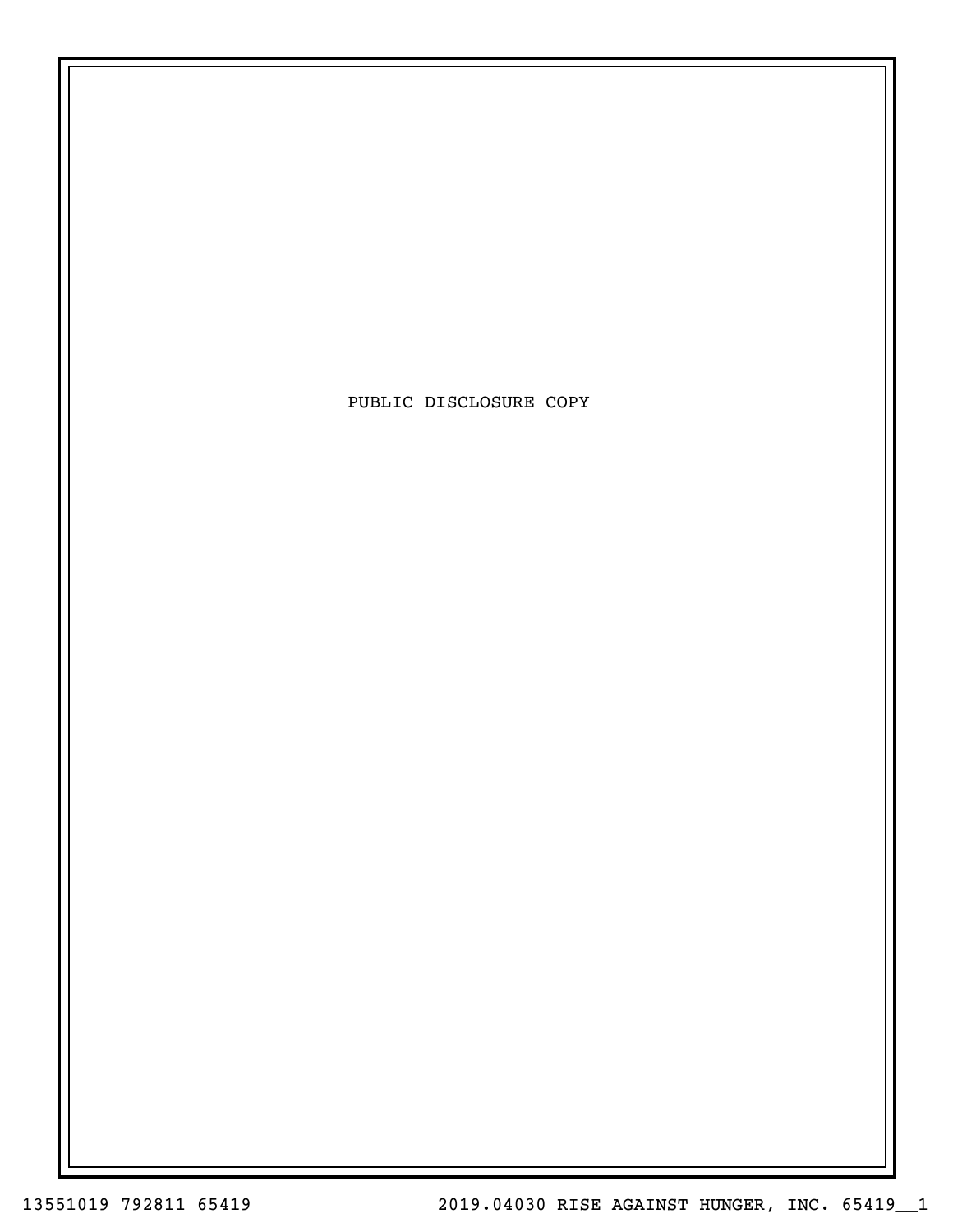PUBLIC DISCLOSURE COPY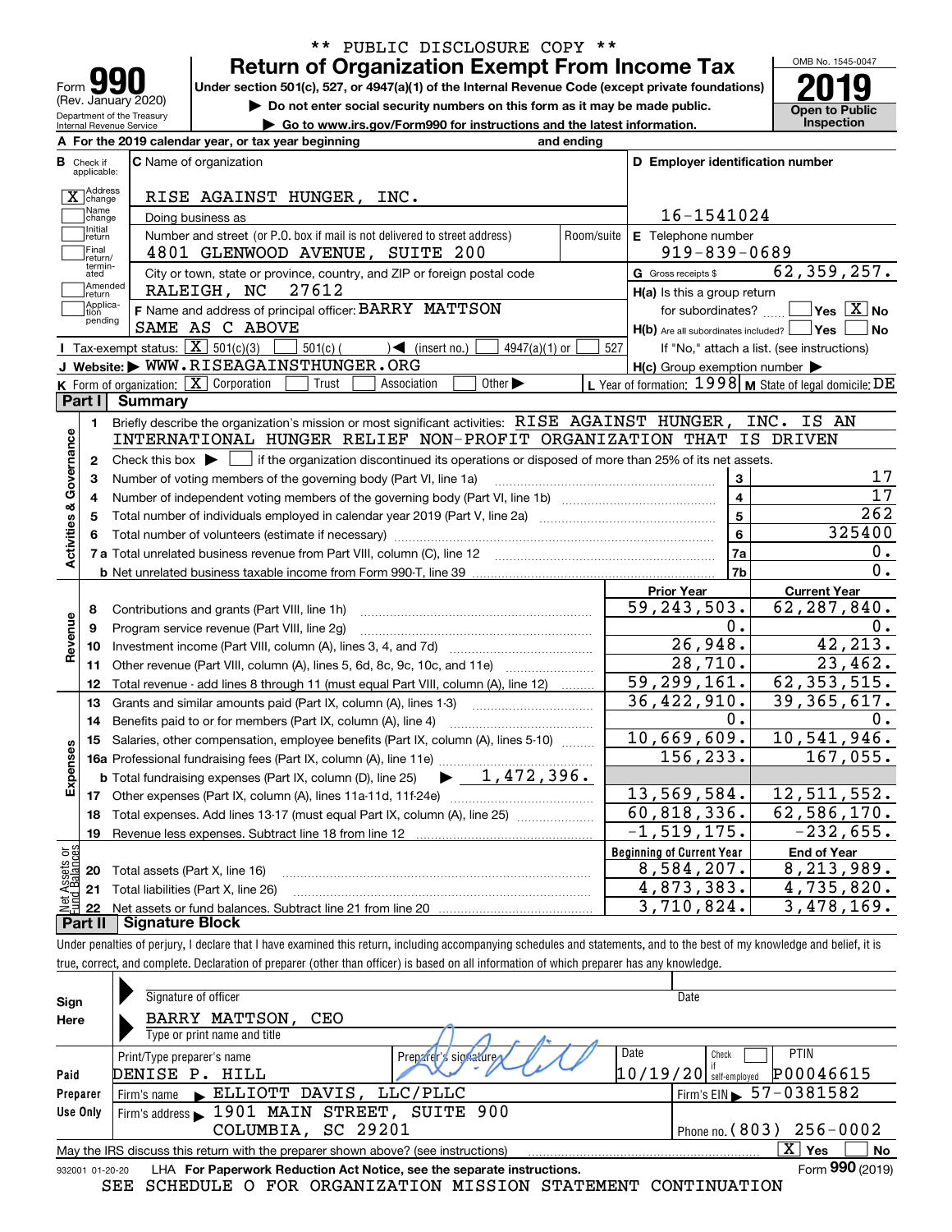\*\* PUBLIC DISCLOSURE COPY \*\*

# Form 990 — Return of Organization Exempt From Income Tax (2019)

Under section 501(c), 527, or 4947(a)(1) of the Internal Revenue Code (except private foundations)

▶ Do not enter social security numbers on this form as it may be made public.

▶ Go to www.irs.gov/Form990 for instructions and the latest information.

Form 990 (Rev. January 2020) — Department of the Treasury, Internal Revenue Service — OMB No. 1545-0047 — Open to Public Inspection

**A** For the 2019 calendar year, or tax year beginning and ending

**B** Check if applicable: [X] Address change; [ ] Name change; [ ] Initial return; [ ] Final return/terminated; [ ] Amended return; [ ] Application pending

**C** Name of organization: RISE AGAINST HUNGER, INC.

Doing business as

Number and street (or P.O. box if mail is not delivered to street address): 4801 GLENWOOD AVENUE, SUITE 200 — Room/suite

City or town, state or province, country, and ZIP or foreign postal code: RALEIGH, NC 27612

**F** Name and address of principal officer: BARRY MATTSON, SAME AS C ABOVE

**D** Employer identification number: 16-1541024

**E** Telephone number: 919-839-0689

**G** Gross receipts $ 62,359,257.

**H(a)** Is this a group return for subordinates? [ ] Yes [X] No

**H(b)** Are all subordinates included? [ ] Yes [ ] No — If "No," attach a list. (see instructions)

**H(c)** Group exemption number ▶

**I** Tax-exempt status: [X] 501(c)(3) [ ] 501(c) ( ) ◀ (insert no.) [ ] 4947(a)(1) or [ ] 527

**J** Website: ▶ WWW.RISEAGAINSTHUNGER.ORG

**K** Form of organization: [X] Corporation [ ] Trust [ ] Association [ ] Other ▶

**L** Year of formation: 1998 **M** State of legal domicile: DE

## Part I Summary

**Activities & Governance**

1. Briefly describe the organization's mission or most significant activities: RISE AGAINST HUNGER, INC. IS AN INTERNATIONAL HUNGER RELIEF NON-PROFIT ORGANIZATION THAT IS DRIVEN
2. Check this box ▶ [ ] if the organization discontinued its operations or disposed of more than 25% of its net assets.

| | | | |
|---|---|---|---|
| 3 | Number of voting members of the governing body (Part VI, line 1a) | 3 | 17 |
| 4 | Number of independent voting members of the governing body (Part VI, line 1b) | 4 | 17 |
| 5 | Total number of individuals employed in calendar year 2019 (Part V, line 2a) | 5 | 262 |
| 6 | Total number of volunteers (estimate if necessary) | 6 | 325400 |
| 7a | Total unrelated business revenue from Part VIII, column (C), line 12 | 7a | 0. |
| b | Net unrelated business taxable income from Form 990-T, line 39 | 7b | 0. |

| | | Prior Year | Current Year |
|---|---|---|---|
| **Revenue** | | | |
| 8 | Contributions and grants (Part VIII, line 1h) | 59,243,503. | 62,287,840. |
| 9 | Program service revenue (Part VIII, line 2g) | 0. | 0. |
| 10 | Investment income (Part VIII, column (A), lines 3, 4, and 7d) | 26,948. | 42,213. |
| 11 | Other revenue (Part VIII, column (A), lines 5, 6d, 8c, 9c, 10c, and 11e) | 28,710. | 23,462. |
| 12 | Total revenue - add lines 8 through 11 (must equal Part VIII, column (A), line 12) | 59,299,161. | 62,353,515. |
| **Expenses** | | | |
| 13 | Grants and similar amounts paid (Part IX, column (A), lines 1-3) | 36,422,910. | 39,365,617. |
| 14 | Benefits paid to or for members (Part IX, column (A), line 4) | 0. | 0. |
| 15 | Salaries, other compensation, employee benefits (Part IX, column (A), lines 5-10) | 10,669,609. | 10,541,946. |
| 16a | Professional fundraising fees (Part IX, column (A), line 11e) | 156,233. | 167,055. |
| b | Total fundraising expenses (Part IX, column (D), line 25) ▶ 1,472,396. | | |
| 17 | Other expenses (Part IX, column (A), lines 11a-11d, 11f-24e) | 13,569,584. | 12,511,552. |
| 18 | Total expenses. Add lines 13-17 (must equal Part IX, column (A), line 25) | 60,818,336. | 62,586,170. |
| 19 | Revenue less expenses. Subtract line 18 from line 12 | -1,519,175. | -232,655. |

| **Net Assets or Fund Balances** | | Beginning of Current Year | End of Year |
|---|---|---|---|
| 20 | Total assets (Part X, line 16) | 8,584,207. | 8,213,989. |
| 21 | Total liabilities (Part X, line 26) | 4,873,383. | 4,735,820. |
| 22 | Net assets or fund balances. Subtract line 21 from line 20 | 3,710,824. | 3,478,169. |

## Part II Signature Block

Under penalties of perjury, I declare that I have examined this return, including accompanying schedules and statements, and to the best of my knowledge and belief, it is true, correct, and complete. Declaration of preparer (other than officer) is based on all information of which preparer has any knowledge.

**Sign Here**

Signature of officer — Date

BARRY MATTSON, CEO

Type or print name and title

**Paid Preparer Use Only**

| Print/Type preparer's name | Preparer's signature | Date | Check if self-employed | PTIN |
|---|---|---|---|---|
| DENISE P. HILL | | 10/19/20 | [ ] | P00046615 |

Firm's name ▶ ELLIOTT DAVIS, LLC/PLLC — Firm's EIN ▶ 57-0381582

Firm's address ▶ 1901 MAIN STREET, SUITE 900, COLUMBIA, SC 29201 — Phone no. (803) 256-0002

May the IRS discuss this return with the preparer shown above? (see instructions) [X] Yes [ ] No

932001 01-20-20 LHA For Paperwork Reduction Act Notice, see the separate instructions. Form 990 (2019)

SEE SCHEDULE O FOR ORGANIZATION MISSION STATEMENT CONTINUATION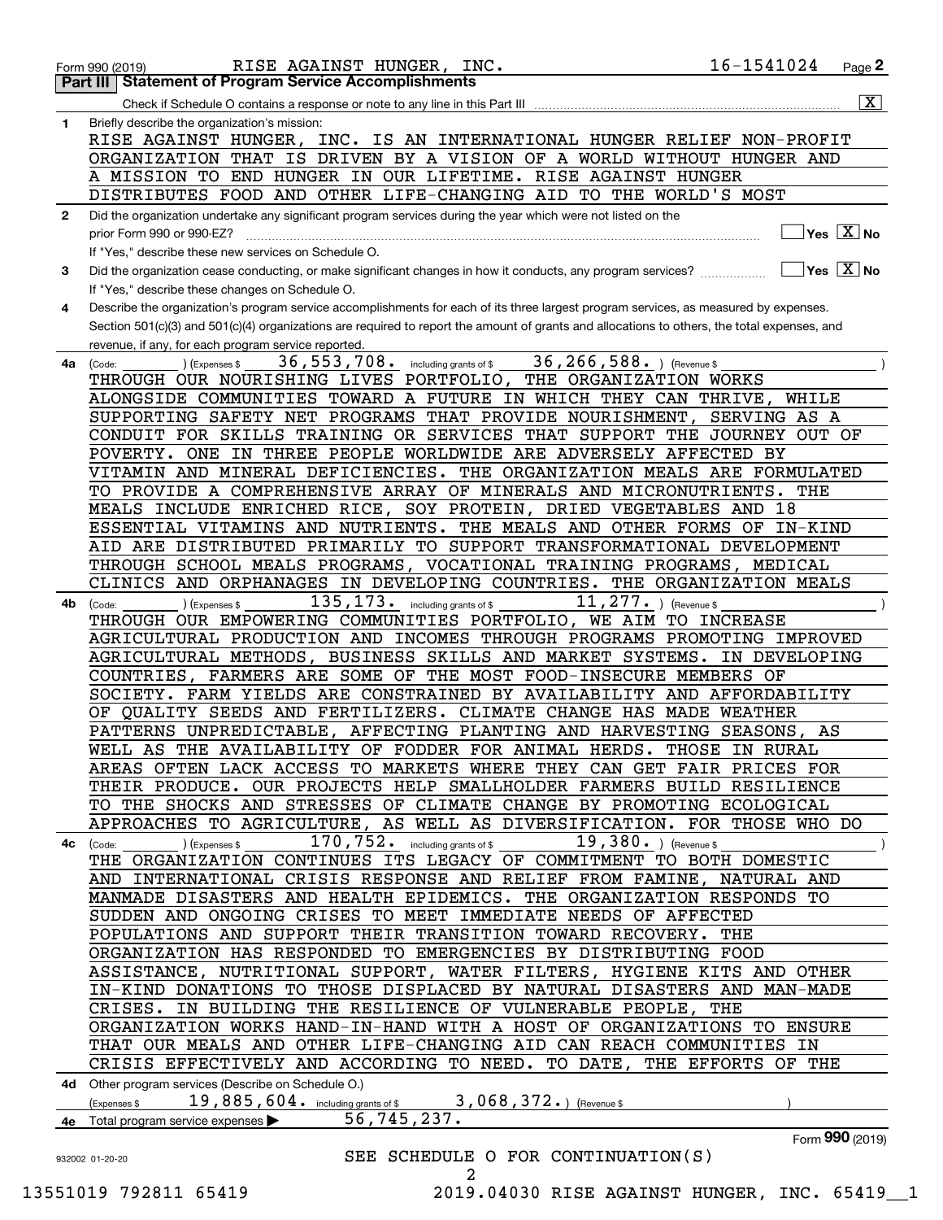Form 990 (2019) RISE AGAINST HUNGER, INC. 16-1541024 Page 2

## Part III Statement of Program Service Accomplishments

Check if Schedule O contains a response or note to any line in this Part III ... [X]

**1** Briefly describe the organization's mission:

RISE AGAINST HUNGER, INC. IS AN INTERNATIONAL HUNGER RELIEF NON-PROFIT ORGANIZATION THAT IS DRIVEN BY A VISION OF A WORLD WITHOUT HUNGER AND A MISSION TO END HUNGER IN OUR LIFETIME. RISE AGAINST HUNGER DISTRIBUTES FOOD AND OTHER LIFE-CHANGING AID TO THE WORLD'S MOST

**2** Did the organization undertake any significant program services during the year which were not listed on the prior Form 990 or 990-EZ? ... [ ] Yes [X] No

If "Yes," describe these new services on Schedule O.

**3** Did the organization cease conducting, or make significant changes in how it conducts, any program services? ... [ ] Yes [X] No

If "Yes," describe these changes on Schedule O.

**4** Describe the organization's program service accomplishments for each of its three largest program services, as measured by expenses. Section 501(c)(3) and 501(c)(4) organizations are required to report the amount of grants and allocations to others, the total expenses, and revenue, if any, for each program service reported.

**4a** (Code: ) (Expenses $ 36,553,708. including grants of $ 36,266,588. ) (Revenue $ )

THROUGH OUR NOURISHING LIVES PORTFOLIO, THE ORGANIZATION WORKS ALONGSIDE COMMUNITIES TOWARD A FUTURE IN WHICH THEY CAN THRIVE, WHILE SUPPORTING SAFETY NET PROGRAMS THAT PROVIDE NOURISHMENT, SERVING AS A CONDUIT FOR SKILLS TRAINING OR SERVICES THAT SUPPORT THE JOURNEY OUT OF POVERTY. ONE IN THREE PEOPLE WORLDWIDE ARE ADVERSELY AFFECTED BY VITAMIN AND MINERAL DEFICIENCIES. THE ORGANIZATION MEALS ARE FORMULATED TO PROVIDE A COMPREHENSIVE ARRAY OF MINERALS AND MICRONUTRIENTS. THE MEALS INCLUDE ENRICHED RICE, SOY PROTEIN, DRIED VEGETABLES AND 18 ESSENTIAL VITAMINS AND NUTRIENTS. THE MEALS AND OTHER FORMS OF IN-KIND AID ARE DISTRIBUTED PRIMARILY TO SUPPORT TRANSFORMATIONAL DEVELOPMENT THROUGH SCHOOL MEALS PROGRAMS, VOCATIONAL TRAINING PROGRAMS, MEDICAL CLINICS AND ORPHANAGES IN DEVELOPING COUNTRIES. THE ORGANIZATION MEALS

**4b** (Code: ) (Expenses $ 135,173. including grants of $ 11,277. ) (Revenue $ )

THROUGH OUR EMPOWERING COMMUNITIES PORTFOLIO, WE AIM TO INCREASE AGRICULTURAL PRODUCTION AND INCOMES THROUGH PROGRAMS PROMOTING IMPROVED AGRICULTURAL METHODS, BUSINESS SKILLS AND MARKET SYSTEMS. IN DEVELOPING COUNTRIES, FARMERS ARE SOME OF THE MOST FOOD-INSECURE MEMBERS OF SOCIETY. FARM YIELDS ARE CONSTRAINED BY AVAILABILITY AND AFFORDABILITY OF QUALITY SEEDS AND FERTILIZERS. CLIMATE CHANGE HAS MADE WEATHER PATTERNS UNPREDICTABLE, AFFECTING PLANTING AND HARVESTING SEASONS, AS WELL AS THE AVAILABILITY OF FODDER FOR ANIMAL HERDS. THOSE IN RURAL AREAS OFTEN LACK ACCESS TO MARKETS WHERE THEY CAN GET FAIR PRICES FOR THEIR PRODUCE. OUR PROJECTS HELP SMALLHOLDER FARMERS BUILD RESILIENCE TO THE SHOCKS AND STRESSES OF CLIMATE CHANGE BY PROMOTING ECOLOGICAL APPROACHES TO AGRICULTURE, AS WELL AS DIVERSIFICATION. FOR THOSE WHO DO

**4c** (Code: ) (Expenses $ 170,752. including grants of $ 19,380. ) (Revenue $ )

THE ORGANIZATION CONTINUES ITS LEGACY OF COMMITMENT TO BOTH DOMESTIC AND INTERNATIONAL CRISIS RESPONSE AND RELIEF FROM FAMINE, NATURAL AND MANMADE DISASTERS AND HEALTH EPIDEMICS. THE ORGANIZATION RESPONDS TO SUDDEN AND ONGOING CRISES TO MEET IMMEDIATE NEEDS OF AFFECTED POPULATIONS AND SUPPORT THEIR TRANSITION TOWARD RECOVERY. THE ORGANIZATION HAS RESPONDED TO EMERGENCIES BY DISTRIBUTING FOOD ASSISTANCE, NUTRITIONAL SUPPORT, WATER FILTERS, HYGIENE KITS AND OTHER IN-KIND DONATIONS TO THOSE DISPLACED BY NATURAL DISASTERS AND MAN-MADE CRISES. IN BUILDING THE RESILIENCE OF VULNERABLE PEOPLE, THE ORGANIZATION WORKS HAND-IN-HAND WITH A HOST OF ORGANIZATIONS TO ENSURE THAT OUR MEALS AND OTHER LIFE-CHANGING AID CAN REACH COMMUNITIES IN CRISIS EFFECTIVELY AND ACCORDING TO NEED. TO DATE, THE EFFORTS OF THE

**4d** Other program services (Describe on Schedule O.)

(Expenses $ 19,885,604. including grants of $ 3,068,372. ) (Revenue $ )

**4e** Total program service expenses ▶ 56,745,237.

Form **990** (2019)

932002 01-20-20

SEE SCHEDULE O FOR CONTINUATION(S)

13551019 792811 65419 2019.04030 RISE AGAINST HUNGER, INC. 65419__1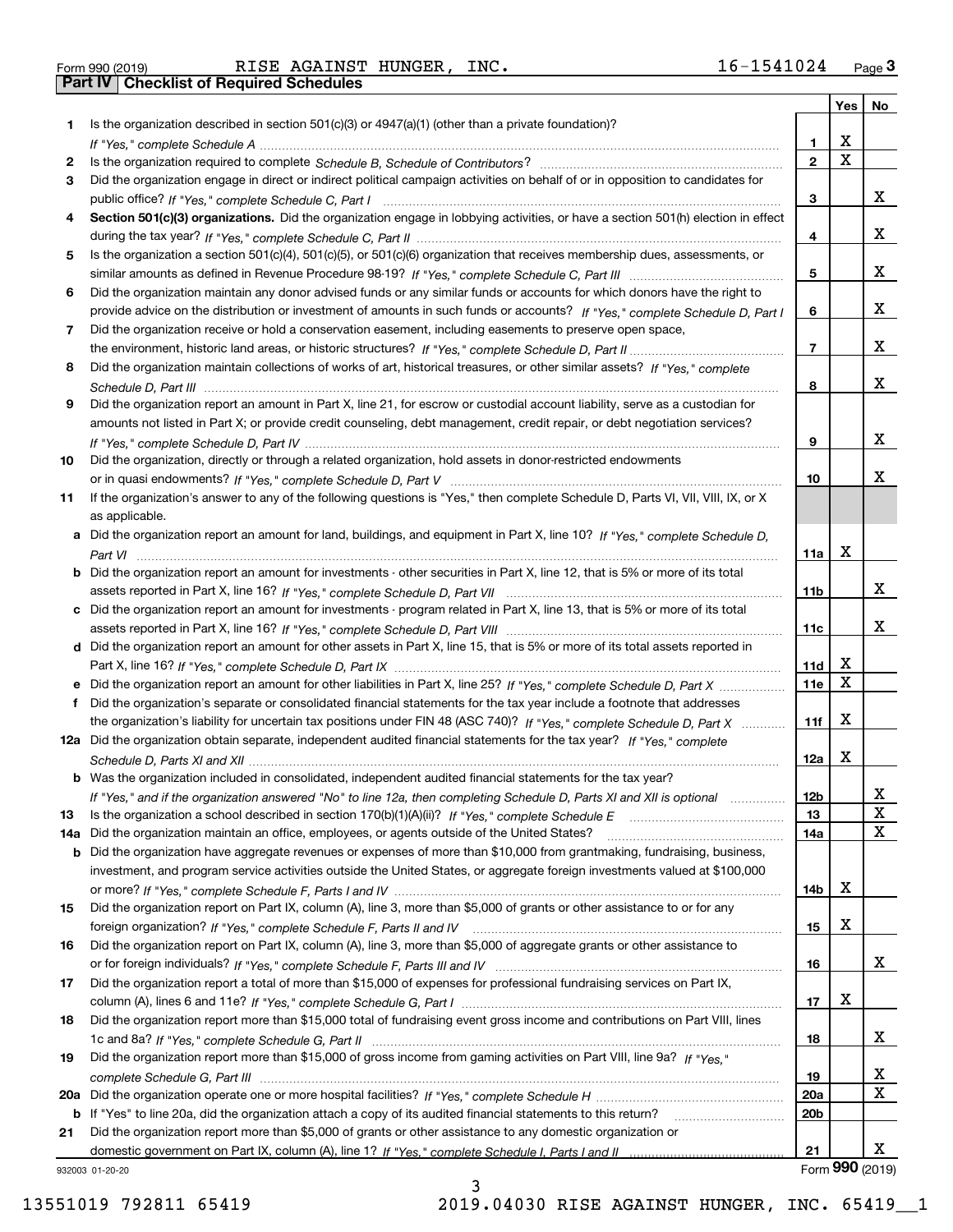Form 990 (2019) RISE AGAINST HUNGER, INC. 16-1541024 Page 3

## Part IV | Checklist of Required Schedules

| | | | Yes | No |
|---|---|---|---|---|
| 1 | Is the organization described in section 501(c)(3) or 4947(a)(1) (other than a private foundation)? *If "Yes," complete Schedule A* | 1 | X | |
| 2 | Is the organization required to complete *Schedule B, Schedule of Contributors*? | 2 | X | |
| 3 | Did the organization engage in direct or indirect political campaign activities on behalf of or in opposition to candidates for public office? *If "Yes," complete Schedule C, Part I* | 3 | | X |
| 4 | **Section 501(c)(3) organizations.** Did the organization engage in lobbying activities, or have a section 501(h) election in effect during the tax year? *If "Yes," complete Schedule C, Part II* | 4 | | X |
| 5 | Is the organization a section 501(c)(4), 501(c)(5), or 501(c)(6) organization that receives membership dues, assessments, or similar amounts as defined in Revenue Procedure 98-19? *If "Yes," complete Schedule C, Part III* | 5 | | X |
| 6 | Did the organization maintain any donor advised funds or any similar funds or accounts for which donors have the right to provide advice on the distribution or investment of amounts in such funds or accounts? *If "Yes," complete Schedule D, Part I* | 6 | | X |
| 7 | Did the organization receive or hold a conservation easement, including easements to preserve open space, the environment, historic land areas, or historic structures? *If "Yes," complete Schedule D, Part II* | 7 | | X |
| 8 | Did the organization maintain collections of works of art, historical treasures, or other similar assets? *If "Yes," complete Schedule D, Part III* | 8 | | X |
| 9 | Did the organization report an amount in Part X, line 21, for escrow or custodial account liability, serve as a custodian for amounts not listed in Part X; or provide credit counseling, debt management, credit repair, or debt negotiation services? *If "Yes," complete Schedule D, Part IV* | 9 | | X |
| 10 | Did the organization, directly or through a related organization, hold assets in donor-restricted endowments or in quasi endowments? *If "Yes," complete Schedule D, Part V* | 10 | | X |
| 11 | If the organization's answer to any of the following questions is "Yes," then complete Schedule D, Parts VI, VII, VIII, IX, or X as applicable. | | | |
| a | Did the organization report an amount for land, buildings, and equipment in Part X, line 10? *If "Yes," complete Schedule D, Part VI* | 11a | X | |
| b | Did the organization report an amount for investments - other securities in Part X, line 12, that is 5% or more of its total assets reported in Part X, line 16? *If "Yes," complete Schedule D, Part VII* | 11b | | X |
| c | Did the organization report an amount for investments - program related in Part X, line 13, that is 5% or more of its total assets reported in Part X, line 16? *If "Yes," complete Schedule D, Part VIII* | 11c | | X |
| d | Did the organization report an amount for other assets in Part X, line 15, that is 5% or more of its total assets reported in Part X, line 16? *If "Yes," complete Schedule D, Part IX* | 11d | X | |
| e | Did the organization report an amount for other liabilities in Part X, line 25? *If "Yes," complete Schedule D, Part X* | 11e | X | |
| f | Did the organization's separate or consolidated financial statements for the tax year include a footnote that addresses the organization's liability for uncertain tax positions under FIN 48 (ASC 740)? *If "Yes," complete Schedule D, Part X* | 11f | X | |
| 12a | Did the organization obtain separate, independent audited financial statements for the tax year? *If "Yes," complete Schedule D, Parts XI and XII* | 12a | X | |
| b | Was the organization included in consolidated, independent audited financial statements for the tax year? *If "Yes," and if the organization answered "No" to line 12a, then completing Schedule D, Parts XI and XII is optional* | 12b | | X |
| 13 | Is the organization a school described in section 170(b)(1)(A)(ii)? *If "Yes," complete Schedule E* | 13 | | X |
| 14a | Did the organization maintain an office, employees, or agents outside of the United States? | 14a | | X |
| b | Did the organization have aggregate revenues or expenses of more than $10,000 from grantmaking, fundraising, business, investment, and program service activities outside the United States, or aggregate foreign investments valued at $100,000 or more? *If "Yes," complete Schedule F, Parts I and IV* | 14b | X | |
| 15 | Did the organization report on Part IX, column (A), line 3, more than $5,000 of grants or other assistance to or for any foreign organization? *If "Yes," complete Schedule F, Parts II and IV* | 15 | X | |
| 16 | Did the organization report on Part IX, column (A), line 3, more than $5,000 of aggregate grants or other assistance to or for foreign individuals? *If "Yes," complete Schedule F, Parts III and IV* | 16 | | X |
| 17 | Did the organization report a total of more than $15,000 of expenses for professional fundraising services on Part IX, column (A), lines 6 and 11e? *If "Yes," complete Schedule G, Part I* | 17 | X | |
| 18 | Did the organization report more than $15,000 total of fundraising event gross income and contributions on Part VIII, lines 1c and 8a? *If "Yes," complete Schedule G, Part II* | 18 | | X |
| 19 | Did the organization report more than $15,000 of gross income from gaming activities on Part VIII, line 9a? *If "Yes," complete Schedule G, Part III* | 19 | | X |
| 20a | Did the organization operate one or more hospital facilities? *If "Yes," complete Schedule H* | 20a | | X |
| b | If "Yes" to line 20a, did the organization attach a copy of its audited financial statements to this return? | 20b | | |
| 21 | Did the organization report more than $5,000 of grants or other assistance to any domestic organization or domestic government on Part IX, column (A), line 1? *If "Yes," complete Schedule I, Parts I and II* | 21 | | X |

932003 01-20-20 Form **990** (2019)

13551019 792811 65419 2019.04030 RISE AGAINST HUNGER, INC. 65419__1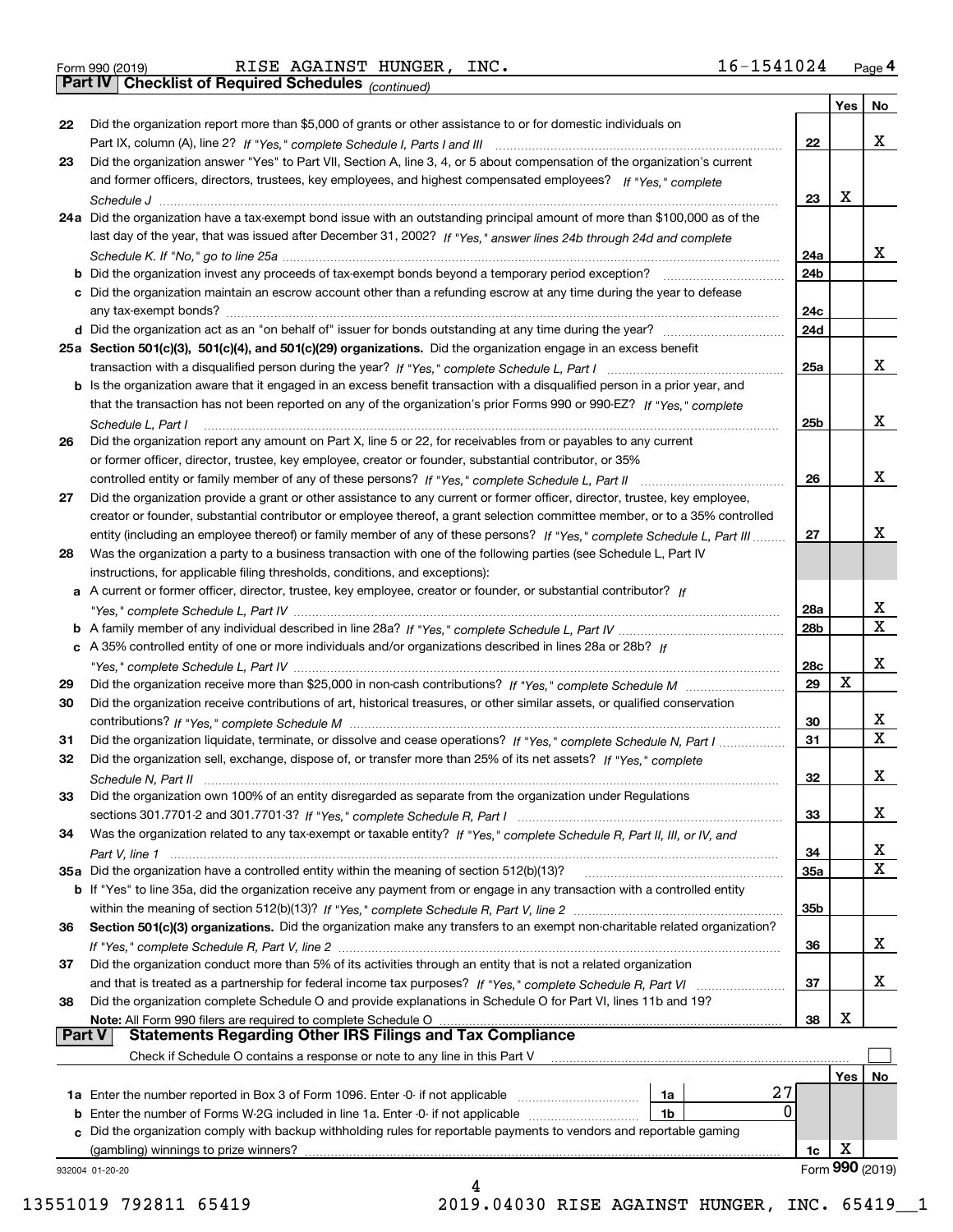Form 990 (2019) RISE AGAINST HUNGER, INC. 16-1541024 Page 4

**Part IV | Checklist of Required Schedules** *(continued)*

| | | | Yes | No |
|---|---|---|---|---|
| 22 | Did the organization report more than $5,000 of grants or other assistance to or for domestic individuals on Part IX, column (A), line 2? *If "Yes," complete Schedule I, Parts I and III* | 22 | | X |
| 23 | Did the organization answer "Yes" to Part VII, Section A, line 3, 4, or 5 about compensation of the organization's current and former officers, directors, trustees, key employees, and highest compensated employees? *If "Yes," complete Schedule J* | 23 | X | |
| 24a | Did the organization have a tax-exempt bond issue with an outstanding principal amount of more than $100,000 as of the last day of the year, that was issued after December 31, 2002? *If "Yes," answer lines 24b through 24d and complete Schedule K. If "No," go to line 25a* | 24a | | X |
| b | Did the organization invest any proceeds of tax-exempt bonds beyond a temporary period exception? | 24b | | |
| c | Did the organization maintain an escrow account other than a refunding escrow at any time during the year to defease any tax-exempt bonds? | 24c | | |
| d | Did the organization act as an "on behalf of" issuer for bonds outstanding at any time during the year? | 24d | | |
| 25a | **Section 501(c)(3), 501(c)(4), and 501(c)(29) organizations.** Did the organization engage in an excess benefit transaction with a disqualified person during the year? *If "Yes," complete Schedule L, Part I* | 25a | | X |
| b | Is the organization aware that it engaged in an excess benefit transaction with a disqualified person in a prior year, and that the transaction has not been reported on any of the organization's prior Forms 990 or 990-EZ? *If "Yes," complete Schedule L, Part I* | 25b | | X |
| 26 | Did the organization report any amount on Part X, line 5 or 22, for receivables from or payables to any current or former officer, director, trustee, key employee, creator or founder, substantial contributor, or 35% controlled entity or family member of any of these persons? *If "Yes," complete Schedule L, Part II* | 26 | | X |
| 27 | Did the organization provide a grant or other assistance to any current or former officer, director, trustee, key employee, creator or founder, substantial contributor or employee thereof, a grant selection committee member, or to a 35% controlled entity (including an employee thereof) or family member of any of these persons? *If "Yes," complete Schedule L, Part III* | 27 | | X |
| 28 | Was the organization a party to a business transaction with one of the following parties (see Schedule L, Part IV instructions, for applicable filing thresholds, conditions, and exceptions): | | | |
| a | A current or former officer, director, trustee, key employee, creator or founder, or substantial contributor? *If "Yes," complete Schedule L, Part IV* | 28a | | X |
| b | A family member of any individual described in line 28a? *If "Yes," complete Schedule L, Part IV* | 28b | | X |
| c | A 35% controlled entity of one or more individuals and/or organizations described in lines 28a or 28b? *If "Yes," complete Schedule L, Part IV* | 28c | | X |
| 29 | Did the organization receive more than $25,000 in non-cash contributions? *If "Yes," complete Schedule M* | 29 | X | |
| 30 | Did the organization receive contributions of art, historical treasures, or other similar assets, or qualified conservation contributions? *If "Yes," complete Schedule M* | 30 | | X |
| 31 | Did the organization liquidate, terminate, or dissolve and cease operations? *If "Yes," complete Schedule N, Part I* | 31 | | X |
| 32 | Did the organization sell, exchange, dispose of, or transfer more than 25% of its net assets? *If "Yes," complete Schedule N, Part II* | 32 | | X |
| 33 | Did the organization own 100% of an entity disregarded as separate from the organization under Regulations sections 301.7701-2 and 301.7701-3? *If "Yes," complete Schedule R, Part I* | 33 | | X |
| 34 | Was the organization related to any tax-exempt or taxable entity? *If "Yes," complete Schedule R, Part II, III, or IV, and Part V, line 1* | 34 | | X |
| 35a | Did the organization have a controlled entity within the meaning of section 512(b)(13)? | 35a | | X |
| b | If "Yes" to line 35a, did the organization receive any payment from or engage in any transaction with a controlled entity within the meaning of section 512(b)(13)? *If "Yes," complete Schedule R, Part V, line 2* | 35b | | |
| 36 | **Section 501(c)(3) organizations.** Did the organization make any transfers to an exempt non-charitable related organization? *If "Yes," complete Schedule R, Part V, line 2* | 36 | | X |
| 37 | Did the organization conduct more than 5% of its activities through an entity that is not a related organization and that is treated as a partnership for federal income tax purposes? *If "Yes," complete Schedule R, Part VI* | 37 | | X |
| 38 | Did the organization complete Schedule O and provide explanations in Schedule O for Part VI, lines 11b and 19? **Note:** All Form 990 filers are required to complete Schedule O | 38 | X | |

**Part V | Statements Regarding Other IRS Filings and Tax Compliance**

Check if Schedule O contains a response or note to any line in this Part V ☐

| | | | | | Yes | No |
|---|---|---|---|---|---|---|
| 1a | Enter the number reported in Box 3 of Form 1096. Enter -0- if not applicable | 1a | 27 | | | |
| b | Enter the number of Forms W-2G included in line 1a. Enter -0- if not applicable | 1b | 0 | | | |
| c | Did the organization comply with backup withholding rules for reportable payments to vendors and reportable gaming (gambling) winnings to prize winners? | | | 1c | X | |

932004 01-20-20 Form **990** (2019)

13551019 792811 65419 2019.04030 RISE AGAINST HUNGER, INC. 65419__1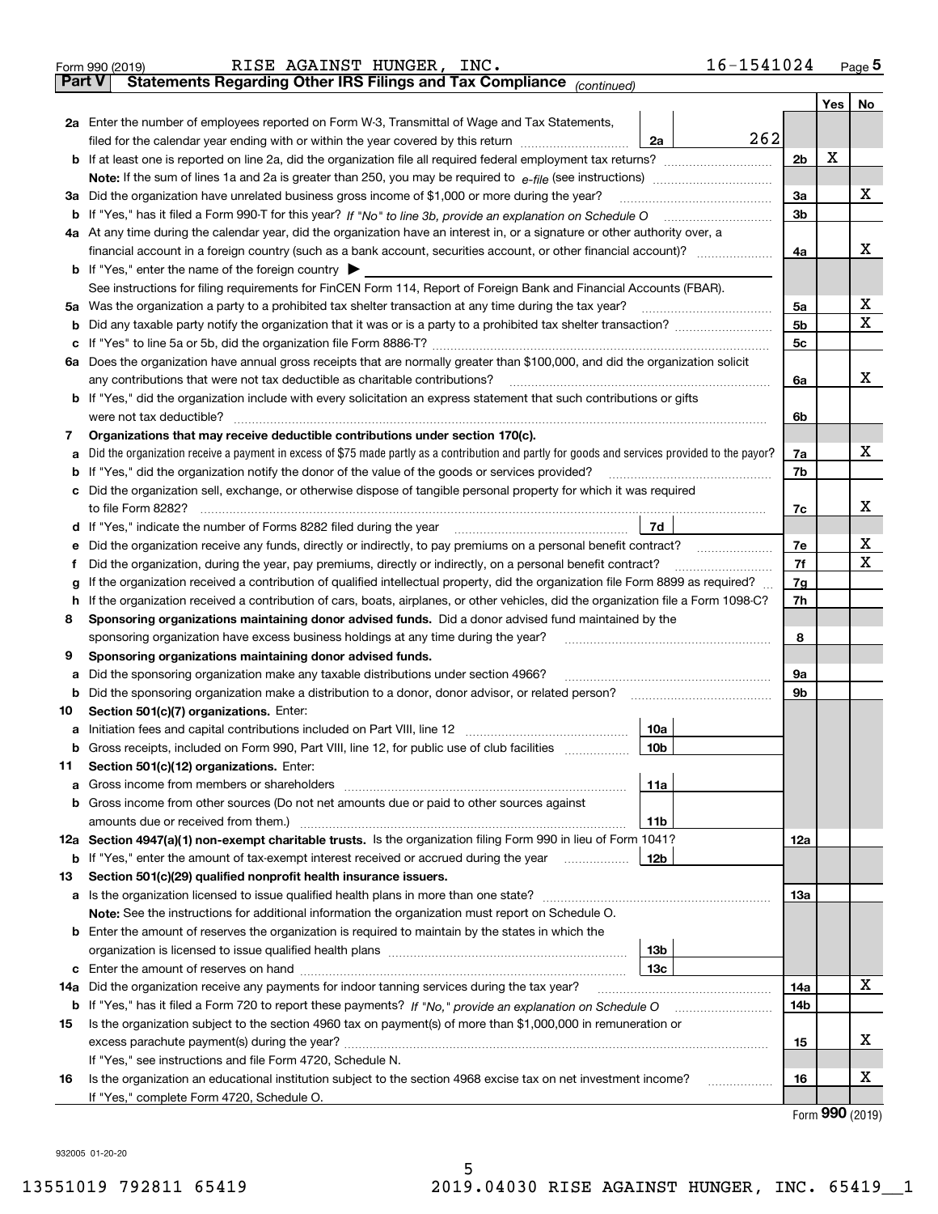Form 990 (2019) RISE AGAINST HUNGER, INC. 16-1541024 Page 5

**Part V Statements Regarding Other IRS Filings and Tax Compliance** *(continued)*

| | | | | | Yes | No |
|---|---|---|---|---|---|---|
| **2a** | Enter the number of employees reported on Form W-3, Transmittal of Wage and Tax Statements, filed for the calendar year ending with or within the year covered by this return | 2a | 262 | | | |
| **b** | If at least one is reported on line 2a, did the organization file all required federal employment tax returns? | | | 2b | X | |
| | **Note:** If the sum of lines 1a and 2a is greater than 250, you may be required to *e-file* (see instructions) | | | | | |
| **3a** | Did the organization have unrelated business gross income of $1,000 or more during the year? | | | 3a | | X |
| **b** | If "Yes," has it filed a Form 990-T for this year? *If "No" to line 3b, provide an explanation on Schedule O* | | | 3b | | |
| **4a** | At any time during the calendar year, did the organization have an interest in, or a signature or other authority over, a financial account in a foreign country (such as a bank account, securities account, or other financial account)? | | | 4a | | X |
| **b** | If "Yes," enter the name of the foreign country ▶ | | | | | |
| | See instructions for filing requirements for FinCEN Form 114, Report of Foreign Bank and Financial Accounts (FBAR). | | | | | |
| **5a** | Was the organization a party to a prohibited tax shelter transaction at any time during the tax year? | | | 5a | | X |
| **b** | Did any taxable party notify the organization that it was or is a party to a prohibited tax shelter transaction? | | | 5b | | X |
| **c** | If "Yes" to line 5a or 5b, did the organization file Form 8886-T? | | | 5c | | |
| **6a** | Does the organization have annual gross receipts that are normally greater than $100,000, and did the organization solicit any contributions that were not tax deductible as charitable contributions? | | | 6a | | X |
| **b** | If "Yes," did the organization include with every solicitation an express statement that such contributions or gifts were not tax deductible? | | | 6b | | |
| **7** | **Organizations that may receive deductible contributions under section 170(c).** | | | | | |
| **a** | Did the organization receive a payment in excess of $75 made partly as a contribution and partly for goods and services provided to the payor? | | | 7a | | X |
| **b** | If "Yes," did the organization notify the donor of the value of the goods or services provided? | | | 7b | | |
| **c** | Did the organization sell, exchange, or otherwise dispose of tangible personal property for which it was required to file Form 8282? | | | 7c | | X |
| **d** | If "Yes," indicate the number of Forms 8282 filed during the year | 7d | | | | |
| **e** | Did the organization receive any funds, directly or indirectly, to pay premiums on a personal benefit contract? | | | 7e | | X |
| **f** | Did the organization, during the year, pay premiums, directly or indirectly, on a personal benefit contract? | | | 7f | | X |
| **g** | If the organization received a contribution of qualified intellectual property, did the organization file Form 8899 as required? | | | 7g | | |
| **h** | If the organization received a contribution of cars, boats, airplanes, or other vehicles, did the organization file a Form 1098-C? | | | 7h | | |
| **8** | **Sponsoring organizations maintaining donor advised funds.** Did a donor advised fund maintained by the sponsoring organization have excess business holdings at any time during the year? | | | 8 | | |
| **9** | **Sponsoring organizations maintaining donor advised funds.** | | | | | |
| **a** | Did the sponsoring organization make any taxable distributions under section 4966? | | | 9a | | |
| **b** | Did the sponsoring organization make a distribution to a donor, donor advisor, or related person? | | | 9b | | |
| **10** | **Section 501(c)(7) organizations.** Enter: | | | | | |
| **a** | Initiation fees and capital contributions included on Part VIII, line 12 | 10a | | | | |
| **b** | Gross receipts, included on Form 990, Part VIII, line 12, for public use of club facilities | 10b | | | | |
| **11** | **Section 501(c)(12) organizations.** Enter: | | | | | |
| **a** | Gross income from members or shareholders | 11a | | | | |
| **b** | Gross income from other sources (Do not net amounts due or paid to other sources against amounts due or received from them.) | 11b | | | | |
| **12a** | **Section 4947(a)(1) non-exempt charitable trusts.** Is the organization filing Form 990 in lieu of Form 1041? | | | 12a | | |
| **b** | If "Yes," enter the amount of tax-exempt interest received or accrued during the year | 12b | | | | |
| **13** | **Section 501(c)(29) qualified nonprofit health insurance issuers.** | | | | | |
| **a** | Is the organization licensed to issue qualified health plans in more than one state? | | | 13a | | |
| | **Note:** See the instructions for additional information the organization must report on Schedule O. | | | | | |
| **b** | Enter the amount of reserves the organization is required to maintain by the states in which the organization is licensed to issue qualified health plans | 13b | | | | |
| **c** | Enter the amount of reserves on hand | 13c | | | | |
| **14a** | Did the organization receive any payments for indoor tanning services during the tax year? | | | 14a | | X |
| **b** | If "Yes," has it filed a Form 720 to report these payments? *If "No," provide an explanation on Schedule O* | | | 14b | | |
| **15** | Is the organization subject to the section 4960 tax on payment(s) of more than $1,000,000 in remuneration or excess parachute payment(s) during the year? | | | 15 | | X |
| | If "Yes," see instructions and file Form 4720, Schedule N. | | | | | |
| **16** | Is the organization an educational institution subject to the section 4968 excise tax on net investment income? | | | 16 | | X |
| | If "Yes," complete Form 4720, Schedule O. | | | | | |

Form **990** (2019)

932005 01-20-20

13551019 792811 65419 2019.04030 RISE AGAINST HUNGER, INC. 65419__1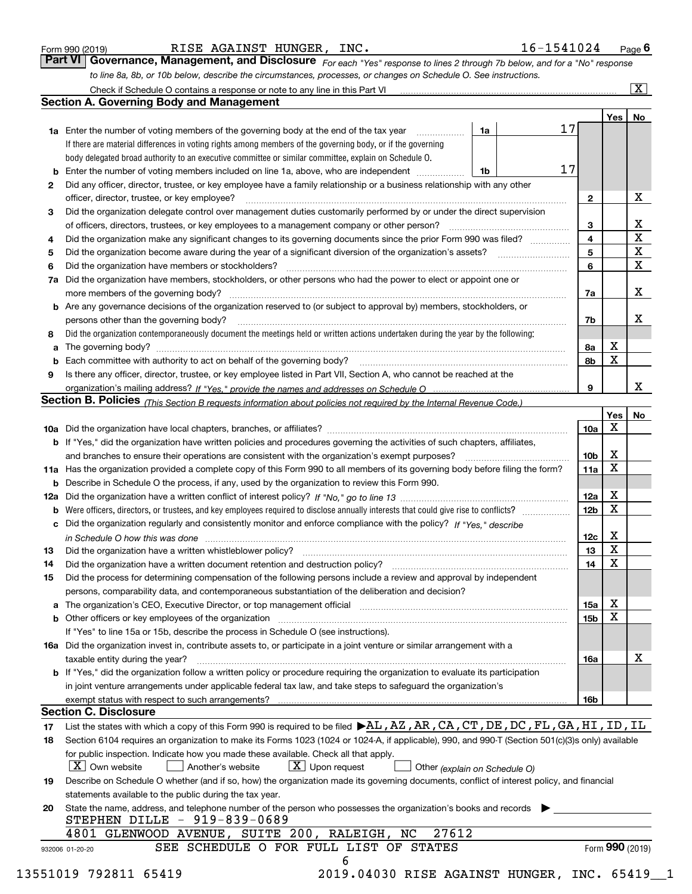Form 990 (2019) RISE AGAINST HUNGER, INC. 16-1541024 Page **6**

## Part VI Governance, Management, and Disclosure

*For each "Yes" response to lines 2 through 7b below, and for a "No" response to line 8a, 8b, or 10b below, describe the circumstances, processes, or changes on Schedule O. See instructions.*

Check if Schedule O contains a response or note to any line in this Part VI [X]

### Section A. Governing Body and Management

| | | | | Yes | No |
|---|---|---|---|---|---|
| **1a** | Enter the number of voting members of the governing body at the end of the tax year | 1a | 17 | | |
| | If there are material differences in voting rights among members of the governing body, or if the governing body delegated broad authority to an executive committee or similar committee, explain on Schedule O. | | | | |
| **b** | Enter the number of voting members included on line 1a, above, who are independent | 1b | 17 | | |
| **2** | Did any officer, director, trustee, or key employee have a family relationship or a business relationship with any other officer, director, trustee, or key employee? | 2 | | | X |
| **3** | Did the organization delegate control over management duties customarily performed by or under the direct supervision of officers, directors, trustees, or key employees to a management company or other person? | 3 | | | X |
| **4** | Did the organization make any significant changes to its governing documents since the prior Form 990 was filed? | 4 | | | X |
| **5** | Did the organization become aware during the year of a significant diversion of the organization's assets? | 5 | | | X |
| **6** | Did the organization have members or stockholders? | 6 | | | X |
| **7a** | Did the organization have members, stockholders, or other persons who had the power to elect or appoint one or more members of the governing body? | 7a | | | X |
| **b** | Are any governance decisions of the organization reserved to (or subject to approval by) members, stockholders, or persons other than the governing body? | 7b | | | X |
| **8** | Did the organization contemporaneously document the meetings held or written actions undertaken during the year by the following: | | | | |
| **a** | The governing body? | 8a | | X | |
| **b** | Each committee with authority to act on behalf of the governing body? | 8b | | X | |
| **9** | Is there any officer, director, trustee, or key employee listed in Part VII, Section A, who cannot be reached at the organization's mailing address? *If "Yes," provide the names and addresses on Schedule O* | 9 | | | X |

### Section B. Policies *(This Section B requests information about policies not required by the Internal Revenue Code.)*

| | | | Yes | No |
|---|---|---|---|---|
| **10a** | Did the organization have local chapters, branches, or affiliates? | 10a | X | |
| **b** | If "Yes," did the organization have written policies and procedures governing the activities of such chapters, affiliates, and branches to ensure their operations are consistent with the organization's exempt purposes? | 10b | X | |
| **11a** | Has the organization provided a complete copy of this Form 990 to all members of its governing body before filing the form? | 11a | X | |
| **b** | Describe in Schedule O the process, if any, used by the organization to review this Form 990. | | | |
| **12a** | Did the organization have a written conflict of interest policy? *If "No," go to line 13* | 12a | X | |
| **b** | Were officers, directors, or trustees, and key employees required to disclose annually interests that could give rise to conflicts? | 12b | X | |
| **c** | Did the organization regularly and consistently monitor and enforce compliance with the policy? *If "Yes," describe in Schedule O how this was done* | 12c | X | |
| **13** | Did the organization have a written whistleblower policy? | 13 | X | |
| **14** | Did the organization have a written document retention and destruction policy? | 14 | X | |
| **15** | Did the process for determining compensation of the following persons include a review and approval by independent persons, comparability data, and contemporaneous substantiation of the deliberation and decision? | | | |
| **a** | The organization's CEO, Executive Director, or top management official | 15a | X | |
| **b** | Other officers or key employees of the organization | 15b | X | |
| | If "Yes" to line 15a or 15b, describe the process in Schedule O (see instructions). | | | |
| **16a** | Did the organization invest in, contribute assets to, or participate in a joint venture or similar arrangement with a taxable entity during the year? | 16a | | X |
| **b** | If "Yes," did the organization follow a written policy or procedure requiring the organization to evaluate its participation in joint venture arrangements under applicable federal tax law, and take steps to safeguard the organization's exempt status with respect to such arrangements? | 16b | | |

### Section C. Disclosure

**17** List the states with which a copy of this Form 990 is required to be filed ▶AL,AZ,AR,CA,CT,DE,DC,FL,GA,HI,ID,IL

**18** Section 6104 requires an organization to make its Forms 1023 (1024 or 1024-A, if applicable), 990, and 990-T (Section 501(c)(3)s only) available for public inspection. Indicate how you made these available. Check all that apply.

[X] Own website [ ] Another's website [X] Upon request [ ] Other *(explain on Schedule O)*

**19** Describe on Schedule O whether (and if so, how) the organization made its governing documents, conflict of interest policy, and financial statements available to the public during the tax year.

**20** State the name, address, and telephone number of the person who possesses the organization's books and records ▶

STEPHEN DILLE - 919-839-0689
4801 GLENWOOD AVENUE, SUITE 200, RALEIGH, NC 27612

SEE SCHEDULE O FOR FULL LIST OF STATES

932006 01-20-20 Form **990** (2019)

13551019 792811 65419 2019.04030 RISE AGAINST HUNGER, INC. 65419__1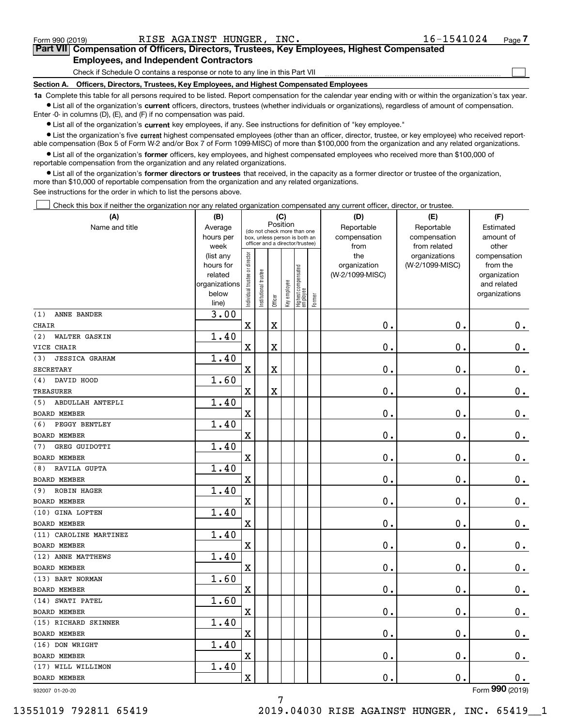Form 990 (2019) RISE AGAINST HUNGER, INC. 16-1541024 Page 7

**Part VII Compensation of Officers, Directors, Trustees, Key Employees, Highest Compensated Employees, and Independent Contractors**

Check if Schedule O contains a response or note to any line in this Part VII ☐

**Section A. Officers, Directors, Trustees, Key Employees, and Highest Compensated Employees**

**1a** Complete this table for all persons required to be listed. Report compensation for the calendar year ending with or within the organization's tax year.

- List all of the organization's **current** officers, directors, trustees (whether individuals or organizations), regardless of amount of compensation. Enter -0- in columns (D), (E), and (F) if no compensation was paid.
- List all of the organization's **current** key employees, if any. See instructions for definition of "key employee."
- List the organization's five **current** highest compensated employees (other than an officer, director, trustee, or key employee) who received reportable compensation (Box 5 of Form W-2 and/or Box 7 of Form 1099-MISC) of more than $100,000 from the organization and any related organizations.
- List all of the organization's **former** officers, key employees, and highest compensated employees who received more than $100,000 of reportable compensation from the organization and any related organizations.
- List all of the organization's **former directors or trustees** that received, in the capacity as a former director or trustee of the organization, more than $10,000 of reportable compensation from the organization and any related organizations.

See instructions for the order in which to list the persons above.

☐ Check this box if neither the organization nor any related organization compensated any current officer, director, or trustee.

| (A) Name and title | (B) Average hours per week (list any hours for related organizations below line) | (C) Position: Individual trustee or director | Institutional trustee | Officer | Key employee | Highest compensated employee | Former | (D) Reportable compensation from the organization (W-2/1099-MISC) | (E) Reportable compensation from related organizations (W-2/1099-MISC) | (F) Estimated amount of other compensation from the organization and related organizations |
|---|---|---|---|---|---|---|---|---|---|---|
| (1) ANNE BANDER<br>CHAIR | 3.00 | X | | X | | | | 0. | 0. | 0. |
| (2) WALTER GASKIN<br>VICE CHAIR | 1.40 | X | | X | | | | 0. | 0. | 0. |
| (3) JESSICA GRAHAM<br>SECRETARY | 1.40 | X | | X | | | | 0. | 0. | 0. |
| (4) DAVID HOOD<br>TREASURER | 1.60 | X | | X | | | | 0. | 0. | 0. |
| (5) ABDULLAH ANTEPLI<br>BOARD MEMBER | 1.40 | X | | | | | | 0. | 0. | 0. |
| (6) PEGGY BENTLEY<br>BOARD MEMBER | 1.40 | X | | | | | | 0. | 0. | 0. |
| (7) GREG GUIDOTTI<br>BOARD MEMBER | 1.40 | X | | | | | | 0. | 0. | 0. |
| (8) RAVILA GUPTA<br>BOARD MEMBER | 1.40 | X | | | | | | 0. | 0. | 0. |
| (9) ROBIN HAGER<br>BOARD MEMBER | 1.40 | X | | | | | | 0. | 0. | 0. |
| (10) GINA LOFTEN<br>BOARD MEMBER | 1.40 | X | | | | | | 0. | 0. | 0. |
| (11) CAROLINE MARTINEZ<br>BOARD MEMBER | 1.40 | X | | | | | | 0. | 0. | 0. |
| (12) ANNE MATTHEWS<br>BOARD MEMBER | 1.40 | X | | | | | | 0. | 0. | 0. |
| (13) BART NORMAN<br>BOARD MEMBER | 1.60 | X | | | | | | 0. | 0. | 0. |
| (14) SWATI PATEL<br>BOARD MEMBER | 1.60 | X | | | | | | 0. | 0. | 0. |
| (15) RICHARD SKINNER<br>BOARD MEMBER | 1.40 | X | | | | | | 0. | 0. | 0. |
| (16) DON WRIGHT<br>BOARD MEMBER | 1.40 | X | | | | | | 0. | 0. | 0. |
| (17) WILL WILLIMON<br>BOARD MEMBER | 1.40 | X | | | | | | 0. | 0. | 0. |

932007 01-20-20 Form 990 (2019)

13551019 792811 65419 2019.04030 RISE AGAINST HUNGER, INC. 65419__1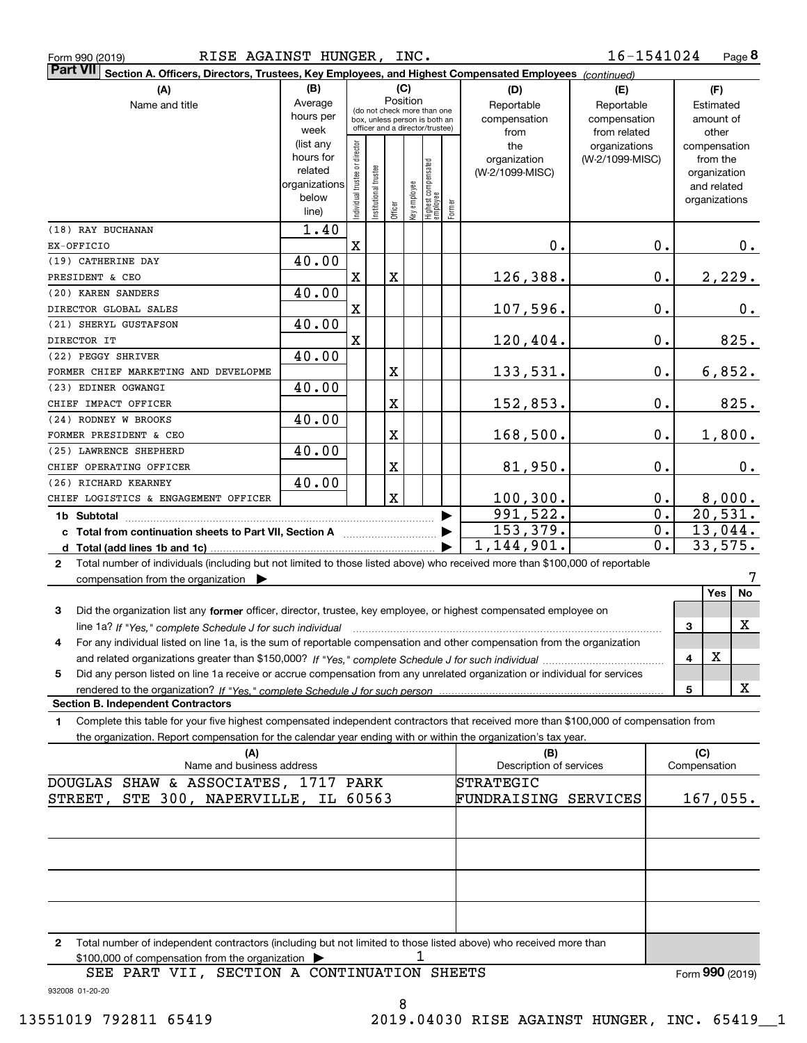Form 990 (2019) RISE AGAINST HUNGER, INC. 16-1541024 Page **8**

**Part VII** Section A. Officers, Directors, Trustees, Key Employees, and Highest Compensated Employees *(continued)*

| (A) Name and title | (B) Average hours per week (list any hours for related organizations below line) | (C) Position: Individual trustee or director | Institutional trustee | Officer | Key employee | Highest compensated employee | Former | (D) Reportable compensation from the organization (W-2/1099-MISC) | (E) Reportable compensation from related organizations (W-2/1099-MISC) | (F) Estimated amount of other compensation from the organization and related organizations |
|---|---|---|---|---|---|---|---|---|---|---|
| (18) RAY BUCHANAN<br>EX-OFFICIO | 1.40 | X | | | | | | 0. | 0. | 0. |
| (19) CATHERINE DAY<br>PRESIDENT & CEO | 40.00 | X | | X | | | | 126,388. | 0. | 2,229. |
| (20) KAREN SANDERS<br>DIRECTOR GLOBAL SALES | 40.00 | X | | | | | | 107,596. | 0. | 0. |
| (21) SHERYL GUSTAFSON<br>DIRECTOR IT | 40.00 | X | | | | | | 120,404. | 0. | 825. |
| (22) PEGGY SHRIVER<br>FORMER CHIEF MARKETING AND DEVELOPME | 40.00 | | | X | | | | 133,531. | 0. | 6,852. |
| (23) EDINER OGWANGI<br>CHIEF IMPACT OFFICER | 40.00 | | | X | | | | 152,853. | 0. | 825. |
| (24) RODNEY W BROOKS<br>FORMER PRESIDENT & CEO | 40.00 | | | X | | | | 168,500. | 0. | 1,800. |
| (25) LAWRENCE SHEPHERD<br>CHIEF OPERATING OFFICER | 40.00 | | | X | | | | 81,950. | 0. | 0. |
| (26) RICHARD KEARNEY<br>CHIEF LOGISTICS & ENGAGEMENT OFFICER | 40.00 | | | X | | | | 100,300. | 0. | 8,000. |
| **1b Subtotal** | | | | | | | | 991,522. | 0. | 20,531. |
| **c Total from continuation sheets to Part VII, Section A** | | | | | | | | 153,379. | 0. | 13,044. |
| **d Total (add lines 1b and 1c)** | | | | | | | | 1,144,901. | 0. | 33,575. |

**2** Total number of individuals (including but not limited to those listed above) who received more than $100,000 of reportable compensation from the organization ▶ 7

| | | Yes | No |
|---|---|---|---|
| **3** Did the organization list any **former** officer, director, trustee, key employee, or highest compensated employee on line 1a? *If "Yes," complete Schedule J for such individual* | 3 | | X |
| **4** For any individual listed on line 1a, is the sum of reportable compensation and other compensation from the organization and related organizations greater than $150,000? *If "Yes," complete Schedule J for such individual* | 4 | X | |
| **5** Did any person listed on line 1a receive or accrue compensation from any unrelated organization or individual for services rendered to the organization? *If "Yes," complete Schedule J for such person* | 5 | | X |

**Section B. Independent Contractors**

**1** Complete this table for your five highest compensated independent contractors that received more than $100,000 of compensation from the organization. Report compensation for the calendar year ending with or within the organization's tax year.

| (A) Name and business address | (B) Description of services | (C) Compensation |
|---|---|---|
| DOUGLAS SHAW & ASSOCIATES, 1717 PARK STREET, STE 300, NAPERVILLE, IL 60563 | STRATEGIC FUNDRAISING SERVICES | 167,055. |
| | | |
| | | |
| | | |
| | | |

**2** Total number of independent contractors (including but not limited to those listed above) who received more than $100,000 of compensation from the organization ▶ 1

SEE PART VII, SECTION A CONTINUATION SHEETS

Form **990** (2019)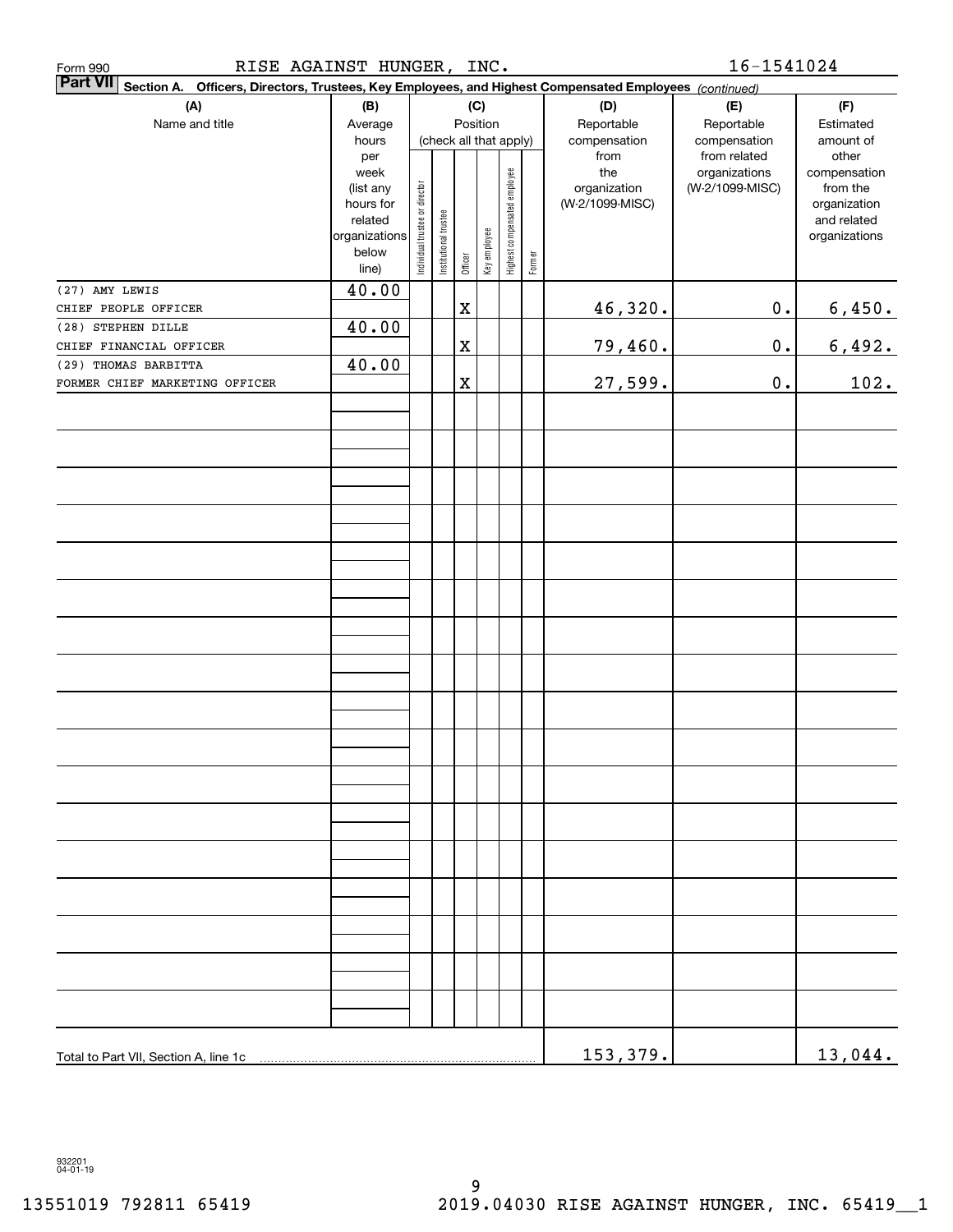Form 990 RISE AGAINST HUNGER, INC. 16-1541024

**Part VII Section A. Officers, Directors, Trustees, Key Employees, and Highest Compensated Employees** *(continued)*

| (A) Name and title | (B) Average hours per week (list any hours for related organizations below line) | (C) Position (check all that apply): Individual trustee or director | Institutional trustee | Officer | Key employee | Highest compensated employee | Former | (D) Reportable compensation from the organization (W-2/1099-MISC) | (E) Reportable compensation from related organizations (W-2/1099-MISC) | (F) Estimated amount of other compensation from the organization and related organizations |
|---|---|---|---|---|---|---|---|---|---|---|
| (27) AMY LEWIS<br>CHIEF PEOPLE OFFICER | 40.00 | | | X | | | | 46,320. | 0. | 6,450. |
| (28) STEPHEN DILLE<br>CHIEF FINANCIAL OFFICER | 40.00 | | | X | | | | 79,460. | 0. | 6,492. |
| (29) THOMAS BARBITTA<br>FORMER CHIEF MARKETING OFFICER | 40.00 | | | X | | | | 27,599. | 0. | 102. |
| Total to Part VII, Section A, line 1c | | | | | | | | 153,379. | | 13,044. |

932201 04-01-19

13551019 792811 65419 2019.04030 RISE AGAINST HUNGER, INC. 65419__1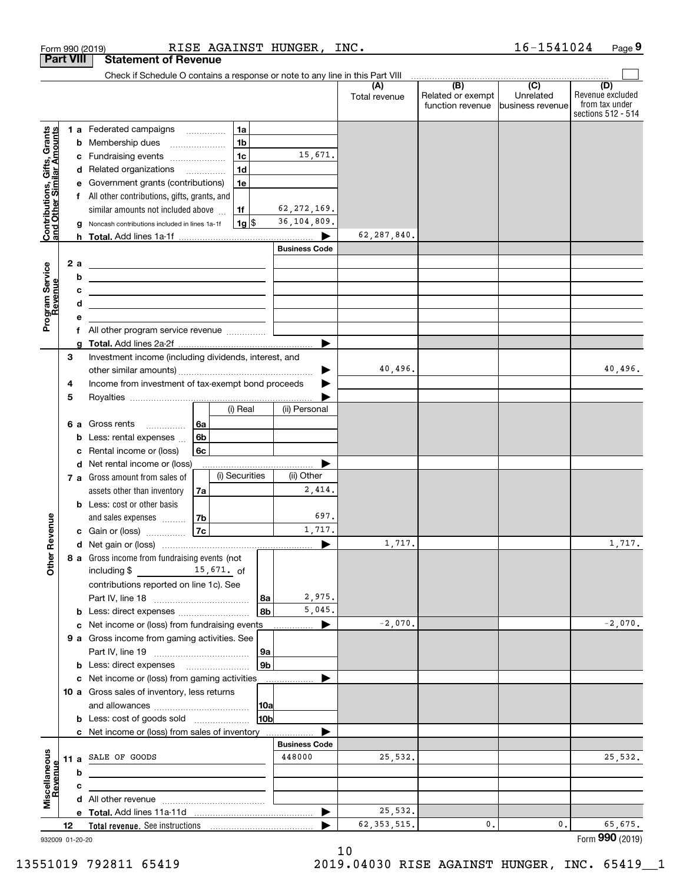Form 990 (2019) RISE AGAINST HUNGER, INC. 16-1541024 Page 9

## Part VIII Statement of Revenue

Check if Schedule O contains a response or note to any line in this Part VIII ☐

| | | | (A) Total revenue | (B) Related or exempt function revenue | (C) Unrelated business revenue | (D) Revenue excluded from tax under sections 512 - 514 |
|---|---|---|---|---|---|---|
| **Contributions, Gifts, Grants and Other Similar Amounts** | 1 a Federated campaigns | 1a | | | | |
| | b Membership dues | 1b | | | | |
| | c Fundraising events | 1c 15,671. | | | | |
| | d Related organizations | 1d | | | | |
| | e Government grants (contributions) | 1e | | | | |
| | f All other contributions, gifts, grants, and similar amounts not included above | 1f 62,272,169. | | | | |
| | g Noncash contributions included in lines 1a-1f | 1g $ 36,104,809. | | | | |
| | h **Total.** Add lines 1a-1f | ▶ | 62,287,840. | | | |
| **Program Service Revenue** | | **Business Code** | | | | |
| | 2 a | | | | | |
| | b | | | | | |
| | c | | | | | |
| | d | | | | | |
| | e | | | | | |
| | f All other program service revenue | | | | | |
| | g **Total.** Add lines 2a-2f | ▶ | | | | |
| **Other Revenue** | 3 Investment income (including dividends, interest, and other similar amounts) | ▶ | 40,496. | | | 40,496. |
| | 4 Income from investment of tax-exempt bond proceeds | ▶ | | | | |
| | 5 Royalties | ▶ | | | | |
| | | (i) Real / (ii) Personal | | | | |
| | 6 a Gross rents | 6a | | | | |
| | b Less: rental expenses | 6b | | | | |
| | c Rental income or (loss) | 6c | | | | |
| | d Net rental income or (loss) | ▶ | | | | |
| | 7 a Gross amount from sales of assets other than inventory | 7a (i) Securities: ; (ii) Other: 2,414. | | | | |
| | b Less: cost or other basis and sales expenses | 7b (ii) Other: 697. | | | | |
| | c Gain or (loss) | 7c (ii) Other: 1,717. | | | | |
| | d Net gain or (loss) | ▶ | 1,717. | | | 1,717. |
| | 8 a Gross income from fundraising events (not including $ 15,671. of contributions reported on line 1c). See Part IV, line 18 | 8a 2,975. | | | | |
| | b Less: direct expenses | 8b 5,045. | | | | |
| | c Net income or (loss) from fundraising events | ▶ | -2,070. | | | -2,070. |
| | 9 a Gross income from gaming activities. See Part IV, line 19 | 9a | | | | |
| | b Less: direct expenses | 9b | | | | |
| | c Net income or (loss) from gaming activities | ▶ | | | | |
| | 10 a Gross sales of inventory, less returns and allowances | 10a | | | | |
| | b Less: cost of goods sold | 10b | | | | |
| | c Net income or (loss) from sales of inventory | ▶ | | | | |
| **Miscellaneous Revenue** | | **Business Code** | | | | |
| | 11 a SALE OF GOODS | 448000 | 25,532. | | | 25,532. |
| | b | | | | | |
| | c | | | | | |
| | d All other revenue | | | | | |
| | e **Total.** Add lines 11a-11d | ▶ | 25,532. | | | |
| | 12 **Total revenue.** See instructions | ▶ | 62,353,515. | 0. | 0. | 65,675. |

932009 01-20-20 Form **990** (2019)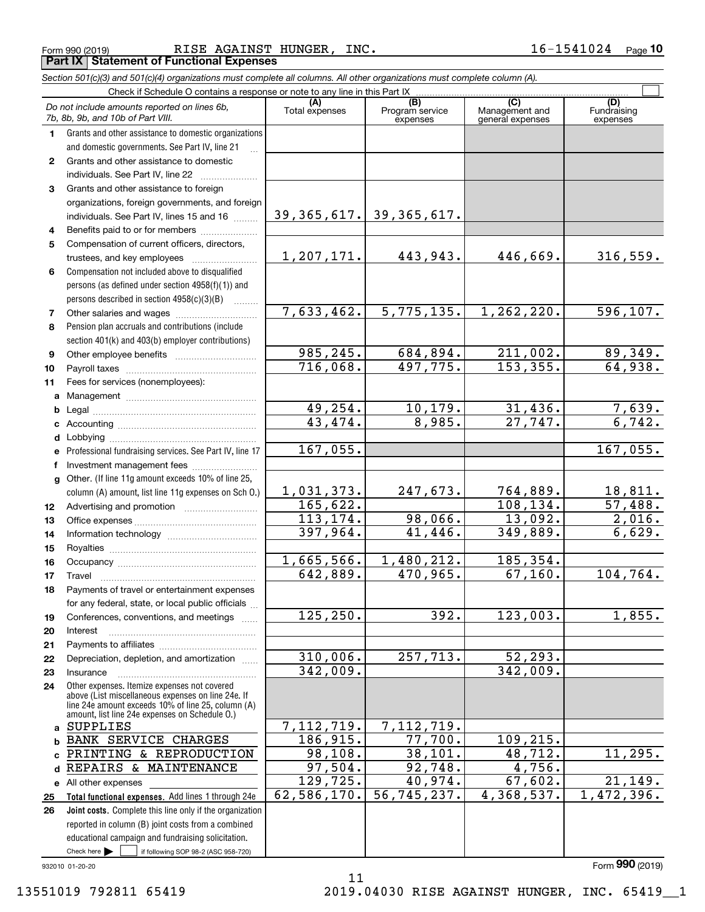Form 990 (2019) RISE AGAINST HUNGER, INC. 16-1541024 Page **10**

## Part IX Statement of Functional Expenses

*Section 501(c)(3) and 501(c)(4) organizations must complete all columns. All other organizations must complete column (A).*

Check if Schedule O contains a response or note to any line in this Part IX ☐

| *Do not include amounts reported on lines 6b, 7b, 8b, 9b, and 10b of Part VIII.* | (A) Total expenses | (B) Program service expenses | (C) Management and general expenses | (D) Fundraising expenses |
|---|---|---|---|---|
| **1** Grants and other assistance to domestic organizations and domestic governments. See Part IV, line 21 | | | | |
| **2** Grants and other assistance to domestic individuals. See Part IV, line 22 | | | | |
| **3** Grants and other assistance to foreign organizations, foreign governments, and foreign individuals. See Part IV, lines 15 and 16 | 39,365,617. | 39,365,617. | | |
| **4** Benefits paid to or for members | | | | |
| **5** Compensation of current officers, directors, trustees, and key employees | 1,207,171. | 443,943. | 446,669. | 316,559. |
| **6** Compensation not included above to disqualified persons (as defined under section 4958(f)(1)) and persons described in section 4958(c)(3)(B) | | | | |
| **7** Other salaries and wages | 7,633,462. | 5,775,135. | 1,262,220. | 596,107. |
| **8** Pension plan accruals and contributions (include section 401(k) and 403(b) employer contributions) | | | | |
| **9** Other employee benefits | 985,245. | 684,894. | 211,002. | 89,349. |
| **10** Payroll taxes | 716,068. | 497,775. | 153,355. | 64,938. |
| **11** Fees for services (nonemployees): | | | | |
| **a** Management | | | | |
| **b** Legal | 49,254. | 10,179. | 31,436. | 7,639. |
| **c** Accounting | 43,474. | 8,985. | 27,747. | 6,742. |
| **d** Lobbying | | | | |
| **e** Professional fundraising services. See Part IV, line 17 | 167,055. | | | 167,055. |
| **f** Investment management fees | | | | |
| **g** Other. (If line 11g amount exceeds 10% of line 25, column (A) amount, list line 11g expenses on Sch O.) | 1,031,373. | 247,673. | 764,889. | 18,811. |
| **12** Advertising and promotion | 165,622. | | 108,134. | 57,488. |
| **13** Office expenses | 113,174. | 98,066. | 13,092. | 2,016. |
| **14** Information technology | 397,964. | 41,446. | 349,889. | 6,629. |
| **15** Royalties | | | | |
| **16** Occupancy | 1,665,566. | 1,480,212. | 185,354. | |
| **17** Travel | 642,889. | 470,965. | 67,160. | 104,764. |
| **18** Payments of travel or entertainment expenses for any federal, state, or local public officials | | | | |
| **19** Conferences, conventions, and meetings | 125,250. | 392. | 123,003. | 1,855. |
| **20** Interest | | | | |
| **21** Payments to affiliates | | | | |
| **22** Depreciation, depletion, and amortization | 310,006. | 257,713. | 52,293. | |
| **23** Insurance | 342,009. | | 342,009. | |
| **24** Other expenses. Itemize expenses not covered above (List miscellaneous expenses on line 24e. If line 24e amount exceeds 10% of line 25, column (A) amount, list line 24e expenses on Schedule O.) | | | | |
| **a** SUPPLIES | 7,112,719. | 7,112,719. | | |
| **b** BANK SERVICE CHARGES | 186,915. | 77,700. | 109,215. | |
| **c** PRINTING & REPRODUCTION | 98,108. | 38,101. | 48,712. | 11,295. |
| **d** REPAIRS & MAINTENANCE | 97,504. | 92,748. | 4,756. | |
| **e** All other expenses | 129,725. | 40,974. | 67,602. | 21,149. |
| **25** **Total functional expenses.** Add lines 1 through 24e | 62,586,170. | 56,745,237. | 4,368,537. | 1,472,396. |
| **26** **Joint costs.** Complete this line only if the organization reported in column (B) joint costs from a combined educational campaign and fundraising solicitation. Check here ☐ if following SOP 98-2 (ASC 958-720) | | | | |

932010 01-20-20 Form **990** (2019)

13551019 792811 65419 2019.04030 RISE AGAINST HUNGER, INC. 65419__1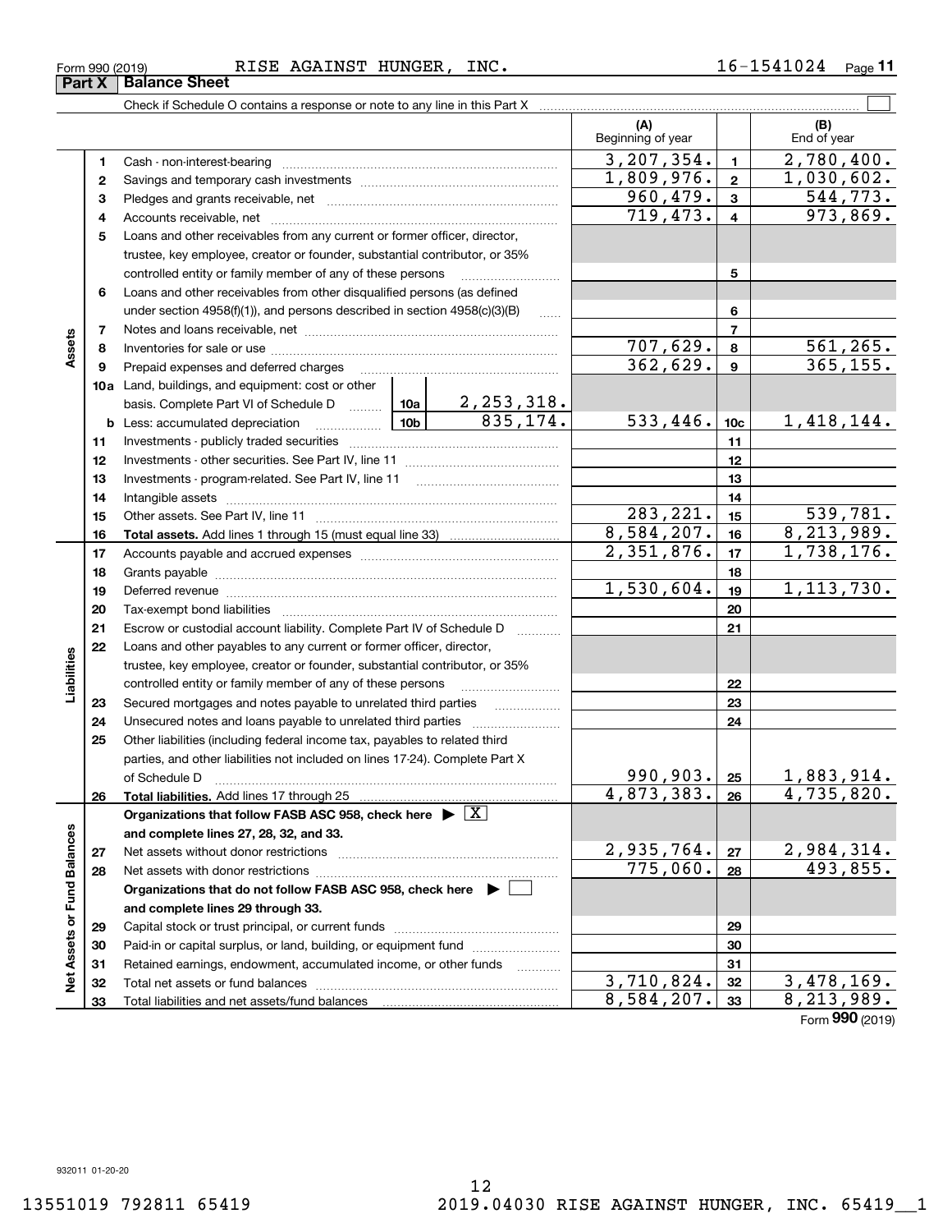Form 990 (2019) RISE AGAINST HUNGER, INC. 16-1541024

## Part X Balance Sheet

Check if Schedule O contains a response or note to any line in this Part X

| | | | | (A) Beginning of year | | (B) End of year |
|---|---|---|---|---|---|---|
| **Assets** | 1 | Cash - non-interest-bearing | | 3,207,354. | 1 | 2,780,400. |
| | 2 | Savings and temporary cash investments | | 1,809,976. | 2 | 1,030,602. |
| | 3 | Pledges and grants receivable, net | | 960,479. | 3 | 544,773. |
| | 4 | Accounts receivable, net | | 719,473. | 4 | 973,869. |
| | 5 | Loans and other receivables from any current or former officer, director, trustee, key employee, creator or founder, substantial contributor, or 35% controlled entity or family member of any of these persons | | | 5 | |
| | 6 | Loans and other receivables from other disqualified persons (as defined under section 4958(f)(1)), and persons described in section 4958(c)(3)(B) | | | 6 | |
| | 7 | Notes and loans receivable, net | | | 7 | |
| | 8 | Inventories for sale or use | | 707,629. | 8 | 561,265. |
| | 9 | Prepaid expenses and deferred charges | | 362,629. | 9 | 365,155. |
| | 10a | Land, buildings, and equipment: cost or other basis. Complete Part VI of Schedule D | 10a 2,253,318. | | | |
| | b | Less: accumulated depreciation | 10b 835,174. | 533,446. | 10c | 1,418,144. |
| | 11 | Investments - publicly traded securities | | | 11 | |
| | 12 | Investments - other securities. See Part IV, line 11 | | | 12 | |
| | 13 | Investments - program-related. See Part IV, line 11 | | | 13 | |
| | 14 | Intangible assets | | | 14 | |
| | 15 | Other assets. See Part IV, line 11 | | 283,221. | 15 | 539,781. |
| | 16 | **Total assets.** Add lines 1 through 15 (must equal line 33) | | 8,584,207. | 16 | 8,213,989. |
| **Liabilities** | 17 | Accounts payable and accrued expenses | | 2,351,876. | 17 | 1,738,176. |
| | 18 | Grants payable | | | 18 | |
| | 19 | Deferred revenue | | 1,530,604. | 19 | 1,113,730. |
| | 20 | Tax-exempt bond liabilities | | | 20 | |
| | 21 | Escrow or custodial account liability. Complete Part IV of Schedule D | | | 21 | |
| | 22 | Loans and other payables to any current or former officer, director, trustee, key employee, creator or founder, substantial contributor, or 35% controlled entity or family member of any of these persons | | | 22 | |
| | 23 | Secured mortgages and notes payable to unrelated third parties | | | 23 | |
| | 24 | Unsecured notes and loans payable to unrelated third parties | | | 24 | |
| | 25 | Other liabilities (including federal income tax, payables to related third parties, and other liabilities not included on lines 17-24). Complete Part X of Schedule D | | 990,903. | 25 | 1,883,914. |
| | 26 | **Total liabilities.** Add lines 17 through 25 | | 4,873,383. | 26 | 4,735,820. |
| **Net Assets or Fund Balances** | | **Organizations that follow FASB ASC 958, check here** ▶ [X] **and complete lines 27, 28, 32, and 33.** | | | | |
| | 27 | Net assets without donor restrictions | | 2,935,764. | 27 | 2,984,314. |
| | 28 | Net assets with donor restrictions | | 775,060. | 28 | 493,855. |
| | | **Organizations that do not follow FASB ASC 958, check here** ▶ [ ] **and complete lines 29 through 33.** | | | | |
| | 29 | Capital stock or trust principal, or current funds | | | 29 | |
| | 30 | Paid-in or capital surplus, or land, building, or equipment fund | | | 30 | |
| | 31 | Retained earnings, endowment, accumulated income, or other funds | | | 31 | |
| | 32 | Total net assets or fund balances | | 3,710,824. | 32 | 3,478,169. |
| | 33 | Total liabilities and net assets/fund balances | | 8,584,207. | 33 | 8,213,989. |

Form **990** (2019)

932011 01-20-20

13551019 792811 65419 2019.04030 RISE AGAINST HUNGER, INC. 65419__1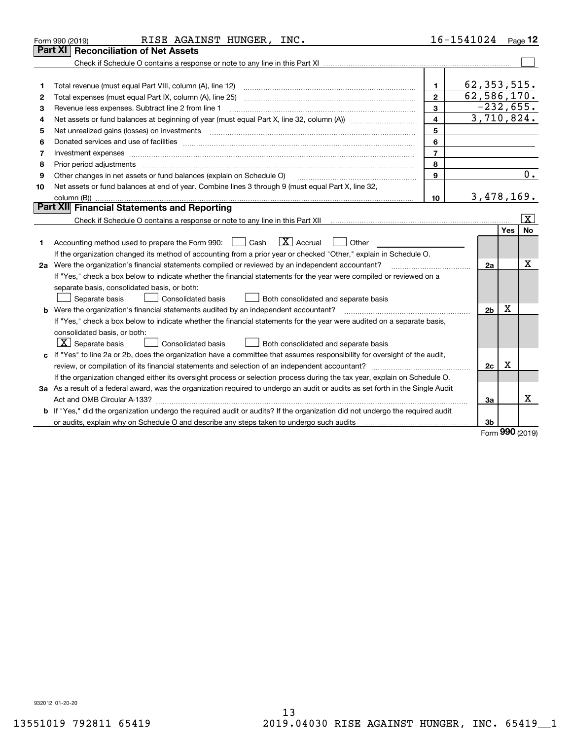Form 990 (2019) RISE AGAINST HUNGER, INC. 16-1541024 Page 12

## Part XI Reconciliation of Net Assets

Check if Schedule O contains a response or note to any line in this Part XI ☐

| | | | |
|---|---|---|---|
| 1 | Total revenue (must equal Part VIII, column (A), line 12) | 1 | 62,353,515. |
| 2 | Total expenses (must equal Part IX, column (A), line 25) | 2 | 62,586,170. |
| 3 | Revenue less expenses. Subtract line 2 from line 1 | 3 | -232,655. |
| 4 | Net assets or fund balances at beginning of year (must equal Part X, line 32, column (A)) | 4 | 3,710,824. |
| 5 | Net unrealized gains (losses) on investments | 5 | |
| 6 | Donated services and use of facilities | 6 | |
| 7 | Investment expenses | 7 | |
| 8 | Prior period adjustments | 8 | |
| 9 | Other changes in net assets or fund balances (explain on Schedule O) | 9 | 0. |
| 10 | Net assets or fund balances at end of year. Combine lines 3 through 9 (must equal Part X, line 32, column (B)) | 10 | 3,478,169. |

## Part XII Financial Statements and Reporting

Check if Schedule O contains a response or note to any line in this Part XII ☒

| | | | Yes | No |
|---|---|---|---|---|
| 1 | Accounting method used to prepare the Form 990: ☐ Cash ☒ Accrual ☐ Other | | | |
| | If the organization changed its method of accounting from a prior year or checked "Other," explain in Schedule O. | | | |
| 2a | Were the organization's financial statements compiled or reviewed by an independent accountant? | 2a | | X |
| | If "Yes," check a box below to indicate whether the financial statements for the year were compiled or reviewed on a separate basis, consolidated basis, or both: ☐ Separate basis ☐ Consolidated basis ☐ Both consolidated and separate basis | | | |
| b | Were the organization's financial statements audited by an independent accountant? | 2b | X | |
| | If "Yes," check a box below to indicate whether the financial statements for the year were audited on a separate basis, consolidated basis, or both: ☒ Separate basis ☐ Consolidated basis ☐ Both consolidated and separate basis | | | |
| c | If "Yes" to line 2a or 2b, does the organization have a committee that assumes responsibility for oversight of the audit, review, or compilation of its financial statements and selection of an independent accountant? | 2c | X | |
| | If the organization changed either its oversight process or selection process during the tax year, explain on Schedule O. | | | |
| 3a | As a result of a federal award, was the organization required to undergo an audit or audits as set forth in the Single Audit Act and OMB Circular A-133? | 3a | | X |
| b | If "Yes," did the organization undergo the required audit or audits? If the organization did not undergo the required audit or audits, explain why on Schedule O and describe any steps taken to undergo such audits | 3b | | |

Form 990 (2019)

932012 01-20-20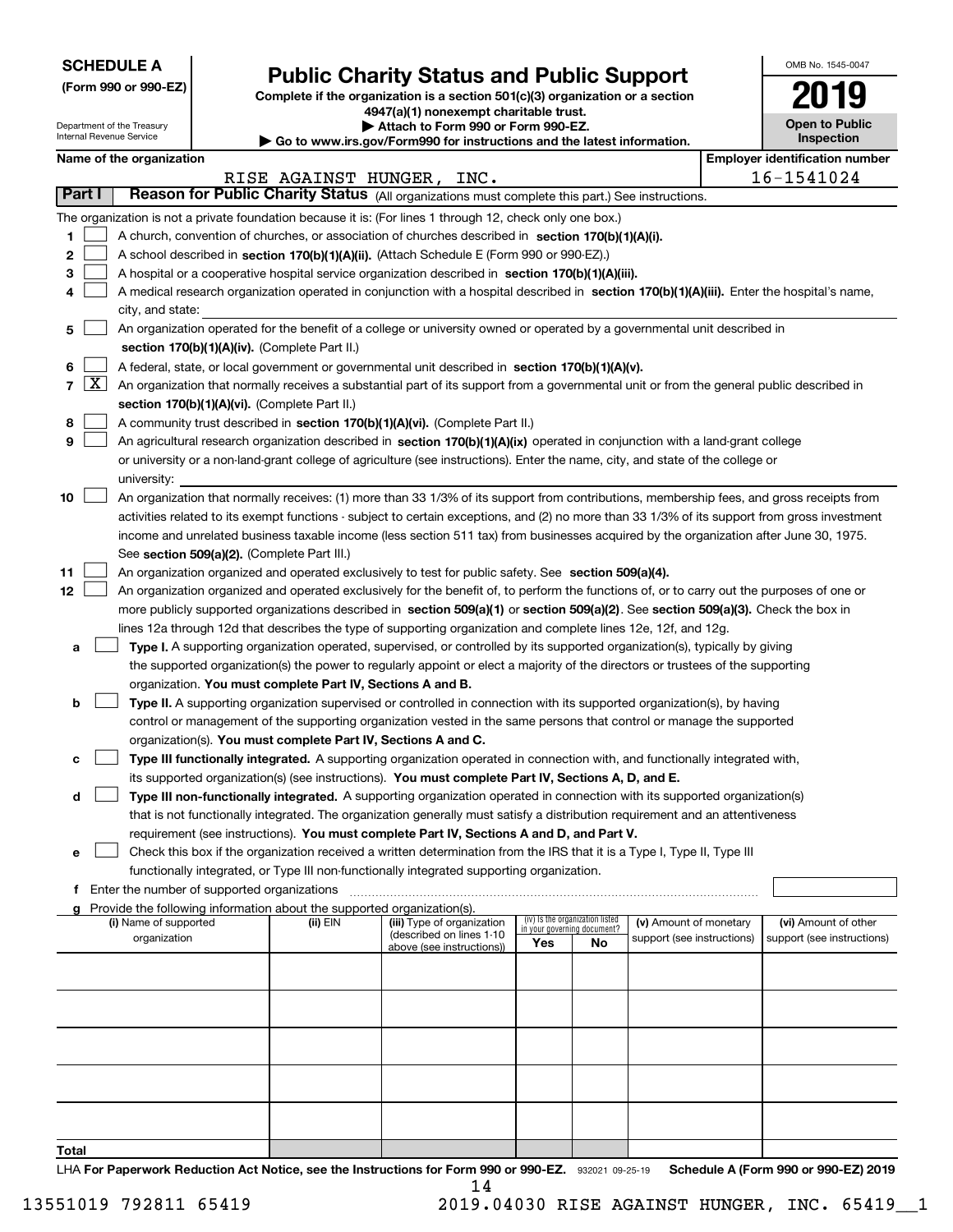**SCHEDULE A**
**(Form 990 or 990-EZ)**

Department of the Treasury
Internal Revenue Service

# Public Charity Status and Public Support

**Complete if the organization is a section 501(c)(3) organization or a section 4947(a)(1) nonexempt charitable trust.**
**▶ Attach to Form 990 or Form 990-EZ.**
**▶ Go to www.irs.gov/Form990 for instructions and the latest information.**

OMB No. 1545-0047
**2019**
**Open to Public Inspection**

**Name of the organization:** RISE AGAINST HUNGER, INC.
**Employer identification number:** 16-1541024

## Part I Reason for Public Charity Status (All organizations must complete this part.) See instructions.

The organization is not a private foundation because it is: (For lines 1 through 12, check only one box.)

1. ☐ A church, convention of churches, or association of churches described in **section 170(b)(1)(A)(i).**
2. ☐ A school described in **section 170(b)(1)(A)(ii).** (Attach Schedule E (Form 990 or 990-EZ).)
3. ☐ A hospital or a cooperative hospital service organization described in **section 170(b)(1)(A)(iii).**
4. ☐ A medical research organization operated in conjunction with a hospital described in **section 170(b)(1)(A)(iii).** Enter the hospital's name, city, and state:
5. ☐ An organization operated for the benefit of a college or university owned or operated by a governmental unit described in **section 170(b)(1)(A)(iv).** (Complete Part II.)
6. ☐ A federal, state, or local government or governmental unit described in **section 170(b)(1)(A)(v).**
7. ☒ An organization that normally receives a substantial part of its support from a governmental unit or from the general public described in **section 170(b)(1)(A)(vi).** (Complete Part II.)
8. ☐ A community trust described in **section 170(b)(1)(A)(vi).** (Complete Part II.)
9. ☐ An agricultural research organization described in **section 170(b)(1)(A)(ix)** operated in conjunction with a land-grant college or university or a non-land-grant college of agriculture (see instructions). Enter the name, city, and state of the college or university:
10. ☐ An organization that normally receives: (1) more than 33 1/3% of its support from contributions, membership fees, and gross receipts from activities related to its exempt functions - subject to certain exceptions, and (2) no more than 33 1/3% of its support from gross investment income and unrelated business taxable income (less section 511 tax) from businesses acquired by the organization after June 30, 1975. See **section 509(a)(2).** (Complete Part III.)
11. ☐ An organization organized and operated exclusively to test for public safety. See **section 509(a)(4).**
12. ☐ An organization organized and operated exclusively for the benefit of, to perform the functions of, or to carry out the purposes of one or more publicly supported organizations described in **section 509(a)(1)** or **section 509(a)(2).** See **section 509(a)(3).** Check the box in lines 12a through 12d that describes the type of supporting organization and complete lines 12e, 12f, and 12g.

   a. ☐ **Type I.** A supporting organization operated, supervised, or controlled by its supported organization(s), typically by giving the supported organization(s) the power to regularly appoint or elect a majority of the directors or trustees of the supporting organization. **You must complete Part IV, Sections A and B.**

   b. ☐ **Type II.** A supporting organization supervised or controlled in connection with its supported organization(s), by having control or management of the supporting organization vested in the same persons that control or manage the supported organization(s). **You must complete Part IV, Sections A and C.**

   c. ☐ **Type III functionally integrated.** A supporting organization operated in connection with, and functionally integrated with, its supported organization(s) (see instructions). **You must complete Part IV, Sections A, D, and E.**

   d. ☐ **Type III non-functionally integrated.** A supporting organization operated in connection with its supported organization(s) that is not functionally integrated. The organization generally must satisfy a distribution requirement and an attentiveness requirement (see instructions). **You must complete Part IV, Sections A and D, and Part V.**

   e. ☐ Check this box if the organization received a written determination from the IRS that it is a Type I, Type II, Type III functionally integrated, or Type III non-functionally integrated supporting organization.

   f. Enter the number of supported organizations

   g. Provide the following information about the supported organization(s).

| (i) Name of supported organization | (ii) EIN | (iii) Type of organization (described on lines 1-10 above (see instructions)) | (iv) Is the organization listed in your governing document? Yes | No | (v) Amount of monetary support (see instructions) | (vi) Amount of other support (see instructions) |
|---|---|---|---|---|---|---|
| | | | | | | |
| | | | | | | |
| | | | | | | |
| | | | | | | |
| | | | | | | |
| **Total** | | | | | | |

LHA **For Paperwork Reduction Act Notice, see the Instructions for Form 990 or 990-EZ.** 932021 09-25-19 **Schedule A (Form 990 or 990-EZ) 2019**

13551019 792811 65419 2019.04030 RISE AGAINST HUNGER, INC. 65419__1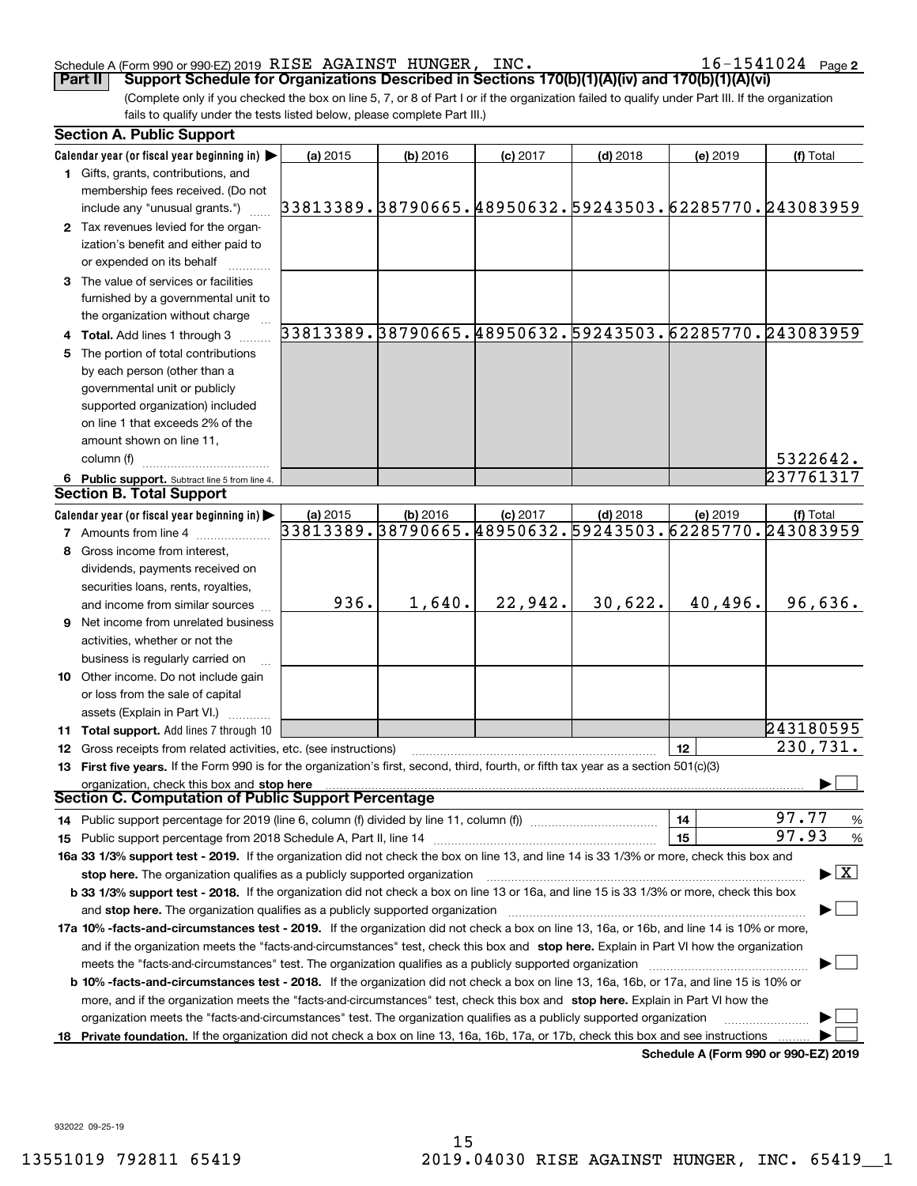Schedule A (Form 990 or 990-EZ) 2019 RISE AGAINST HUNGER, INC. 16-1541024 Page **2**

**Part II** **Support Schedule for Organizations Described in Sections 170(b)(1)(A)(iv) and 170(b)(1)(A)(vi)**

(Complete only if you checked the box on line 5, 7, or 8 of Part I or if the organization failed to qualify under Part III. If the organization fails to qualify under the tests listed below, please complete Part III.)

**Section A. Public Support**

| Calendar year (or fiscal year beginning in) ▶ | (a) 2015 | (b) 2016 | (c) 2017 | (d) 2018 | (e) 2019 | (f) Total |
|---|---|---|---|---|---|---|
| **1** Gifts, grants, contributions, and membership fees received. (Do not include any "unusual grants.") | 33813389. | 38790665. | 48950632. | 59243503. | 62285770. | 243083959 |
| **2** Tax revenues levied for the organization's benefit and either paid to or expended on its behalf | | | | | | |
| **3** The value of services or facilities furnished by a governmental unit to the organization without charge | | | | | | |
| **4 Total.** Add lines 1 through 3 | 33813389. | 38790665. | 48950632. | 59243503. | 62285770. | 243083959 |
| **5** The portion of total contributions by each person (other than a governmental unit or publicly supported organization) included on line 1 that exceeds 2% of the amount shown on line 11, column (f) | | | | | | 5322642. |
| **6 Public support.** Subtract line 5 from line 4. | | | | | | 237761317 |

**Section B. Total Support**

| Calendar year (or fiscal year beginning in) ▶ | (a) 2015 | (b) 2016 | (c) 2017 | (d) 2018 | (e) 2019 | (f) Total |
|---|---|---|---|---|---|---|
| **7** Amounts from line 4 | 33813389. | 38790665. | 48950632. | 59243503. | 62285770. | 243083959 |
| **8** Gross income from interest, dividends, payments received on securities loans, rents, royalties, and income from similar sources | 936. | 1,640. | 22,942. | 30,622. | 40,496. | 96,636. |
| **9** Net income from unrelated business activities, whether or not the business is regularly carried on | | | | | | |
| **10** Other income. Do not include gain or loss from the sale of capital assets (Explain in Part VI.) | | | | | | |
| **11 Total support.** Add lines 7 through 10 | | | | | | 243180595 |

**12** Gross receipts from related activities, etc. (see instructions) | **12** | 230,731.

**13 First five years.** If the Form 990 is for the organization's first, second, third, fourth, or fifth tax year as a section 501(c)(3) organization, check this box and **stop here** ▶ ☐

**Section C. Computation of Public Support Percentage**

**14** Public support percentage for 2019 (line 6, column (f) divided by line 11, column (f)) | **14** | 97.77 %

**15** Public support percentage from 2018 Schedule A, Part II, line 14 | **15** | 97.93 %

**16a 33 1/3% support test - 2019.** If the organization did not check the box on line 13, and line 14 is 33 1/3% or more, check this box and **stop here.** The organization qualifies as a publicly supported organization ▶ ☒

**b 33 1/3% support test - 2018.** If the organization did not check a box on line 13 or 16a, and line 15 is 33 1/3% or more, check this box and **stop here.** The organization qualifies as a publicly supported organization ▶ ☐

**17a 10% -facts-and-circumstances test - 2019.** If the organization did not check a box on line 13, 16a, or 16b, and line 14 is 10% or more, and if the organization meets the "facts-and-circumstances" test, check this box and **stop here.** Explain in Part VI how the organization meets the "facts-and-circumstances" test. The organization qualifies as a publicly supported organization ▶ ☐

**b 10% -facts-and-circumstances test - 2018.** If the organization did not check a box on line 13, 16a, 16b, or 17a, and line 15 is 10% or more, and if the organization meets the "facts-and-circumstances" test, check this box and **stop here.** Explain in Part VI how the organization meets the "facts-and-circumstances" test. The organization qualifies as a publicly supported organization ▶ ☐

**18 Private foundation.** If the organization did not check a box on line 13, 16a, 16b, 17a, or 17b, check this box and see instructions ▶ ☐

**Schedule A (Form 990 or 990-EZ) 2019**

932022 09-25-19

13551019 792811 65419 2019.04030 RISE AGAINST HUNGER, INC. 65419__1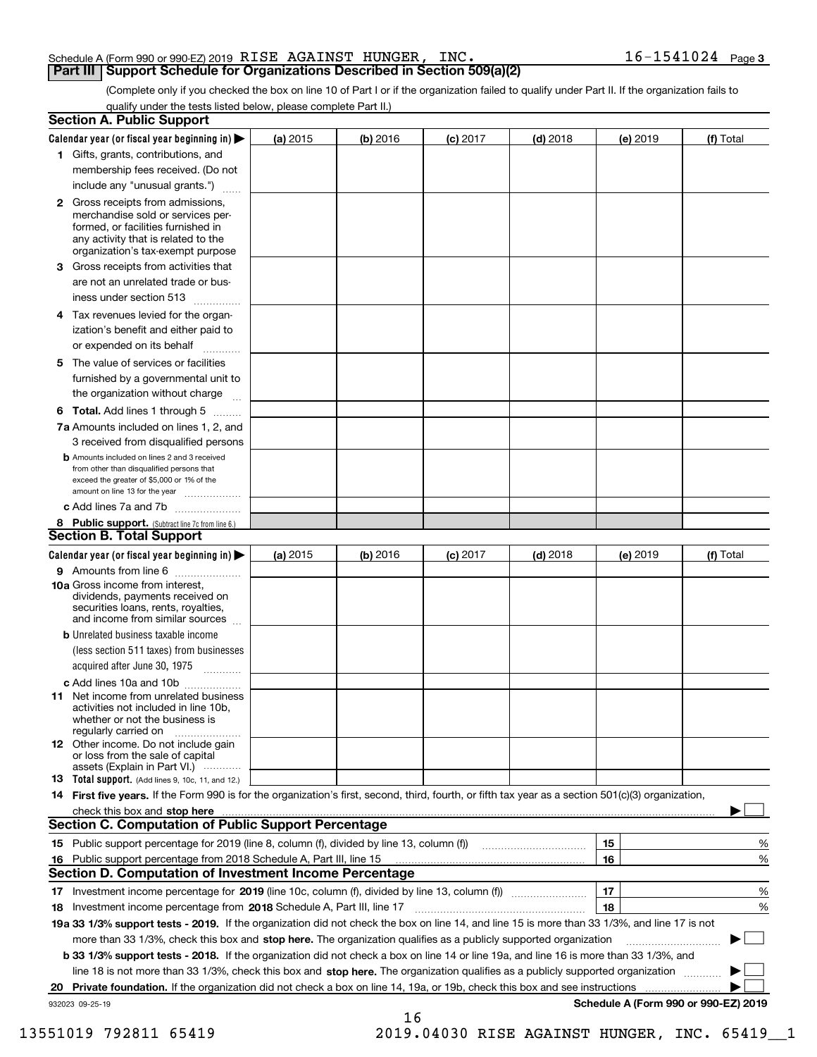Schedule A (Form 990 or 990-EZ) 2019 RISE AGAINST HUNGER, INC. 16-1541024 Page 3

## Part III Support Schedule for Organizations Described in Section 509(a)(2)

(Complete only if you checked the box on line 10 of Part I or if the organization failed to qualify under Part II. If the organization fails to qualify under the tests listed below, please complete Part II.)

### Section A. Public Support

| Calendar year (or fiscal year beginning in) ▶ | (a) 2015 | (b) 2016 | (c) 2017 | (d) 2018 | (e) 2019 | (f) Total |
|---|---|---|---|---|---|---|
| 1 Gifts, grants, contributions, and membership fees received. (Do not include any "unusual grants.") | | | | | | |
| 2 Gross receipts from admissions, merchandise sold or services performed, or facilities furnished in any activity that is related to the organization's tax-exempt purpose | | | | | | |
| 3 Gross receipts from activities that are not an unrelated trade or business under section 513 | | | | | | |
| 4 Tax revenues levied for the organization's benefit and either paid to or expended on its behalf | | | | | | |
| 5 The value of services or facilities furnished by a governmental unit to the organization without charge | | | | | | |
| 6 **Total.** Add lines 1 through 5 | | | | | | |
| 7a Amounts included on lines 1, 2, and 3 received from disqualified persons | | | | | | |
| b Amounts included on lines 2 and 3 received from other than disqualified persons that exceed the greater of $5,000 or 1% of the amount on line 13 for the year | | | | | | |
| c Add lines 7a and 7b | | | | | | |
| 8 **Public support.** (Subtract line 7c from line 6.) | | | | | | |

### Section B. Total Support

| Calendar year (or fiscal year beginning in) ▶ | (a) 2015 | (b) 2016 | (c) 2017 | (d) 2018 | (e) 2019 | (f) Total |
|---|---|---|---|---|---|---|
| 9 Amounts from line 6 | | | | | | |
| 10a Gross income from interest, dividends, payments received on securities loans, rents, royalties, and income from similar sources | | | | | | |
| b Unrelated business taxable income (less section 511 taxes) from businesses acquired after June 30, 1975 | | | | | | |
| c Add lines 10a and 10b | | | | | | |
| 11 Net income from unrelated business activities not included in line 10b, whether or not the business is regularly carried on | | | | | | |
| 12 Other income. Do not include gain or loss from the sale of capital assets (Explain in Part VI.) | | | | | | |
| 13 **Total support.** (Add lines 9, 10c, 11, and 12.) | | | | | | |

14 **First five years.** If the Form 990 is for the organization's first, second, third, fourth, or fifth tax year as a section 501(c)(3) organization, check this box and **stop here** ▶ ☐

### Section C. Computation of Public Support Percentage

| | | | |
|---|---|---|---|
| 15 | Public support percentage for 2019 (line 8, column (f), divided by line 13, column (f)) | 15 | % |
| 16 | Public support percentage from 2018 Schedule A, Part III, line 15 | 16 | % |

### Section D. Computation of Investment Income Percentage

| | | | |
|---|---|---|---|
| 17 | Investment income percentage for **2019** (line 10c, column (f), divided by line 13, column (f)) | 17 | % |
| 18 | Investment income percentage from **2018** Schedule A, Part III, line 17 | 18 | % |

**19a 33 1/3% support tests - 2019.** If the organization did not check the box on line 14, and line 15 is more than 33 1/3%, and line 17 is not more than 33 1/3%, check this box and **stop here.** The organization qualifies as a publicly supported organization ▶ ☐

**b 33 1/3% support tests - 2018.** If the organization did not check a box on line 14 or line 19a, and line 16 is more than 33 1/3%, and line 18 is not more than 33 1/3%, check this box and **stop here.** The organization qualifies as a publicly supported organization ▶ ☐

**20 Private foundation.** If the organization did not check a box on line 14, 19a, or 19b, check this box and see instructions ▶ ☐

932023 09-25-19 **Schedule A (Form 990 or 990-EZ) 2019**

13551019 792811 65419 2019.04030 RISE AGAINST HUNGER, INC. 65419__1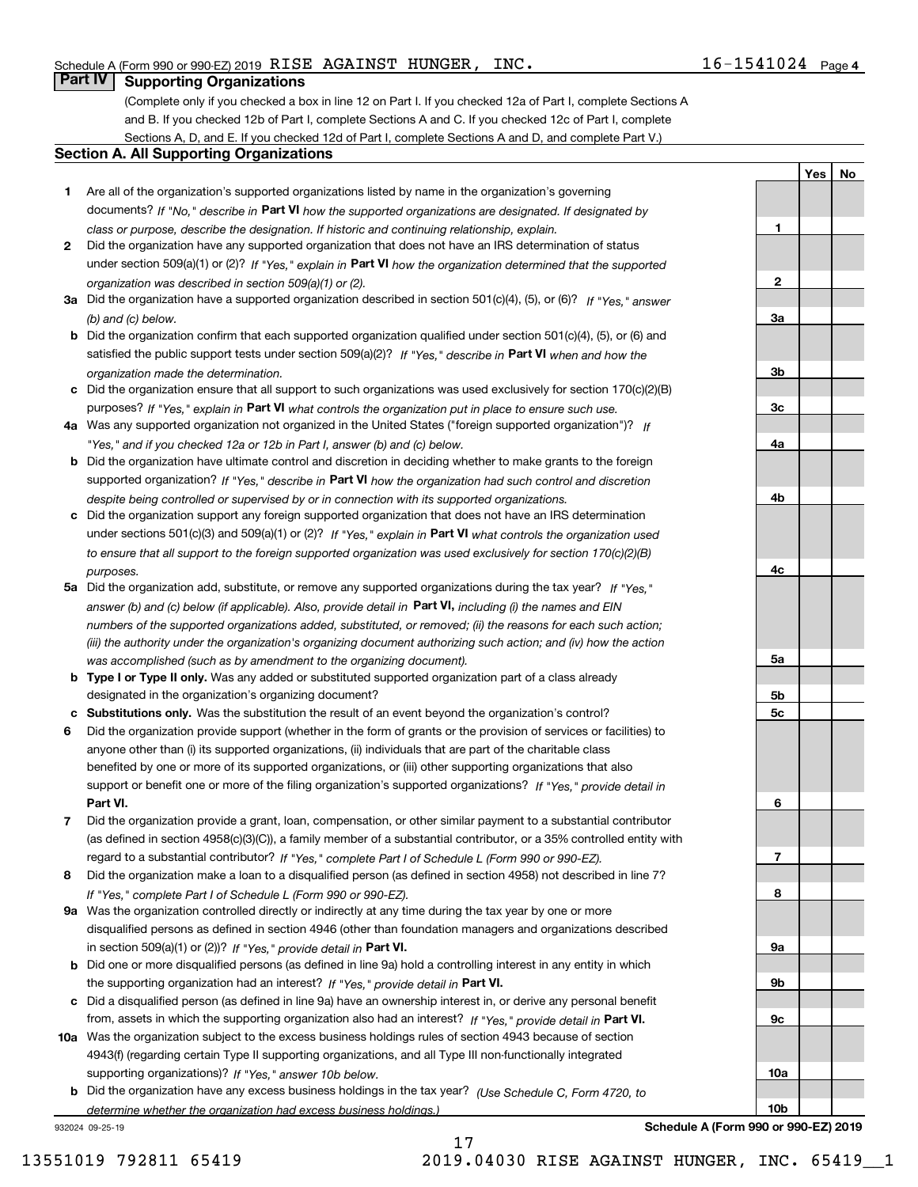Schedule A (Form 990 or 990-EZ) 2019 RISE AGAINST HUNGER, INC. 16-1541024 Page 4

## Part IV Supporting Organizations

(Complete only if you checked a box in line 12 on Part I. If you checked 12a of Part I, complete Sections A and B. If you checked 12b of Part I, complete Sections A and C. If you checked 12c of Part I, complete Sections A, D, and E. If you checked 12d of Part I, complete Sections A and D, and complete Part V.)

### Section A. All Supporting Organizations

| | | Line | Yes | No |
|---|---|---|---|---|
| **1** | Are all of the organization's supported organizations listed by name in the organization's governing documents? *If "No," describe in* **Part VI** *how the supported organizations are designated. If designated by class or purpose, describe the designation. If historic and continuing relationship, explain.* | 1 | | |
| **2** | Did the organization have any supported organization that does not have an IRS determination of status under section 509(a)(1) or (2)? *If "Yes," explain in* **Part VI** *how the organization determined that the supported organization was described in section 509(a)(1) or (2).* | 2 | | |
| **3a** | Did the organization have a supported organization described in section 501(c)(4), (5), or (6)? *If "Yes," answer (b) and (c) below.* | 3a | | |
| **b** | Did the organization confirm that each supported organization qualified under section 501(c)(4), (5), or (6) and satisfied the public support tests under section 509(a)(2)? *If "Yes," describe in* **Part VI** *when and how the organization made the determination.* | 3b | | |
| **c** | Did the organization ensure that all support to such organizations was used exclusively for section 170(c)(2)(B) purposes? *If "Yes," explain in* **Part VI** *what controls the organization put in place to ensure such use.* | 3c | | |
| **4a** | Was any supported organization not organized in the United States ("foreign supported organization")? *If "Yes," and if you checked 12a or 12b in Part I, answer (b) and (c) below.* | 4a | | |
| **b** | Did the organization have ultimate control and discretion in deciding whether to make grants to the foreign supported organization? *If "Yes," describe in* **Part VI** *how the organization had such control and discretion despite being controlled or supervised by or in connection with its supported organizations.* | 4b | | |
| **c** | Did the organization support any foreign supported organization that does not have an IRS determination under sections 501(c)(3) and 509(a)(1) or (2)? *If "Yes," explain in* **Part VI** *what controls the organization used to ensure that all support to the foreign supported organization was used exclusively for section 170(c)(2)(B) purposes.* | 4c | | |
| **5a** | Did the organization add, substitute, or remove any supported organizations during the tax year? *If "Yes," answer (b) and (c) below (if applicable). Also, provide detail in* **Part VI,** *including (i) the names and EIN numbers of the supported organizations added, substituted, or removed; (ii) the reasons for each such action; (iii) the authority under the organization's organizing document authorizing such action; and (iv) how the action was accomplished (such as by amendment to the organizing document).* | 5a | | |
| **b** | **Type I or Type II only.** Was any added or substituted supported organization part of a class already designated in the organization's organizing document? | 5b | | |
| **c** | **Substitutions only.** Was the substitution the result of an event beyond the organization's control? | 5c | | |
| **6** | Did the organization provide support (whether in the form of grants or the provision of services or facilities) to anyone other than (i) its supported organizations, (ii) individuals that are part of the charitable class benefited by one or more of its supported organizations, or (iii) other supporting organizations that also support or benefit one or more of the filing organization's supported organizations? *If "Yes," provide detail in* **Part VI.** | 6 | | |
| **7** | Did the organization provide a grant, loan, compensation, or other similar payment to a substantial contributor (as defined in section 4958(c)(3)(C)), a family member of a substantial contributor, or a 35% controlled entity with regard to a substantial contributor? *If "Yes," complete Part I of Schedule L (Form 990 or 990-EZ).* | 7 | | |
| **8** | Did the organization make a loan to a disqualified person (as defined in section 4958) not described in line 7? *If "Yes," complete Part I of Schedule L (Form 990 or 990-EZ).* | 8 | | |
| **9a** | Was the organization controlled directly or indirectly at any time during the tax year by one or more disqualified persons as defined in section 4946 (other than foundation managers and organizations described in section 509(a)(1) or (2))? *If "Yes," provide detail in* **Part VI.** | 9a | | |
| **b** | Did one or more disqualified persons (as defined in line 9a) hold a controlling interest in any entity in which the supporting organization had an interest? *If "Yes," provide detail in* **Part VI.** | 9b | | |
| **c** | Did a disqualified person (as defined in line 9a) have an ownership interest in, or derive any personal benefit from, assets in which the supporting organization also had an interest? *If "Yes," provide detail in* **Part VI.** | 9c | | |
| **10a** | Was the organization subject to the excess business holdings rules of section 4943 because of section 4943(f) (regarding certain Type II supporting organizations, and all Type III non-functionally integrated supporting organizations)? *If "Yes," answer 10b below.* | 10a | | |
| **b** | Did the organization have any excess business holdings in the tax year? *(Use Schedule C, Form 4720, to determine whether the organization had excess business holdings.)* | 10b | | |

932024 09-25-19 **Schedule A (Form 990 or 990-EZ) 2019**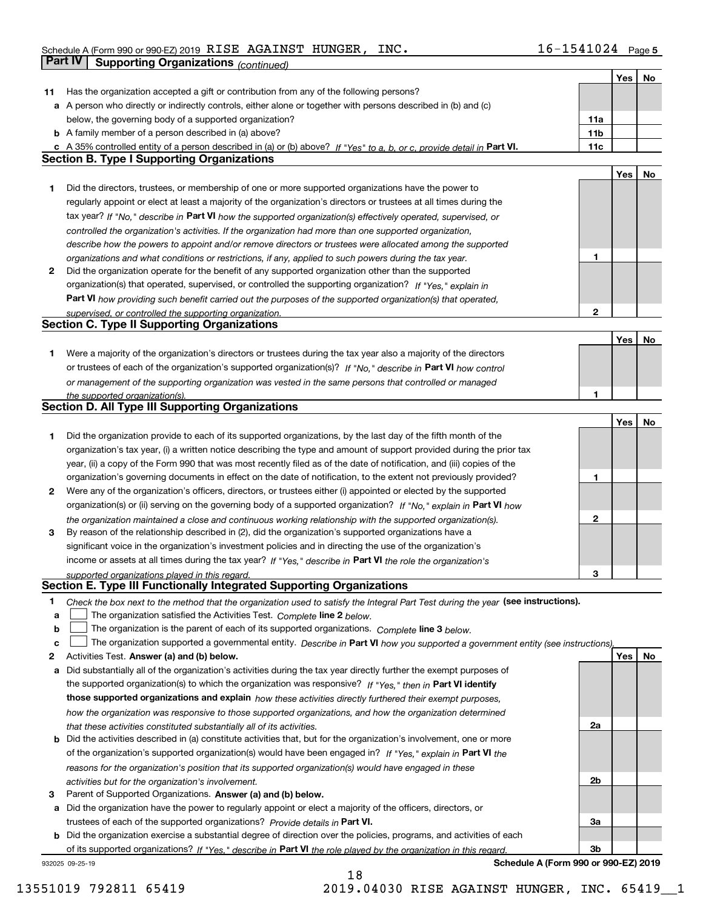Schedule A (Form 990 or 990-EZ) 2019 RISE AGAINST HUNGER, INC. 16-1541024 Page 5

## Part IV Supporting Organizations *(continued)*

| | | | Yes | No |
|---|---|---|---|---|
| **11** | Has the organization accepted a gift or contribution from any of the following persons? | | | |
| **a** | A person who directly or indirectly controls, either alone or together with persons described in (b) and (c) below, the governing body of a supported organization? | 11a | | |
| **b** | A family member of a person described in (a) above? | 11b | | |
| **c** | A 35% controlled entity of a person described in (a) or (b) above? *If "Yes" to a, b, or c, provide detail in* **Part VI.** | 11c | | |

### Section B. Type I Supporting Organizations

| | | | Yes | No |
|---|---|---|---|---|
| **1** | Did the directors, trustees, or membership of one or more supported organizations have the power to regularly appoint or elect at least a majority of the organization's directors or trustees at all times during the tax year? *If "No," describe in* **Part VI** *how the supported organization(s) effectively operated, supervised, or controlled the organization's activities. If the organization had more than one supported organization, describe how the powers to appoint and/or remove directors or trustees were allocated among the supported organizations and what conditions or restrictions, if any, applied to such powers during the tax year.* | 1 | | |
| **2** | Did the organization operate for the benefit of any supported organization other than the supported organization(s) that operated, supervised, or controlled the supporting organization? *If "Yes," explain in* **Part VI** *how providing such benefit carried out the purposes of the supported organization(s) that operated, supervised, or controlled the supporting organization.* | 2 | | |

### Section C. Type II Supporting Organizations

| | | | Yes | No |
|---|---|---|---|---|
| **1** | Were a majority of the organization's directors or trustees during the tax year also a majority of the directors or trustees of each of the organization's supported organization(s)? *If "No," describe in* **Part VI** *how control or management of the supporting organization was vested in the same persons that controlled or managed the supported organization(s).* | 1 | | |

### Section D. All Type III Supporting Organizations

| | | | Yes | No |
|---|---|---|---|---|
| **1** | Did the organization provide to each of its supported organizations, by the last day of the fifth month of the organization's tax year, (i) a written notice describing the type and amount of support provided during the prior tax year, (ii) a copy of the Form 990 that was most recently filed as of the date of notification, and (iii) copies of the organization's governing documents in effect on the date of notification, to the extent not previously provided? | 1 | | |
| **2** | Were any of the organization's officers, directors, or trustees either (i) appointed or elected by the supported organization(s) or (ii) serving on the governing body of a supported organization? *If "No," explain in* **Part VI** *how the organization maintained a close and continuous working relationship with the supported organization(s).* | 2 | | |
| **3** | By reason of the relationship described in (2), did the organization's supported organizations have a significant voice in the organization's investment policies and in directing the use of the organization's income or assets at all times during the tax year? *If "Yes," describe in* **Part VI** *the role the organization's supported organizations played in this regard.* | 3 | | |

### Section E. Type III Functionally Integrated Supporting Organizations

**1** *Check the box next to the method that the organization used to satisfy the Integral Part Test during the year* **(see instructions).**

- **a** ☐ The organization satisfied the Activities Test. *Complete* **line 2** *below.*
- **b** ☐ The organization is the parent of each of its supported organizations. *Complete* **line 3** *below.*
- **c** ☐ The organization supported a governmental entity. *Describe in* **Part VI** *how you supported a government entity (see instructions).*

| | | | Yes | No |
|---|---|---|---|---|
| **2** | Activities Test. **Answer (a) and (b) below.** | | | |
| **a** | Did substantially all of the organization's activities during the tax year directly further the exempt purposes of the supported organization(s) to which the organization was responsive? *If "Yes," then in* **Part VI identify those supported organizations and explain** *how these activities directly furthered their exempt purposes, how the organization was responsive to those supported organizations, and how the organization determined that these activities constituted substantially all of its activities.* | 2a | | |
| **b** | Did the activities described in (a) constitute activities that, but for the organization's involvement, one or more of the organization's supported organization(s) would have been engaged in? *If "Yes," explain in* **Part VI** *the reasons for the organization's position that its supported organization(s) would have engaged in these activities but for the organization's involvement.* | 2b | | |
| **3** | Parent of Supported Organizations. **Answer (a) and (b) below.** | | | |
| **a** | Did the organization have the power to regularly appoint or elect a majority of the officers, directors, or trustees of each of the supported organizations? *Provide details in* **Part VI.** | 3a | | |
| **b** | Did the organization exercise a substantial degree of direction over the policies, programs, and activities of each of its supported organizations? *If "Yes," describe in* **Part VI** *the role played by the organization in this regard.* | 3b | | |

932025 09-25-19 **Schedule A (Form 990 or 990-EZ) 2019**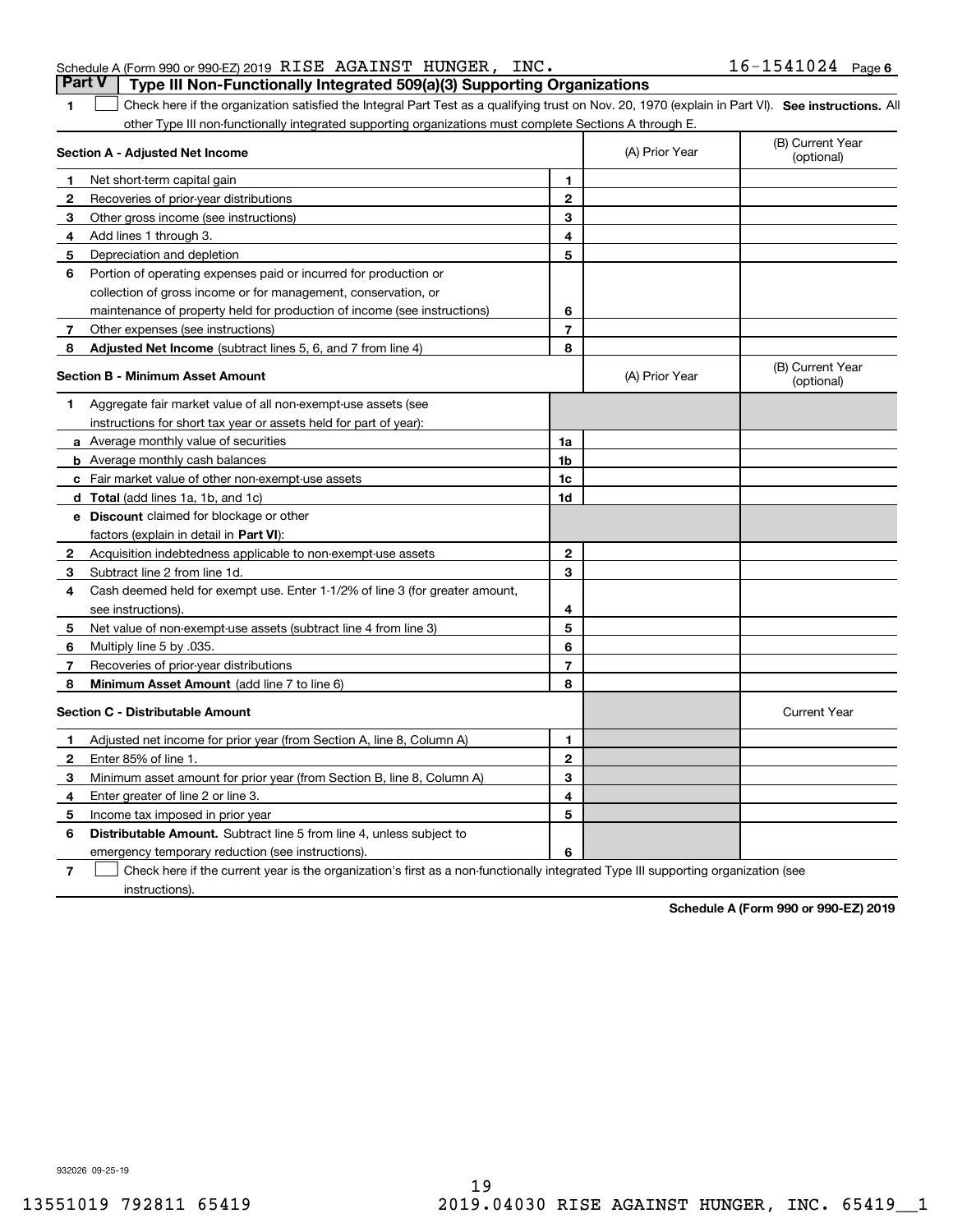Schedule A (Form 990 or 990-EZ) 2019 RISE AGAINST HUNGER, INC. 16-1541024 Page 6

## Part V Type III Non-Functionally Integrated 509(a)(3) Supporting Organizations

**1** ☐ Check here if the organization satisfied the Integral Part Test as a qualifying trust on Nov. 20, 1970 (explain in Part VI). **See instructions.** All other Type III non-functionally integrated supporting organizations must complete Sections A through E.

| **Section A - Adjusted Net Income** | | (A) Prior Year | (B) Current Year (optional) |
|---|---|---|---|
| **1** Net short-term capital gain | 1 | | |
| **2** Recoveries of prior-year distributions | 2 | | |
| **3** Other gross income (see instructions) | 3 | | |
| **4** Add lines 1 through 3. | 4 | | |
| **5** Depreciation and depletion | 5 | | |
| **6** Portion of operating expenses paid or incurred for production or collection of gross income or for management, conservation, or maintenance of property held for production of income (see instructions) | 6 | | |
| **7** Other expenses (see instructions) | 7 | | |
| **8** **Adjusted Net Income** (subtract lines 5, 6, and 7 from line 4) | 8 | | |

| **Section B - Minimum Asset Amount** | | (A) Prior Year | (B) Current Year (optional) |
|---|---|---|---|
| **1** Aggregate fair market value of all non-exempt-use assets (see instructions for short tax year or assets held for part of year): | | | |
| **a** Average monthly value of securities | 1a | | |
| **b** Average monthly cash balances | 1b | | |
| **c** Fair market value of other non-exempt-use assets | 1c | | |
| **d** **Total** (add lines 1a, 1b, and 1c) | 1d | | |
| **e** **Discount** claimed for blockage or other factors (explain in detail in **Part VI**): | | | |
| **2** Acquisition indebtedness applicable to non-exempt-use assets | 2 | | |
| **3** Subtract line 2 from line 1d. | 3 | | |
| **4** Cash deemed held for exempt use. Enter 1-1/2% of line 3 (for greater amount, see instructions). | 4 | | |
| **5** Net value of non-exempt-use assets (subtract line 4 from line 3) | 5 | | |
| **6** Multiply line 5 by .035. | 6 | | |
| **7** Recoveries of prior-year distributions | 7 | | |
| **8** **Minimum Asset Amount** (add line 7 to line 6) | 8 | | |

| **Section C - Distributable Amount** | | | Current Year |
|---|---|---|---|
| **1** Adjusted net income for prior year (from Section A, line 8, Column A) | 1 | | |
| **2** Enter 85% of line 1. | 2 | | |
| **3** Minimum asset amount for prior year (from Section B, line 8, Column A) | 3 | | |
| **4** Enter greater of line 2 or line 3. | 4 | | |
| **5** Income tax imposed in prior year | 5 | | |
| **6** **Distributable Amount.** Subtract line 5 from line 4, unless subject to emergency temporary reduction (see instructions). | 6 | | |

**7** ☐ Check here if the current year is the organization's first as a non-functionally integrated Type III supporting organization (see instructions).

**Schedule A (Form 990 or 990-EZ) 2019**

932026 09-25-19

13551019 792811 65419 2019.04030 RISE AGAINST HUNGER, INC. 65419__1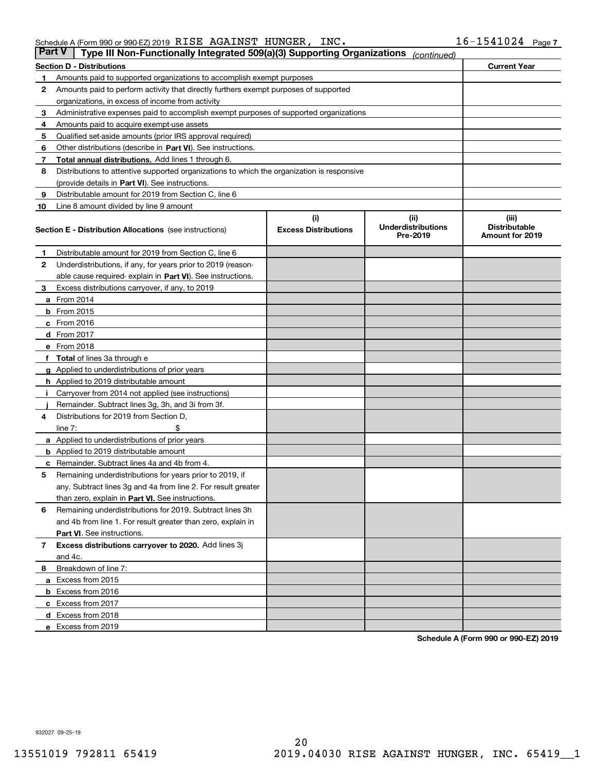Schedule A (Form 990 or 990-EZ) 2019 RISE AGAINST HUNGER, INC. 16-1541024

## Part V Type III Non-Functionally Integrated 509(a)(3) Supporting Organizations *(continued)*

| Section D - Distributions | | Current Year |
|---|---|---|
| 1 | Amounts paid to supported organizations to accomplish exempt purposes | |
| 2 | Amounts paid to perform activity that directly furthers exempt purposes of supported organizations, in excess of income from activity | |
| 3 | Administrative expenses paid to accomplish exempt purposes of supported organizations | |
| 4 | Amounts paid to acquire exempt-use assets | |
| 5 | Qualified set-aside amounts (prior IRS approval required) | |
| 6 | Other distributions (describe in **Part VI**). See instructions. | |
| 7 | **Total annual distributions.** Add lines 1 through 6. | |
| 8 | Distributions to attentive supported organizations to which the organization is responsive (provide details in **Part VI**). See instructions. | |
| 9 | Distributable amount for 2019 from Section C, line 6 | |
| 10 | Line 8 amount divided by line 9 amount | |

| **Section E - Distribution Allocations** (see instructions) | (i) Excess Distributions | (ii) Underdistributions Pre-2019 | (iii) Distributable Amount for 2019 |
|---|---|---|---|
| **1** Distributable amount for 2019 from Section C, line 6 | | | |
| **2** Underdistributions, if any, for years prior to 2019 (reasonable cause required- explain in **Part VI**). See instructions. | | | |
| **3** Excess distributions carryover, if any, to 2019 | | | |
| **a** From 2014 | | | |
| **b** From 2015 | | | |
| **c** From 2016 | | | |
| **d** From 2017 | | | |
| **e** From 2018 | | | |
| **f Total** of lines 3a through e | | | |
| **g** Applied to underdistributions of prior years | | | |
| **h** Applied to 2019 distributable amount | | | |
| **i** Carryover from 2014 not applied (see instructions) | | | |
| **j** Remainder. Subtract lines 3g, 3h, and 3i from 3f. | | | |
| **4** Distributions for 2019 from Section D, line 7: $ | | | |
| **a** Applied to underdistributions of prior years | | | |
| **b** Applied to 2019 distributable amount | | | |
| **c** Remainder. Subtract lines 4a and 4b from 4. | | | |
| **5** Remaining underdistributions for years prior to 2019, if any. Subtract lines 3g and 4a from line 2. For result greater than zero, explain in **Part VI.** See instructions. | | | |
| **6** Remaining underdistributions for 2019. Subtract lines 3h and 4b from line 1. For result greater than zero, explain in **Part VI**. See instructions. | | | |
| **7 Excess distributions carryover to 2020.** Add lines 3j and 4c. | | | |
| **8** Breakdown of line 7: | | | |
| **a** Excess from 2015 | | | |
| **b** Excess from 2016 | | | |
| **c** Excess from 2017 | | | |
| **d** Excess from 2018 | | | |
| **e** Excess from 2019 | | | |

**Schedule A (Form 990 or 990-EZ) 2019**

932027 09-25-19

13551019 792811 65419 2019.04030 RISE AGAINST HUNGER, INC. 65419__1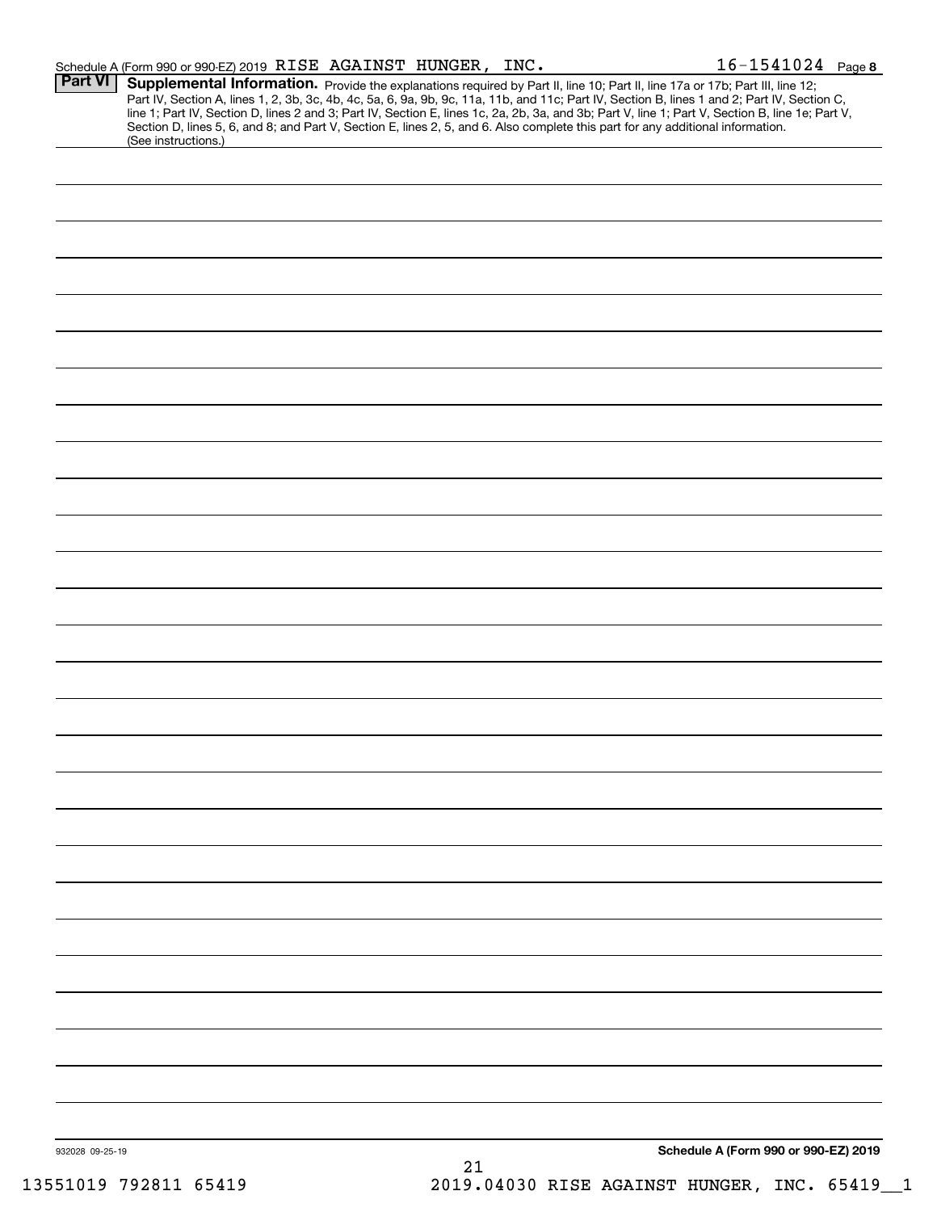Schedule A (Form 990 or 990-EZ) 2019 RISE AGAINST HUNGER, INC. 16-1541024 Page 8

**Part VI** **Supplemental Information.** Provide the explanations required by Part II, line 10; Part II, line 17a or 17b; Part III, line 12; Part IV, Section A, lines 1, 2, 3b, 3c, 4b, 4c, 5a, 6, 9a, 9b, 9c, 11a, 11b, and 11c; Part IV, Section B, lines 1 and 2; Part IV, Section C, line 1; Part IV, Section D, lines 2 and 3; Part IV, Section E, lines 1c, 2a, 2b, 3a, and 3b; Part V, line 1; Part V, Section B, line 1e; Part V, Section D, lines 5, 6, and 8; and Part V, Section E, lines 2, 5, and 6. Also complete this part for any additional information. (See instructions.)

932028 09-25-19

**Schedule A (Form 990 or 990-EZ) 2019**

13551019 792811 65419 2019.04030 RISE AGAINST HUNGER, INC. 65419__1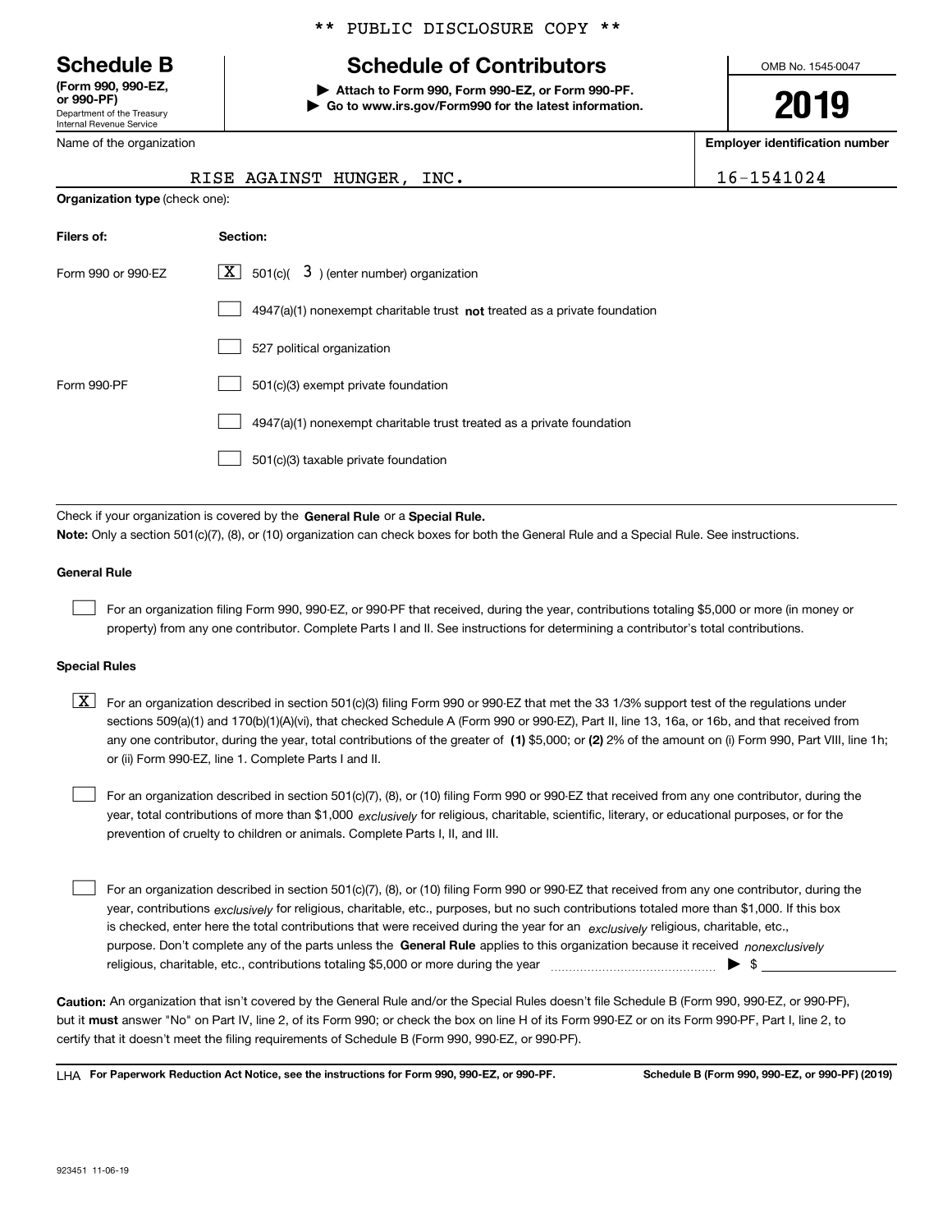** PUBLIC DISCLOSURE COPY **

# Schedule B

**(Form 990, 990-EZ, or 990-PF)**
Department of the Treasury
Internal Revenue Service

## Schedule of Contributors

▶ **Attach to Form 990, Form 990-EZ, or Form 990-PF.**
▶ **Go to www.irs.gov/Form990 for the latest information.**

OMB No. 1545-0047

**2019**

| Name of the organization | Employer identification number |
|---|---|
| RISE AGAINST HUNGER, INC. | 16-1541024 |

**Organization type** (check one):

| Filers of: | Section: |
|---|---|
| Form 990 or 990-EZ | [X] 501(c)( 3 ) (enter number) organization |
| | [ ] 4947(a)(1) nonexempt charitable trust **not** treated as a private foundation |
| | [ ] 527 political organization |
| Form 990-PF | [ ] 501(c)(3) exempt private foundation |
| | [ ] 4947(a)(1) nonexempt charitable trust treated as a private foundation |
| | [ ] 501(c)(3) taxable private foundation |

Check if your organization is covered by the **General Rule** or a **Special Rule.**

**Note:** Only a section 501(c)(7), (8), or (10) organization can check boxes for both the General Rule and a Special Rule. See instructions.

**General Rule**

[ ] For an organization filing Form 990, 990-EZ, or 990-PF that received, during the year, contributions totaling $5,000 or more (in money or property) from any one contributor. Complete Parts I and II. See instructions for determining a contributor's total contributions.

**Special Rules**

[X] For an organization described in section 501(c)(3) filing Form 990 or 990-EZ that met the 33 1/3% support test of the regulations under sections 509(a)(1) and 170(b)(1)(A)(vi), that checked Schedule A (Form 990 or 990-EZ), Part II, line 13, 16a, or 16b, and that received from any one contributor, during the year, total contributions of the greater of **(1)** $5,000; or **(2)** 2% of the amount on (i) Form 990, Part VIII, line 1h; or (ii) Form 990-EZ, line 1. Complete Parts I and II.

[ ] For an organization described in section 501(c)(7), (8), or (10) filing Form 990 or 990-EZ that received from any one contributor, during the year, total contributions of more than $1,000 *exclusively* for religious, charitable, scientific, literary, or educational purposes, or for the prevention of cruelty to children or animals. Complete Parts I, II, and III.

[ ] For an organization described in section 501(c)(7), (8), or (10) filing Form 990 or 990-EZ that received from any one contributor, during the year, contributions *exclusively* for religious, charitable, etc., purposes, but no such contributions totaled more than $1,000. If this box is checked, enter here the total contributions that were received during the year for an *exclusively* religious, charitable, etc., purpose. Don't complete any of the parts unless the **General Rule** applies to this organization because it received *nonexclusively* religious, charitable, etc., contributions totaling $5,000 or more during the year ▶ $ ____________

**Caution:** An organization that isn't covered by the General Rule and/or the Special Rules doesn't file Schedule B (Form 990, 990-EZ, or 990-PF), but it **must** answer "No" on Part IV, line 2, of its Form 990; or check the box on line H of its Form 990-EZ or on its Form 990-PF, Part I, line 2, to certify that it doesn't meet the filing requirements of Schedule B (Form 990, 990-EZ, or 990-PF).

LHA **For Paperwork Reduction Act Notice, see the instructions for Form 990, 990-EZ, or 990-PF.** **Schedule B (Form 990, 990-EZ, or 990-PF) (2019)**

923451 11-06-19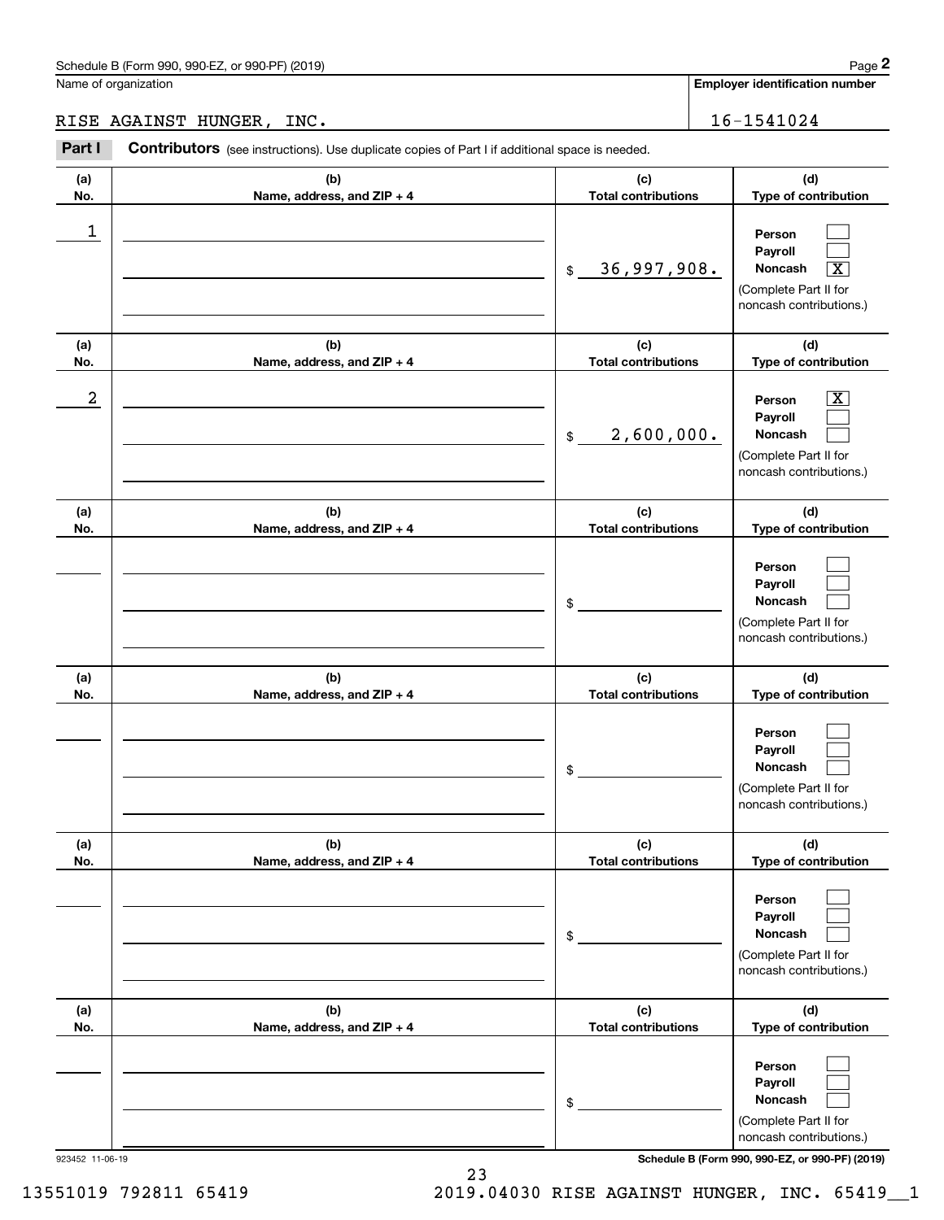Name of organization

RISE AGAINST HUNGER, INC.

**Employer identification number**

16-1541024

**Part I** **Contributors** (see instructions). Use duplicate copies of Part I if additional space is needed.

| (a) No. | (b) Name, address, and ZIP + 4 | (c) Total contributions | (d) Type of contribution |
|---|---|---|---|
| 1 | | $ 36,997,908. | Person [ ] Payroll [ ] Noncash [X] (Complete Part II for noncash contributions.) |
| 2 | | $ 2,600,000. | Person [X] Payroll [ ] Noncash [ ] (Complete Part II for noncash contributions.) |
| | | $ | Person [ ] Payroll [ ] Noncash [ ] (Complete Part II for noncash contributions.) |
| | | $ | Person [ ] Payroll [ ] Noncash [ ] (Complete Part II for noncash contributions.) |
| | | $ | Person [ ] Payroll [ ] Noncash [ ] (Complete Part II for noncash contributions.) |
| | | $ | Person [ ] Payroll [ ] Noncash [ ] (Complete Part II for noncash contributions.) |

923452 11-06-19

**Schedule B (Form 990, 990-EZ, or 990-PF) (2019)**

13551019 792811 65419 2019.04030 RISE AGAINST HUNGER, INC. 65419__1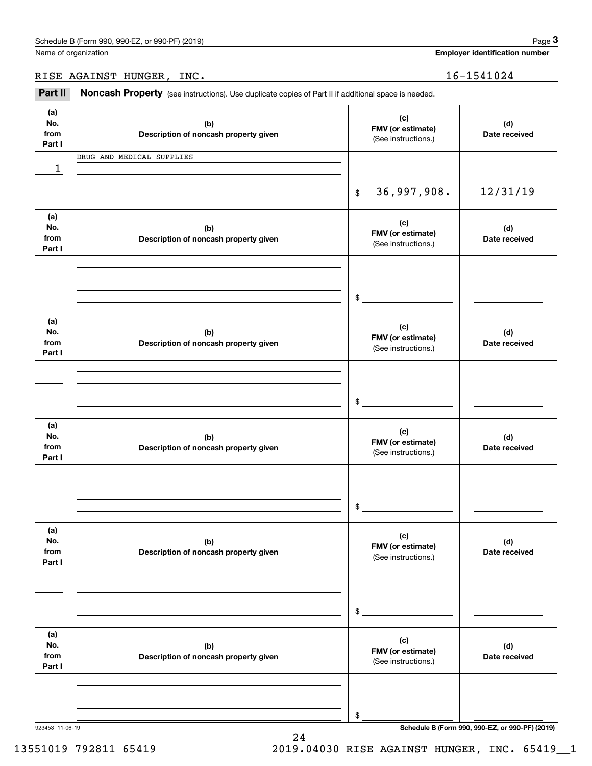Name of organization

RISE AGAINST HUNGER, INC.

**Employer identification number**

16-1541024

## Part II Noncash Property (see instructions). Use duplicate copies of Part II if additional space is needed.

| (a) No. from Part I | (b) Description of noncash property given | (c) FMV (or estimate) (See instructions.) | (d) Date received |
|---|---|---|---|
| 1 | DRUG AND MEDICAL SUPPLIES | $ 36,997,908. | 12/31/19 |

| (a) No. from Part I | (b) Description of noncash property given | (c) FMV (or estimate) (See instructions.) | (d) Date received |
|---|---|---|---|
| | | $ | |

| (a) No. from Part I | (b) Description of noncash property given | (c) FMV (or estimate) (See instructions.) | (d) Date received |
|---|---|---|---|
| | | $ | |

| (a) No. from Part I | (b) Description of noncash property given | (c) FMV (or estimate) (See instructions.) | (d) Date received |
|---|---|---|---|
| | | $ | |

| (a) No. from Part I | (b) Description of noncash property given | (c) FMV (or estimate) (See instructions.) | (d) Date received |
|---|---|---|---|
| | | $ | |

| (a) No. from Part I | (b) Description of noncash property given | (c) FMV (or estimate) (See instructions.) | (d) Date received |
|---|---|---|---|
| | | $ | |

923453 11-06-19

13551019 792811 65419 2019.04030 RISE AGAINST HUNGER, INC. 65419__1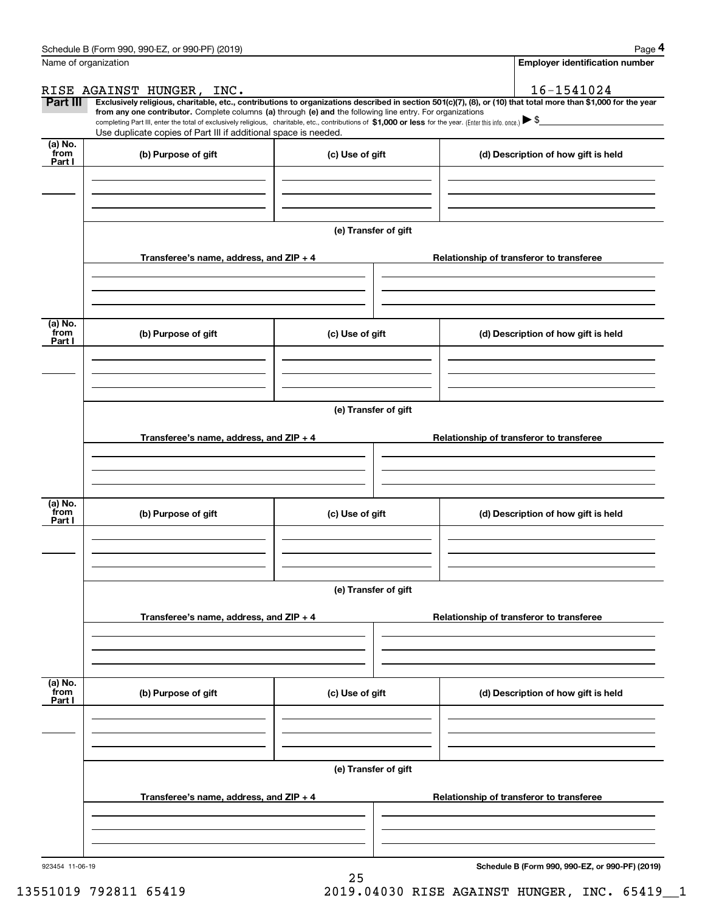Name of organization

RISE AGAINST HUNGER, INC.

Employer identification number

16-1541024

**Part III** **Exclusively religious, charitable, etc., contributions to organizations described in section 501(c)(7), (8), or (10) that total more than $1,000 for the year from any one contributor.** Complete columns **(a)** through **(e) and** the following line entry. For organizations completing Part III, enter the total of exclusively religious, charitable, etc., contributions of **$1,000 or less** for the year. (Enter this info. once.) ▶ $

Use duplicate copies of Part III if additional space is needed.

| (a) No. from Part I | (b) Purpose of gift | (c) Use of gift | (d) Description of how gift is held |
|---|---|---|---|
| | | | |

(e) Transfer of gift

| Transferee's name, address, and ZIP + 4 | Relationship of transferor to transferee |
|---|---|
| | |

| (a) No. from Part I | (b) Purpose of gift | (c) Use of gift | (d) Description of how gift is held |
|---|---|---|---|
| | | | |

(e) Transfer of gift

| Transferee's name, address, and ZIP + 4 | Relationship of transferor to transferee |
|---|---|
| | |

| (a) No. from Part I | (b) Purpose of gift | (c) Use of gift | (d) Description of how gift is held |
|---|---|---|---|
| | | | |

(e) Transfer of gift

| Transferee's name, address, and ZIP + 4 | Relationship of transferor to transferee |
|---|---|
| | |

| (a) No. from Part I | (b) Purpose of gift | (c) Use of gift | (d) Description of how gift is held |
|---|---|---|---|
| | | | |

(e) Transfer of gift

| Transferee's name, address, and ZIP + 4 | Relationship of transferor to transferee |
|---|---|
| | |

923454 11-06-19

**Schedule B (Form 990, 990-EZ, or 990-PF) (2019)**

13551019 792811 65419    2019.04030 RISE AGAINST HUNGER, INC. 65419__1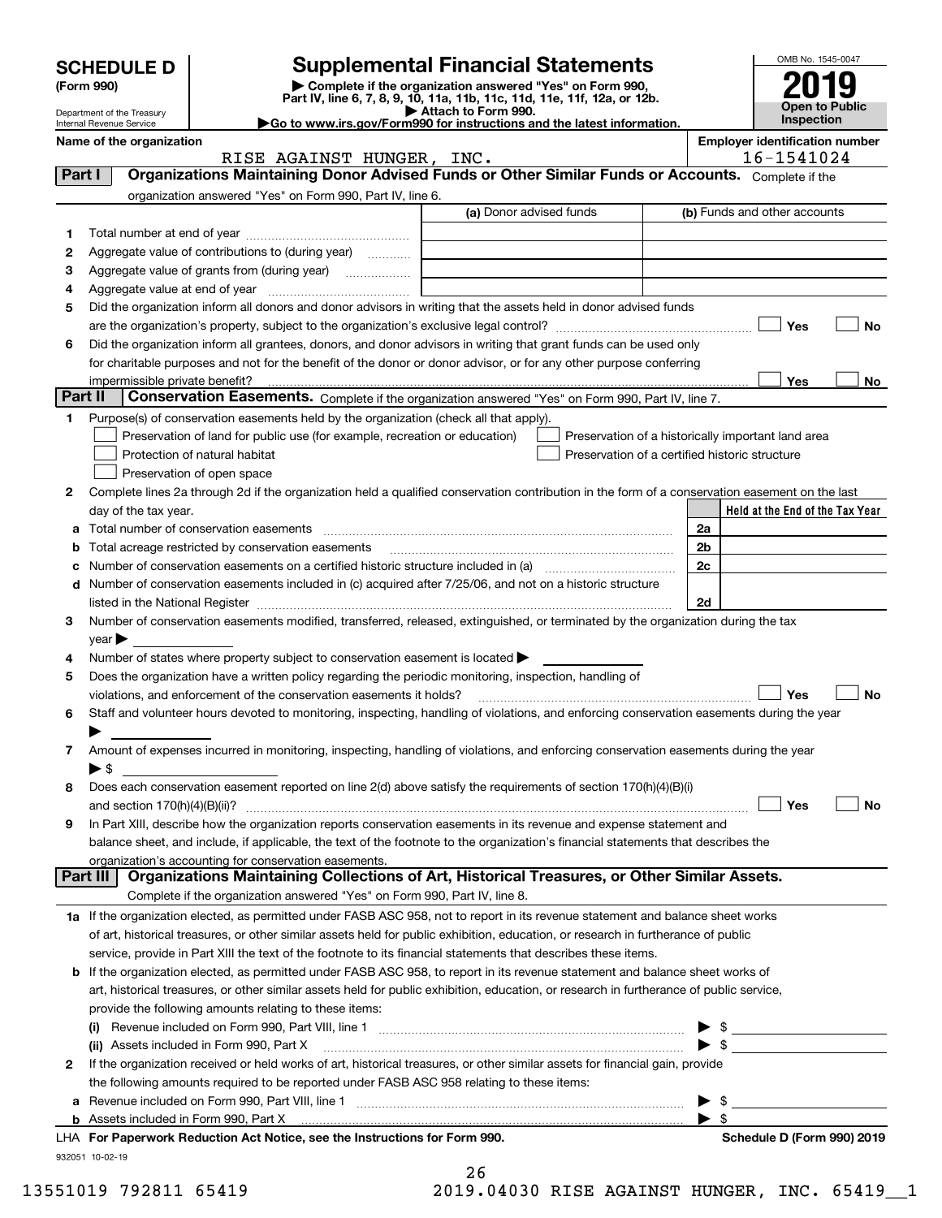# SCHEDULE D (Form 990)

Department of the Treasury
Internal Revenue Service

## Supplemental Financial Statements

▶ Complete if the organization answered "Yes" on Form 990, Part IV, line 6, 7, 8, 9, 10, 11a, 11b, 11c, 11d, 11e, 11f, 12a, or 12b.
▶ Attach to Form 990.
▶Go to www.irs.gov/Form990 for instructions and the latest information.

OMB No. 1545-0047
**2019**
**Open to Public Inspection**

**Name of the organization:** RISE AGAINST HUNGER, INC.
**Employer identification number:** 16-1541024

### Part I — Organizations Maintaining Donor Advised Funds or Other Similar Funds or Accounts. Complete if the organization answered "Yes" on Form 990, Part IV, line 6.

| | | (a) Donor advised funds | (b) Funds and other accounts |
|---|---|---|---|
| 1 | Total number at end of year | | |
| 2 | Aggregate value of contributions to (during year) | | |
| 3 | Aggregate value of grants from (during year) | | |
| 4 | Aggregate value at end of year | | |

5 Did the organization inform all donors and donor advisors in writing that the assets held in donor advised funds are the organization's property, subject to the organization's exclusive legal control? ☐ Yes ☐ No

6 Did the organization inform all grantees, donors, and donor advisors in writing that grant funds can be used only for charitable purposes and not for the benefit of the donor or donor advisor, or for any other purpose conferring impermissible private benefit? ☐ Yes ☐ No

### Part II — Conservation Easements. Complete if the organization answered "Yes" on Form 990, Part IV, line 7.

1 Purpose(s) of conservation easements held by the organization (check all that apply).

- ☐ Preservation of land for public use (for example, recreation or education)
- ☐ Protection of natural habitat
- ☐ Preservation of open space
- ☐ Preservation of a historically important land area
- ☐ Preservation of a certified historic structure

2 Complete lines 2a through 2d if the organization held a qualified conservation contribution in the form of a conservation easement on the last day of the tax year.

| | | | Held at the End of the Tax Year |
|---|---|---|---|
| a | Total number of conservation easements | 2a | |
| b | Total acreage restricted by conservation easements | 2b | |
| c | Number of conservation easements on a certified historic structure included in (a) | 2c | |
| d | Number of conservation easements included in (c) acquired after 7/25/06, and not on a historic structure listed in the National Register | 2d | |

3 Number of conservation easements modified, transferred, released, extinguished, or terminated by the organization during the tax year ▶

4 Number of states where property subject to conservation easement is located ▶

5 Does the organization have a written policy regarding the periodic monitoring, inspection, handling of violations, and enforcement of the conservation easements it holds? ☐ Yes ☐ No

6 Staff and volunteer hours devoted to monitoring, inspecting, handling of violations, and enforcing conservation easements during the year ▶

7 Amount of expenses incurred in monitoring, inspecting, handling of violations, and enforcing conservation easements during the year ▶ $

8 Does each conservation easement reported on line 2(d) above satisfy the requirements of section 170(h)(4)(B)(i) and section 170(h)(4)(B)(ii)? ☐ Yes ☐ No

9 In Part XIII, describe how the organization reports conservation easements in its revenue and expense statement and balance sheet, and include, if applicable, the text of the footnote to the organization's financial statements that describes the organization's accounting for conservation easements.

### Part III — Organizations Maintaining Collections of Art, Historical Treasures, or Other Similar Assets. Complete if the organization answered "Yes" on Form 990, Part IV, line 8.

1a If the organization elected, as permitted under FASB ASC 958, not to report in its revenue statement and balance sheet works of art, historical treasures, or other similar assets held for public exhibition, education, or research in furtherance of public service, provide in Part XIII the text of the footnote to its financial statements that describes these items.

b If the organization elected, as permitted under FASB ASC 958, to report in its revenue statement and balance sheet works of art, historical treasures, or other similar assets held for public exhibition, education, or research in furtherance of public service, provide the following amounts relating to these items:

(i) Revenue included on Form 990, Part VIII, line 1 ▶ $

(ii) Assets included in Form 990, Part X ▶ $

2 If the organization received or held works of art, historical treasures, or other similar assets for financial gain, provide the following amounts required to be reported under FASB ASC 958 relating to these items:

a Revenue included on Form 990, Part VIII, line 1 ▶ $

b Assets included in Form 990, Part X ▶ $

**LHA For Paperwork Reduction Act Notice, see the Instructions for Form 990.** **Schedule D (Form 990) 2019**

932051 10-02-19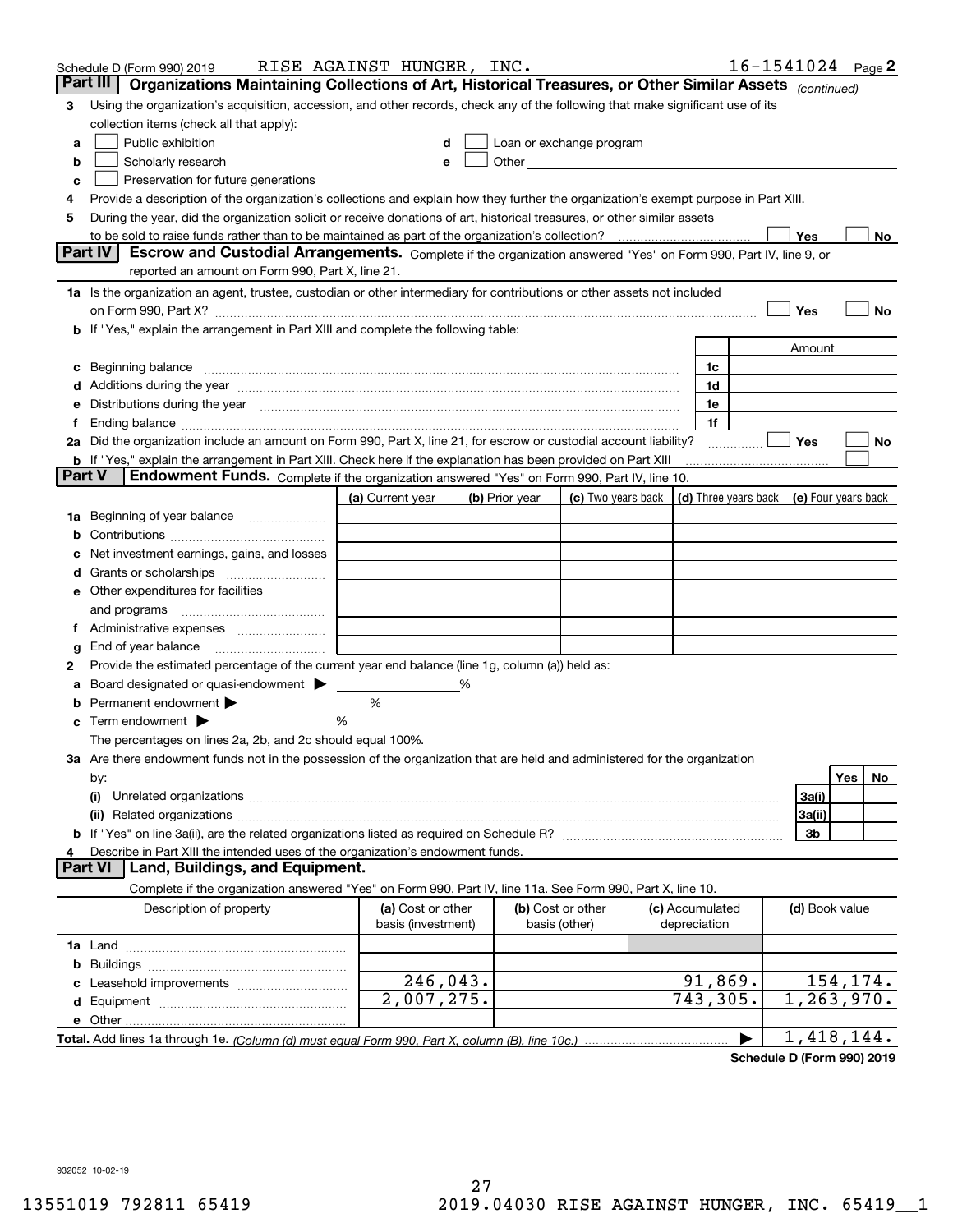Schedule D (Form 990) 2019 RISE AGAINST HUNGER, INC. 16-1541024 Page **2**

## Part III Organizations Maintaining Collections of Art, Historical Treasures, or Other Similar Assets *(continued)*

**3** Using the organization's acquisition, accession, and other records, check any of the following that make significant use of its collection items (check all that apply):

- **a** ☐ Public exhibition
- **b** ☐ Scholarly research
- **c** ☐ Preservation for future generations
- **d** ☐ Loan or exchange program
- **e** ☐ Other

**4** Provide a description of the organization's collections and explain how they further the organization's exempt purpose in Part XIII.

**5** During the year, did the organization solicit or receive donations of art, historical treasures, or other similar assets to be sold to raise funds rather than to be maintained as part of the organization's collection? ☐ Yes ☐ No

## Part IV Escrow and Custodial Arrangements.

Complete if the organization answered "Yes" on Form 990, Part IV, line 9, or reported an amount on Form 990, Part X, line 21.

**1a** Is the organization an agent, trustee, custodian or other intermediary for contributions or other assets not included on Form 990, Part X? ☐ Yes ☐ No

**b** If "Yes," explain the arrangement in Part XIII and complete the following table:

| | | Amount |
|---|---|---|
| **c** Beginning balance | 1c | |
| **d** Additions during the year | 1d | |
| **e** Distributions during the year | 1e | |
| **f** Ending balance | 1f | |

**2a** Did the organization include an amount on Form 990, Part X, line 21, for escrow or custodial account liability? ☐ Yes ☐ No

**b** If "Yes," explain the arrangement in Part XIII. Check here if the explanation has been provided on Part XIII ☐

## Part V Endowment Funds.

Complete if the organization answered "Yes" on Form 990, Part IV, line 10.

| | (a) Current year | (b) Prior year | (c) Two years back | (d) Three years back | (e) Four years back |
|---|---|---|---|---|---|
| **1a** Beginning of year balance | | | | | |
| **b** Contributions | | | | | |
| **c** Net investment earnings, gains, and losses | | | | | |
| **d** Grants or scholarships | | | | | |
| **e** Other expenditures for facilities and programs | | | | | |
| **f** Administrative expenses | | | | | |
| **g** End of year balance | | | | | |

**2** Provide the estimated percentage of the current year end balance (line 1g, column (a)) held as:

- **a** Board designated or quasi-endowment ▶ ______ %
- **b** Permanent endowment ▶ ______ %
- **c** Term endowment ▶ ______ %

The percentages on lines 2a, 2b, and 2c should equal 100%.

**3a** Are there endowment funds not in the possession of the organization that are held and administered for the organization by:

| | | Yes | No |
|---|---|---|---|
| **(i)** Unrelated organizations | 3a(i) | | |
| **(ii)** Related organizations | 3a(ii) | | |
| **b** If "Yes" on line 3a(ii), are the related organizations listed as required on Schedule R? | 3b | | |

**4** Describe in Part XIII the intended uses of the organization's endowment funds.

## Part VI Land, Buildings, and Equipment.

Complete if the organization answered "Yes" on Form 990, Part IV, line 11a. See Form 990, Part X, line 10.

| Description of property | (a) Cost or other basis (investment) | (b) Cost or other basis (other) | (c) Accumulated depreciation | (d) Book value |
|---|---|---|---|---|
| **1a** Land | | | | |
| **b** Buildings | | | | |
| **c** Leasehold improvements | 246,043. | | 91,869. | 154,174. |
| **d** Equipment | 2,007,275. | | 743,305. | 1,263,970. |
| **e** Other | | | | |
| **Total.** Add lines 1a through 1e. *(Column (d) must equal Form 990, Part X, column (B), line 10c.)* | | | ▶ | 1,418,144. |

**Schedule D (Form 990) 2019**

932052 10-02-19

13551019 792811 65419 2019.04030 RISE AGAINST HUNGER, INC. 65419__1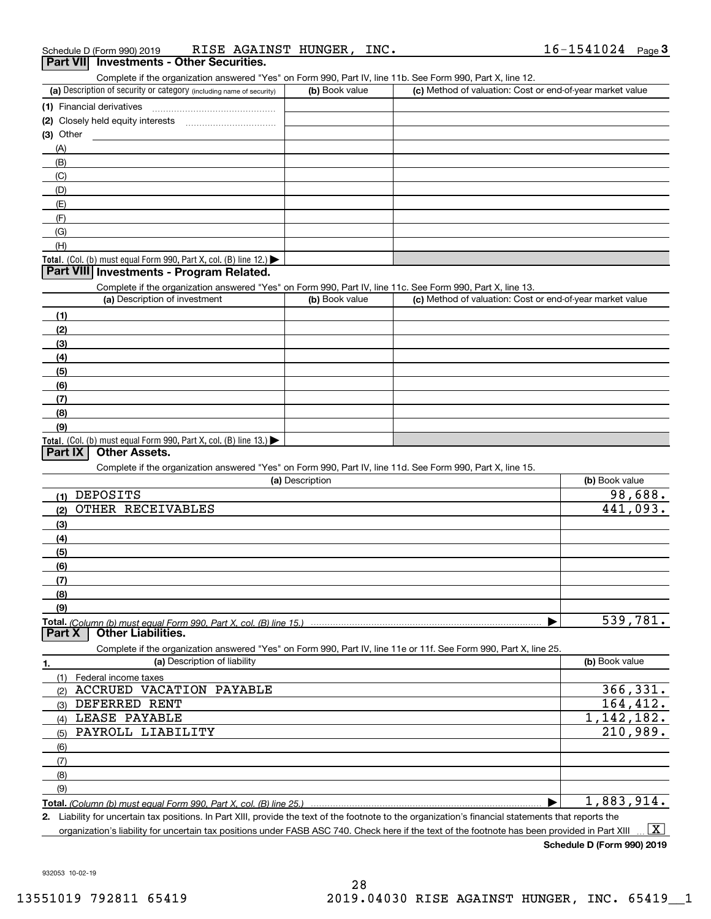Schedule D (Form 990) 2019 RISE AGAINST HUNGER, INC. 16-1541024 Page 3

## Part VII Investments - Other Securities.

Complete if the organization answered "Yes" on Form 990, Part IV, line 11b. See Form 990, Part X, line 12.

| (a) Description of security or category (including name of security) | (b) Book value | (c) Method of valuation: Cost or end-of-year market value |
|---|---|---|
| (1) Financial derivatives | | |
| (2) Closely held equity interests | | |
| (3) Other | | |
| (A) | | |
| (B) | | |
| (C) | | |
| (D) | | |
| (E) | | |
| (F) | | |
| (G) | | |
| (H) | | |
| **Total.** (Col. (b) must equal Form 990, Part X, col. (B) line 12.) ▶ | | |

## Part VIII Investments - Program Related.

Complete if the organization answered "Yes" on Form 990, Part IV, line 11c. See Form 990, Part X, line 13.

| (a) Description of investment | (b) Book value | (c) Method of valuation: Cost or end-of-year market value |
|---|---|---|
| (1) | | |
| (2) | | |
| (3) | | |
| (4) | | |
| (5) | | |
| (6) | | |
| (7) | | |
| (8) | | |
| (9) | | |
| **Total.** (Col. (b) must equal Form 990, Part X, col. (B) line 13.) ▶ | | |

## Part IX Other Assets.

Complete if the organization answered "Yes" on Form 990, Part IV, line 11d. See Form 990, Part X, line 15.

| (a) Description | (b) Book value |
|---|---|
| (1) DEPOSITS | 98,688. |
| (2) OTHER RECEIVABLES | 441,093. |
| (3) | |
| (4) | |
| (5) | |
| (6) | |
| (7) | |
| (8) | |
| (9) | |
| **Total.** (Column (b) must equal Form 990, Part X, col. (B) line 15.) ▶ | 539,781. |

## Part X Other Liabilities.

Complete if the organization answered "Yes" on Form 990, Part IV, line 11e or 11f. See Form 990, Part X, line 25.

| 1. (a) Description of liability | (b) Book value |
|---|---|
| (1) Federal income taxes | |
| (2) ACCRUED VACATION PAYABLE | 366,331. |
| (3) DEFERRED RENT | 164,412. |
| (4) LEASE PAYABLE | 1,142,182. |
| (5) PAYROLL LIABILITY | 210,989. |
| (6) | |
| (7) | |
| (8) | |
| (9) | |
| **Total.** (Column (b) must equal Form 990, Part X, col. (B) line 25.) ▶ | 1,883,914. |

2. Liability for uncertain tax positions. In Part XIII, provide the text of the footnote to the organization's financial statements that reports the organization's liability for uncertain tax positions under FASB ASC 740. Check here if the text of the footnote has been provided in Part XIII ... [X]

**Schedule D (Form 990) 2019**

932053 10-02-19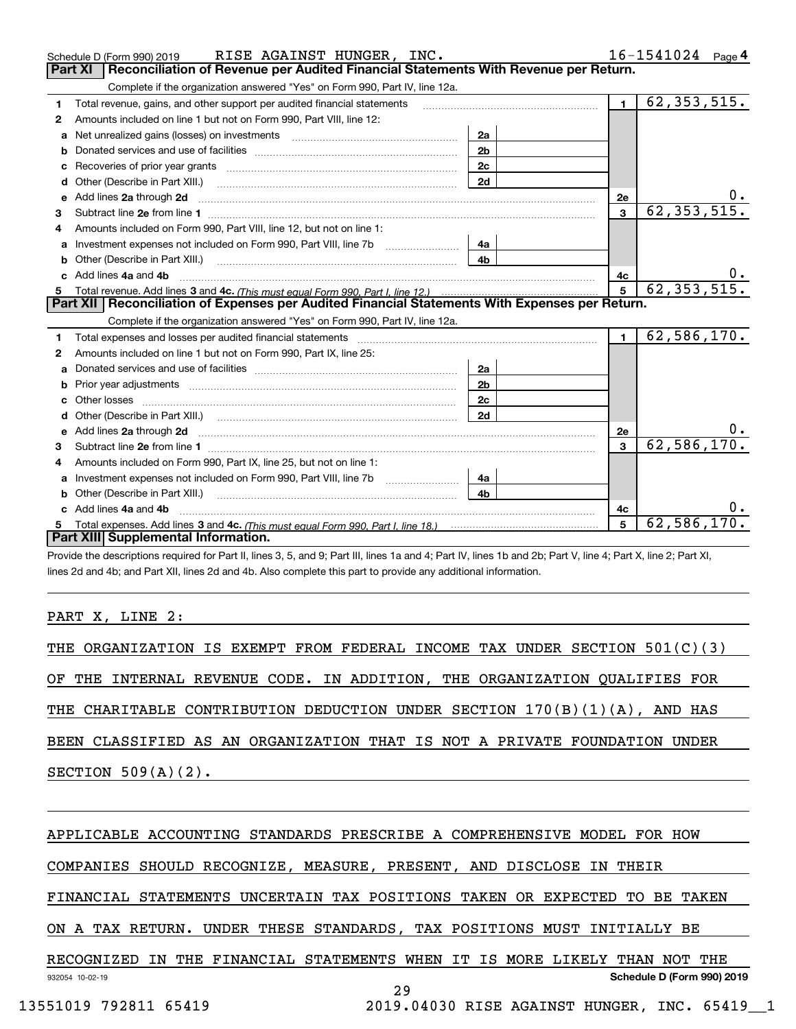Schedule D (Form 990) 2019 RISE AGAINST HUNGER, INC. 16-1541024 Page **4**

## Part XI Reconciliation of Revenue per Audited Financial Statements With Revenue per Return.

Complete if the organization answered "Yes" on Form 990, Part IV, line 12a.

| | | | | | |
|---|---|---|---|---|---|
| **1** | Total revenue, gains, and other support per audited financial statements | | | 1 | 62,353,515. |
| **2** | Amounts included on line 1 but not on Form 990, Part VIII, line 12: | | | | |
| **a** | Net unrealized gains (losses) on investments | 2a | | | |
| **b** | Donated services and use of facilities | 2b | | | |
| **c** | Recoveries of prior year grants | 2c | | | |
| **d** | Other (Describe in Part XIII.) | 2d | | | |
| **e** | Add lines **2a** through **2d** | | | 2e | 0. |
| **3** | Subtract line **2e** from line **1** | | | 3 | 62,353,515. |
| **4** | Amounts included on Form 990, Part VIII, line 12, but not on line 1: | | | | |
| **a** | Investment expenses not included on Form 990, Part VIII, line 7b | 4a | | | |
| **b** | Other (Describe in Part XIII.) | 4b | | | |
| **c** | Add lines **4a** and **4b** | | | 4c | 0. |
| **5** | Total revenue. Add lines **3** and **4c.** *(This must equal Form 990, Part I, line 12.)* | | | 5 | 62,353,515. |

## Part XII Reconciliation of Expenses per Audited Financial Statements With Expenses per Return.

Complete if the organization answered "Yes" on Form 990, Part IV, line 12a.

| | | | | | |
|---|---|---|---|---|---|
| **1** | Total expenses and losses per audited financial statements | | | 1 | 62,586,170. |
| **2** | Amounts included on line 1 but not on Form 990, Part IX, line 25: | | | | |
| **a** | Donated services and use of facilities | 2a | | | |
| **b** | Prior year adjustments | 2b | | | |
| **c** | Other losses | 2c | | | |
| **d** | Other (Describe in Part XIII.) | 2d | | | |
| **e** | Add lines **2a** through **2d** | | | 2e | 0. |
| **3** | Subtract line **2e** from line **1** | | | 3 | 62,586,170. |
| **4** | Amounts included on Form 990, Part IX, line 25, but not on line 1: | | | | |
| **a** | Investment expenses not included on Form 990, Part VIII, line 7b | 4a | | | |
| **b** | Other (Describe in Part XIII.) | 4b | | | |
| **c** | Add lines **4a** and **4b** | | | 4c | 0. |
| **5** | Total expenses. Add lines **3** and **4c.** *(This must equal Form 990, Part I, line 18.)* | | | 5 | 62,586,170. |

## Part XIII Supplemental Information.

Provide the descriptions required for Part II, lines 3, 5, and 9; Part III, lines 1a and 4; Part IV, lines 1b and 2b; Part V, line 4; Part X, line 2; Part XI, lines 2d and 4b; and Part XII, lines 2d and 4b. Also complete this part to provide any additional information.

PART X, LINE 2:

THE ORGANIZATION IS EXEMPT FROM FEDERAL INCOME TAX UNDER SECTION 501(C)(3) OF THE INTERNAL REVENUE CODE. IN ADDITION, THE ORGANIZATION QUALIFIES FOR THE CHARITABLE CONTRIBUTION DEDUCTION UNDER SECTION 170(B)(1)(A), AND HAS BEEN CLASSIFIED AS AN ORGANIZATION THAT IS NOT A PRIVATE FOUNDATION UNDER SECTION 509(A)(2).

APPLICABLE ACCOUNTING STANDARDS PRESCRIBE A COMPREHENSIVE MODEL FOR HOW COMPANIES SHOULD RECOGNIZE, MEASURE, PRESENT, AND DISCLOSE IN THEIR FINANCIAL STATEMENTS UNCERTAIN TAX POSITIONS TAKEN OR EXPECTED TO BE TAKEN ON A TAX RETURN. UNDER THESE STANDARDS, TAX POSITIONS MUST INITIALLY BE RECOGNIZED IN THE FINANCIAL STATEMENTS WHEN IT IS MORE LIKELY THAN NOT THE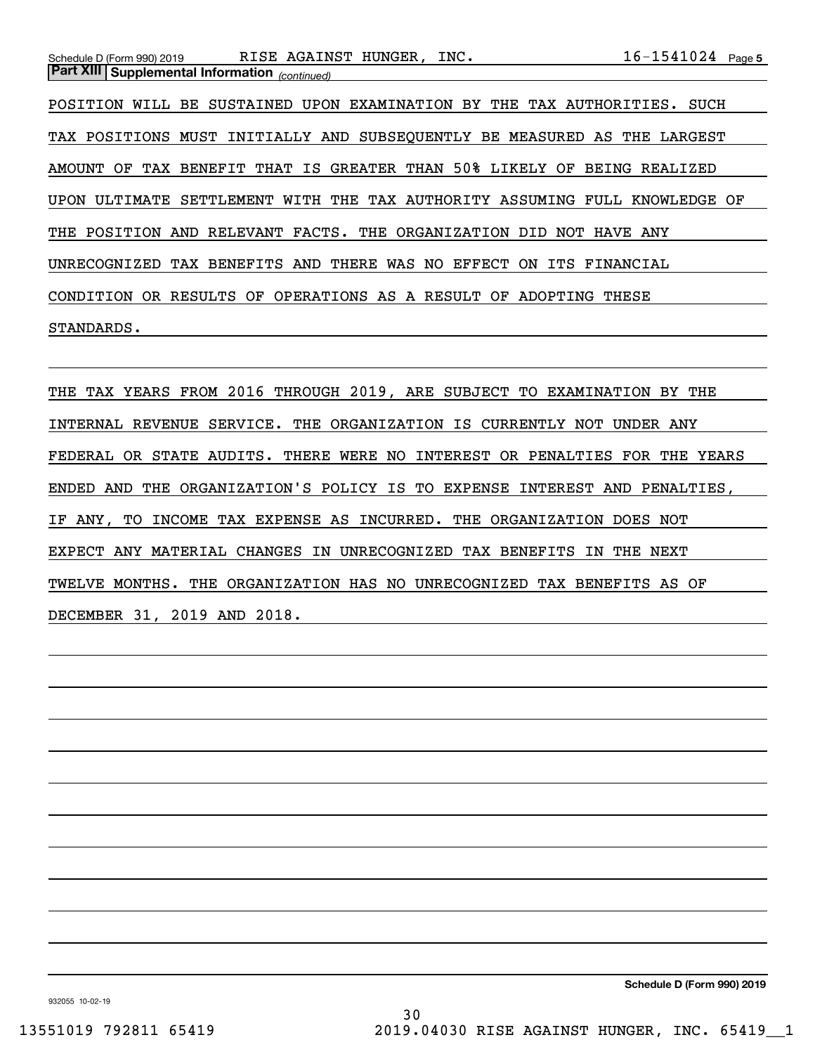**Part XIII | Supplemental Information** *(continued)*

POSITION WILL BE SUSTAINED UPON EXAMINATION BY THE TAX AUTHORITIES. SUCH TAX POSITIONS MUST INITIALLY AND SUBSEQUENTLY BE MEASURED AS THE LARGEST AMOUNT OF TAX BENEFIT THAT IS GREATER THAN 50% LIKELY OF BEING REALIZED UPON ULTIMATE SETTLEMENT WITH THE TAX AUTHORITY ASSUMING FULL KNOWLEDGE OF THE POSITION AND RELEVANT FACTS. THE ORGANIZATION DID NOT HAVE ANY UNRECOGNIZED TAX BENEFITS AND THERE WAS NO EFFECT ON ITS FINANCIAL CONDITION OR RESULTS OF OPERATIONS AS A RESULT OF ADOPTING THESE STANDARDS.

THE TAX YEARS FROM 2016 THROUGH 2019, ARE SUBJECT TO EXAMINATION BY THE INTERNAL REVENUE SERVICE. THE ORGANIZATION IS CURRENTLY NOT UNDER ANY FEDERAL OR STATE AUDITS. THERE WERE NO INTEREST OR PENALTIES FOR THE YEARS ENDED AND THE ORGANIZATION'S POLICY IS TO EXPENSE INTEREST AND PENALTIES, IF ANY, TO INCOME TAX EXPENSE AS INCURRED. THE ORGANIZATION DOES NOT EXPECT ANY MATERIAL CHANGES IN UNRECOGNIZED TAX BENEFITS IN THE NEXT TWELVE MONTHS. THE ORGANIZATION HAS NO UNRECOGNIZED TAX BENEFITS AS OF DECEMBER 31, 2019 AND 2018.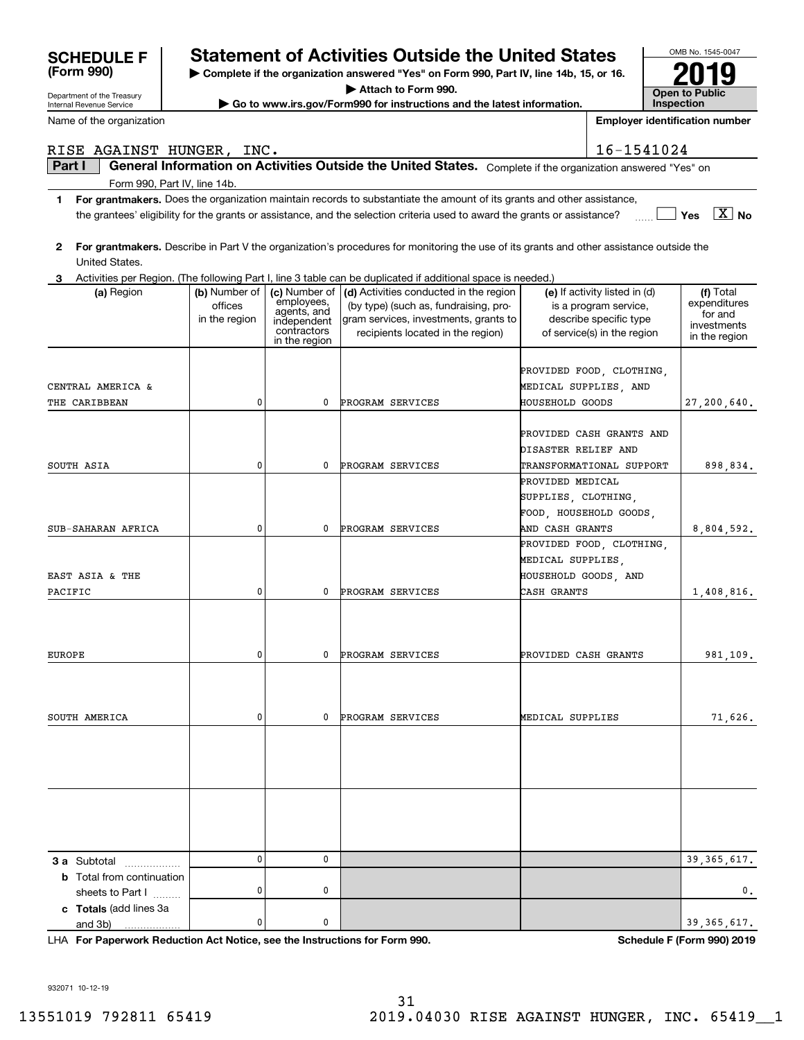# SCHEDULE F (Form 990)

Department of the Treasury
Internal Revenue Service

## Statement of Activities Outside the United States

▶ Complete if the organization answered "Yes" on Form 990, Part IV, line 14b, 15, or 16.
▶ Attach to Form 990.
▶ Go to www.irs.gov/Form990 for instructions and the latest information.

OMB No. 1545-0047

**2019**

**Open to Public Inspection**

Name of the organization: RISE AGAINST HUNGER, INC.

Employer identification number: 16-1541024

**Part I** **General Information on Activities Outside the United States.** Complete if the organization answered "Yes" on Form 990, Part IV, line 14b.

**1** **For grantmakers.** Does the organization maintain records to substantiate the amount of its grants and other assistance, the grantees' eligibility for the grants or assistance, and the selection criteria used to award the grants or assistance? ☐ Yes ☒ No

**2** **For grantmakers.** Describe in Part V the organization's procedures for monitoring the use of its grants and other assistance outside the United States.

**3** Activities per Region. (The following Part I, line 3 table can be duplicated if additional space is needed.)

| (a) Region | (b) Number of offices in the region | (c) Number of employees, agents, and independent contractors in the region | (d) Activities conducted in the region (by type) (such as, fundraising, program services, investments, grants to recipients located in the region) | (e) If activity listed in (d) is a program service, describe specific type of service(s) in the region | (f) Total expenditures for and investments in the region |
|---|---|---|---|---|---|
| CENTRAL AMERICA & THE CARIBBEAN | 0 | 0 | PROGRAM SERVICES | PROVIDED FOOD, CLOTHING, MEDICAL SUPPLIES, AND HOUSEHOLD GOODS | 27,200,640. |
| SOUTH ASIA | 0 | 0 | PROGRAM SERVICES | PROVIDED CASH GRANTS AND DISASTER RELIEF AND TRANSFORMATIONAL SUPPORT | 898,834. |
| SUB-SAHARAN AFRICA | 0 | 0 | PROGRAM SERVICES | PROVIDED MEDICAL SUPPLIES, CLOTHING, FOOD, HOUSEHOLD GOODS, AND CASH GRANTS | 8,804,592. |
| EAST ASIA & THE PACIFIC | 0 | 0 | PROGRAM SERVICES | PROVIDED FOOD, CLOTHING, MEDICAL SUPPLIES, HOUSEHOLD GOODS, AND CASH GRANTS | 1,408,816. |
| EUROPE | 0 | 0 | PROGRAM SERVICES | PROVIDED CASH GRANTS | 981,109. |
| SOUTH AMERICA | 0 | 0 | PROGRAM SERVICES | MEDICAL SUPPLIES | 71,626. |
| | | | | | |
| | | | | | |
| **3 a** Subtotal | 0 | 0 | | | 39,365,617. |
| **b** Total from continuation sheets to Part I | 0 | 0 | | | 0. |
| **c Totals** (add lines 3a and 3b) | 0 | 0 | | | 39,365,617. |

LHA **For Paperwork Reduction Act Notice, see the Instructions for Form 990.** **Schedule F (Form 990) 2019**

932071 10-12-19

13551019 792811 65419 2019.04030 RISE AGAINST HUNGER, INC. 65419__1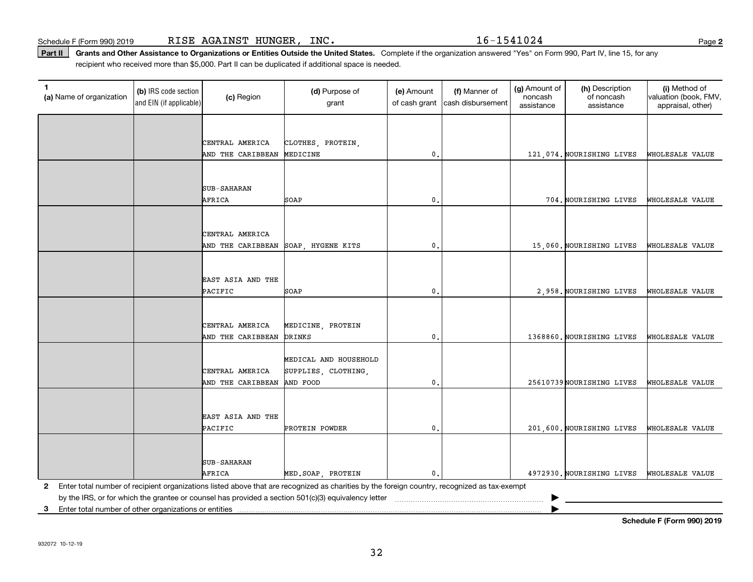Schedule F (Form 990) 2019 RISE AGAINST HUNGER, INC. 16-1541024

**Part II** **Grants and Other Assistance to Organizations or Entities Outside the United States.** Complete if the organization answered "Yes" on Form 990, Part IV, line 15, for any recipient who received more than $5,000. Part II can be duplicated if additional space is needed.

| 1 (a) Name of organization | (b) IRS code section and EIN (if applicable) | (c) Region | (d) Purpose of grant | (e) Amount of cash grant | (f) Manner of cash disbursement | (g) Amount of noncash assistance | (h) Description of noncash assistance | (i) Method of valuation (book, FMV, appraisal, other) |
|---|---|---|---|---|---|---|---|---|
| | | CENTRAL AMERICA AND THE CARIBBEAN | CLOTHES, PROTEIN, MEDICINE | 0. | | 121,074. | NOURISHING LIVES | WHOLESALE VALUE |
| | | SUB-SAHARAN AFRICA | SOAP | 0. | | 704. | NOURISHING LIVES | WHOLESALE VALUE |
| | | CENTRAL AMERICA AND THE CARIBBEAN | SOAP, HYGENE KITS | 0. | | 15,060. | NOURISHING LIVES | WHOLESALE VALUE |
| | | EAST ASIA AND THE PACIFIC | SOAP | 0. | | 2,958. | NOURISHING LIVES | WHOLESALE VALUE |
| | | CENTRAL AMERICA AND THE CARIBBEAN | MEDICINE, PROTEIN DRINKS | 0. | | 1368860. | NOURISHING LIVES | WHOLESALE VALUE |
| | | CENTRAL AMERICA AND THE CARIBBEAN | MEDICAL AND HOUSEHOLD SUPPLIES, CLOTHING, AND FOOD | 0. | | 25610739 | NOURISHING LIVES | WHOLESALE VALUE |
| | | EAST ASIA AND THE PACIFIC | PROTEIN POWDER | 0. | | 201,600. | NOURISHING LIVES | WHOLESALE VALUE |
| | | SUB-SAHARAN AFRICA | MED.SOAP, PROTEIN | 0. | | 4972930. | NOURISHING LIVES | WHOLESALE VALUE |

**2** Enter total number of recipient organizations listed above that are recognized as charities by the foreign country, recognized as tax-exempt by the IRS, or for which the grantee or counsel has provided a section 501(c)(3) equivalency letter ▶

**3** Enter total number of other organizations or entities ▶

**Schedule F (Form 990) 2019**

932072 10-12-19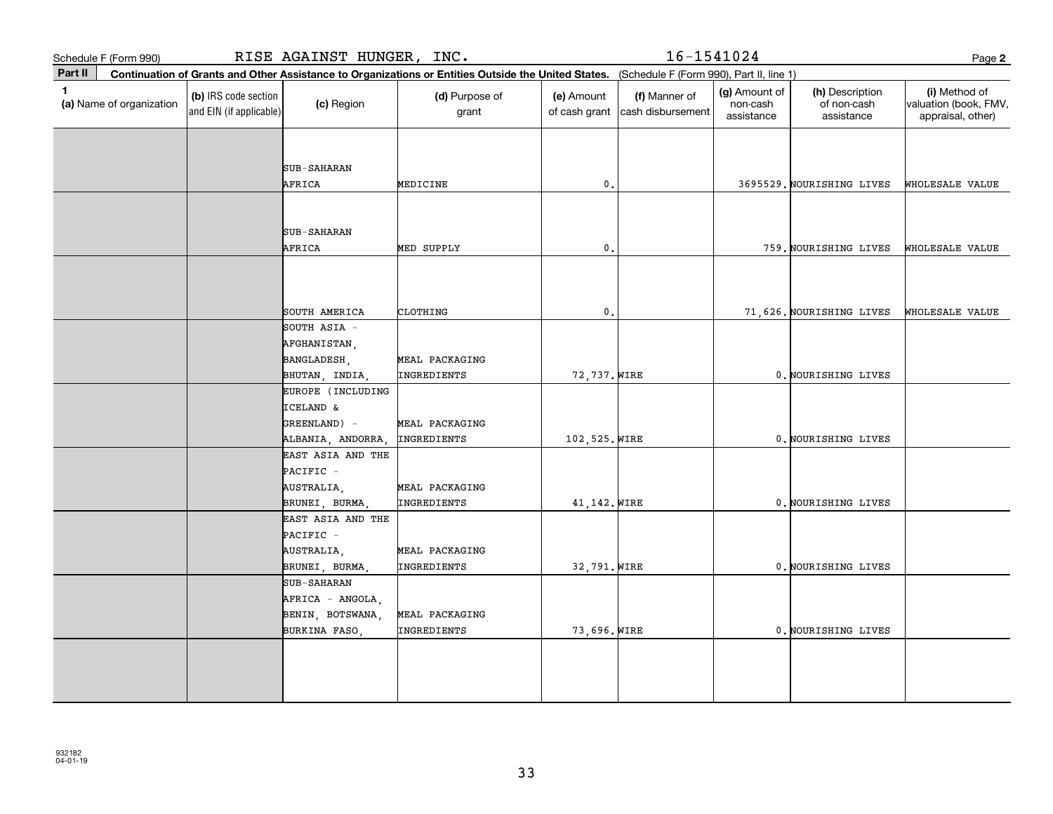Schedule F (Form 990) RISE AGAINST HUNGER, INC. 16-1541024

**Part II** **Continuation of Grants and Other Assistance to Organizations or Entities Outside the United States.** (Schedule F (Form 990), Part II, line 1)

| 1 (a) Name of organization | (b) IRS code section and EIN (if applicable) | (c) Region | (d) Purpose of grant | (e) Amount of cash grant | (f) Manner of cash disbursement | (g) Amount of non-cash assistance | (h) Description of non-cash assistance | (i) Method of valuation (book, FMV, appraisal, other) |
|---|---|---|---|---|---|---|---|---|
| | | SUB-SAHARAN AFRICA | MEDICINE | 0. | | 3695529. | NOURISHING LIVES | WHOLESALE VALUE |
| | | SUB-SAHARAN AFRICA | MED SUPPLY | 0. | | 759. | NOURISHING LIVES | WHOLESALE VALUE |
| | | SOUTH AMERICA | CLOTHING | 0. | | 71,626. | NOURISHING LIVES | WHOLESALE VALUE |
| | | SOUTH ASIA - AFGHANISTAN, BANGLADESH, BHUTAN, INDIA, | MEAL PACKAGING INGREDIENTS | 72,737. | WIRE | 0. | NOURISHING LIVES | |
| | | EUROPE (INCLUDING ICELAND & GREENLAND) - ALBANIA, ANDORRA, | MEAL PACKAGING INGREDIENTS | 102,525. | WIRE | 0. | NOURISHING LIVES | |
| | | EAST ASIA AND THE PACIFIC - AUSTRALIA, BRUNEI, BURMA, | MEAL PACKAGING INGREDIENTS | 41,142. | WIRE | 0. | NOURISHING LIVES | |
| | | EAST ASIA AND THE PACIFIC - AUSTRALIA, BRUNEI, BURMA, | MEAL PACKAGING INGREDIENTS | 32,791. | WIRE | 0. | NOURISHING LIVES | |
| | | SUB-SAHARAN AFRICA - ANGOLA, BENIN, BOTSWANA, BURKINA FASO, | MEAL PACKAGING INGREDIENTS | 73,696. | WIRE | 0. | NOURISHING LIVES | |
| | | | | | | | | |

932182 04-01-19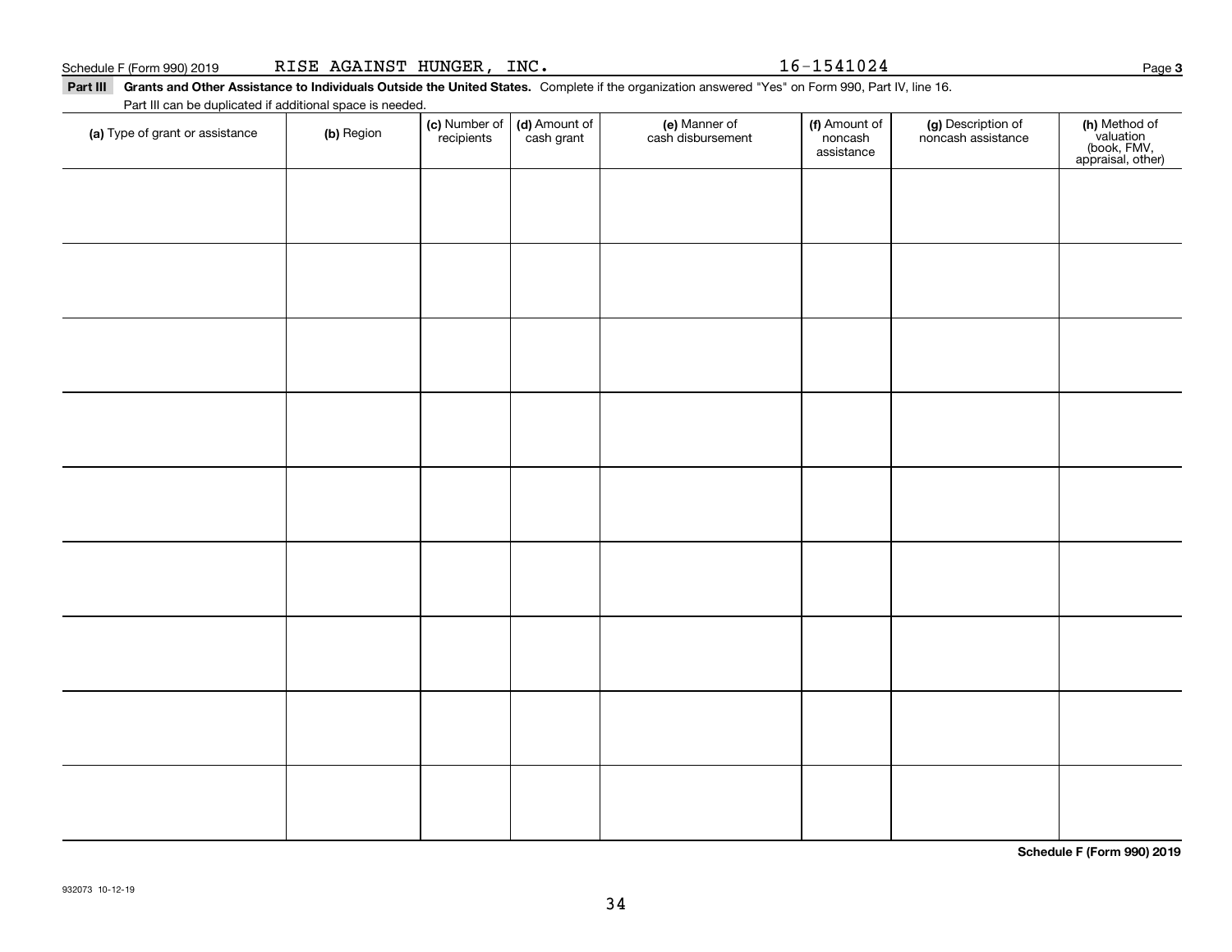Schedule F (Form 990) 2019 RISE AGAINST HUNGER, INC. 16-1541024

**Part III Grants and Other Assistance to Individuals Outside the United States.** Complete if the organization answered "Yes" on Form 990, Part IV, line 16.

Part III can be duplicated if additional space is needed.

| (a) Type of grant or assistance | (b) Region | (c) Number of recipients | (d) Amount of cash grant | (e) Manner of cash disbursement | (f) Amount of noncash assistance | (g) Description of noncash assistance | (h) Method of valuation (book, FMV, appraisal, other) |
|---|---|---|---|---|---|---|---|
| | | | | | | | |
| | | | | | | | |
| | | | | | | | |
| | | | | | | | |
| | | | | | | | |
| | | | | | | | |
| | | | | | | | |
| | | | | | | | |
| | | | | | | | |

**Schedule F (Form 990) 2019**

932073 10-12-19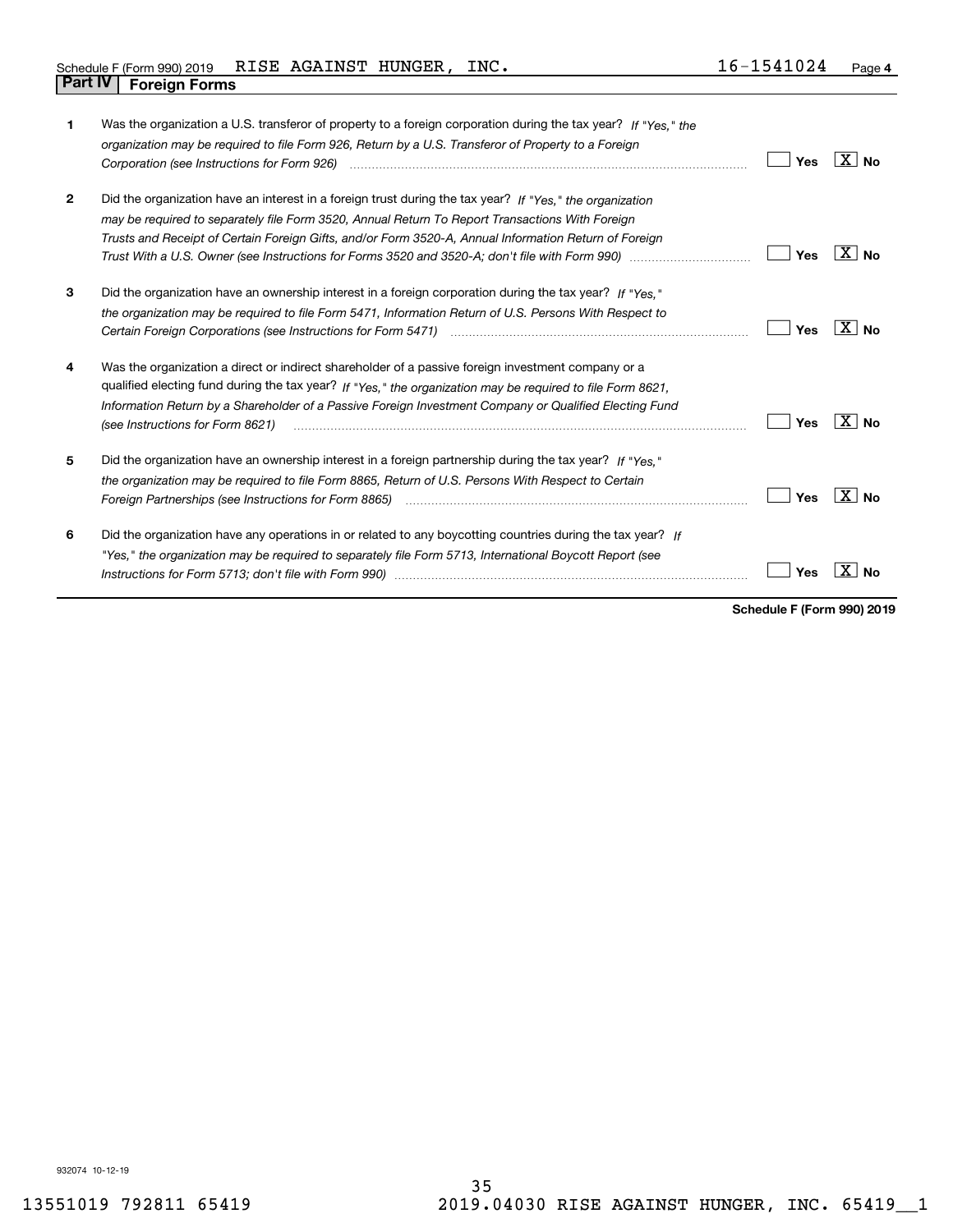Schedule F (Form 990) 2019 RISE AGAINST HUNGER, INC. 16-1541024 Page **4**

## Part IV Foreign Forms

| | | Yes | No |
|---|---|---|---|
| **1** | Was the organization a U.S. transferor of property to a foreign corporation during the tax year? *If "Yes," the organization may be required to file Form 926, Return by a U.S. Transferor of Property to a Foreign Corporation (see Instructions for Form 926)* | | X |
| **2** | Did the organization have an interest in a foreign trust during the tax year? *If "Yes," the organization may be required to separately file Form 3520, Annual Return To Report Transactions With Foreign Trusts and Receipt of Certain Foreign Gifts, and/or Form 3520-A, Annual Information Return of Foreign Trust With a U.S. Owner (see Instructions for Forms 3520 and 3520-A; don't file with Form 990)* | | X |
| **3** | Did the organization have an ownership interest in a foreign corporation during the tax year? *If "Yes," the organization may be required to file Form 5471, Information Return of U.S. Persons With Respect to Certain Foreign Corporations (see Instructions for Form 5471)* | | X |
| **4** | Was the organization a direct or indirect shareholder of a passive foreign investment company or a qualified electing fund during the tax year? *If "Yes," the organization may be required to file Form 8621, Information Return by a Shareholder of a Passive Foreign Investment Company or Qualified Electing Fund (see Instructions for Form 8621)* | | X |
| **5** | Did the organization have an ownership interest in a foreign partnership during the tax year? *If "Yes," the organization may be required to file Form 8865, Return of U.S. Persons With Respect to Certain Foreign Partnerships (see Instructions for Form 8865)* | | X |
| **6** | Did the organization have any operations in or related to any boycotting countries during the tax year? *If "Yes," the organization may be required to separately file Form 5713, International Boycott Report (see Instructions for Form 5713; don't file with Form 990)* | | X |

**Schedule F (Form 990) 2019**

932074 10-12-19

13551019 792811 65419 2019.04030 RISE AGAINST HUNGER, INC. 65419__1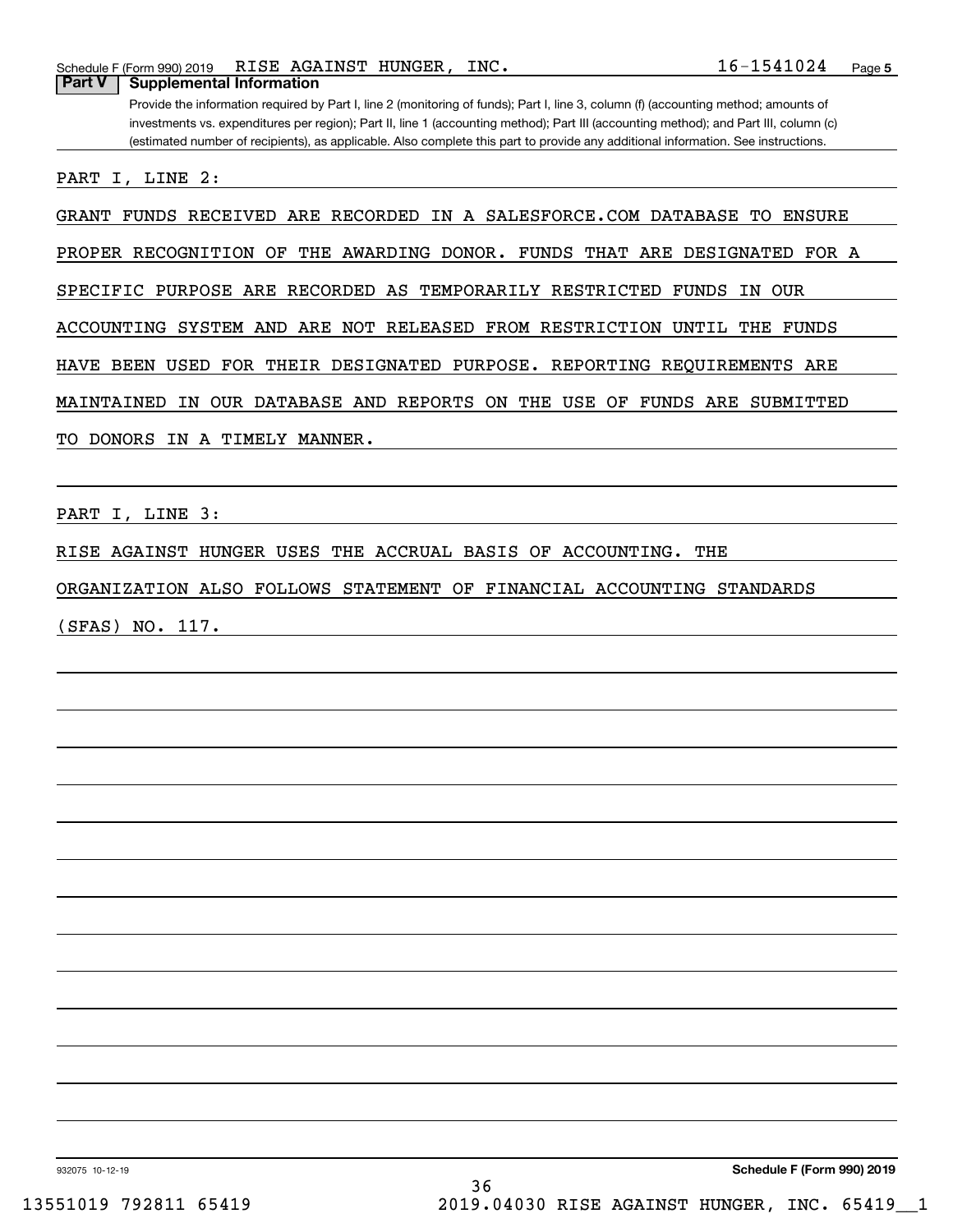## Part V Supplemental Information

Provide the information required by Part I, line 2 (monitoring of funds); Part I, line 3, column (f) (accounting method; amounts of investments vs. expenditures per region); Part II, line 1 (accounting method); Part III (accounting method); and Part III, column (c) (estimated number of recipients), as applicable. Also complete this part to provide any additional information. See instructions.

PART I, LINE 2:

GRANT FUNDS RECEIVED ARE RECORDED IN A SALESFORCE.COM DATABASE TO ENSURE PROPER RECOGNITION OF THE AWARDING DONOR. FUNDS THAT ARE DESIGNATED FOR A SPECIFIC PURPOSE ARE RECORDED AS TEMPORARILY RESTRICTED FUNDS IN OUR ACCOUNTING SYSTEM AND ARE NOT RELEASED FROM RESTRICTION UNTIL THE FUNDS HAVE BEEN USED FOR THEIR DESIGNATED PURPOSE. REPORTING REQUIREMENTS ARE MAINTAINED IN OUR DATABASE AND REPORTS ON THE USE OF FUNDS ARE SUBMITTED TO DONORS IN A TIMELY MANNER.

PART I, LINE 3:

RISE AGAINST HUNGER USES THE ACCRUAL BASIS OF ACCOUNTING. THE ORGANIZATION ALSO FOLLOWS STATEMENT OF FINANCIAL ACCOUNTING STANDARDS (SFAS) NO. 117.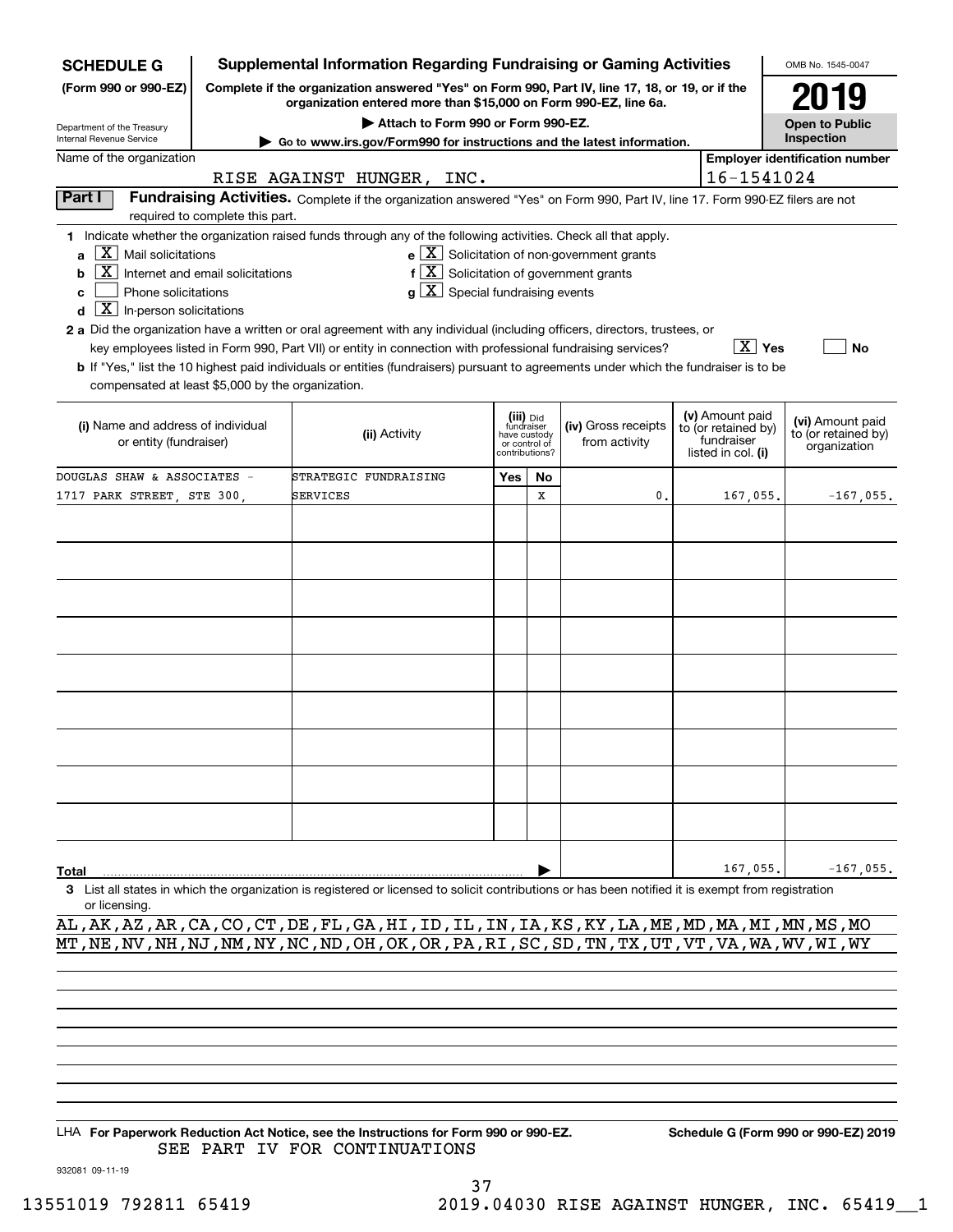**SCHEDULE G (Form 990 or 990-EZ)**

Department of the Treasury
Internal Revenue Service

# Supplemental Information Regarding Fundraising or Gaming Activities

**Complete if the organization answered "Yes" on Form 990, Part IV, line 17, 18, or 19, or if the organization entered more than $15,000 on Form 990-EZ, line 6a.**

**▶ Attach to Form 990 or Form 990-EZ.**

**▶ Go to www.irs.gov/Form990 for instructions and the latest information.**

OMB No. 1545-0047

**2019**

**Open to Public Inspection**

Name of the organization: RISE AGAINST HUNGER, INC.

Employer identification number: 16-1541024

## Part I Fundraising Activities.

Complete if the organization answered "Yes" on Form 990, Part IV, line 17. Form 990-EZ filers are not required to complete this part.

1 Indicate whether the organization raised funds through any of the following activities. Check all that apply.

- a [X] Mail solicitations
- b [X] Internet and email solicitations
- c [ ] Phone solicitations
- d [X] In-person solicitations
- e [X] Solicitation of non-government grants
- f [X] Solicitation of government grants
- g [X] Special fundraising events

2 a Did the organization have a written or oral agreement with any individual (including officers, directors, trustees, or key employees listed in Form 990, Part VII) or entity in connection with professional fundraising services? [X] Yes [ ] No

b If "Yes," list the 10 highest paid individuals or entities (fundraisers) pursuant to agreements under which the fundraiser is to be compensated at least $5,000 by the organization.

| (i) Name and address of individual or entity (fundraiser) | (ii) Activity | (iii) Did fundraiser have custody or control of contributions? Yes | No | (iv) Gross receipts from activity | (v) Amount paid to (or retained by) fundraiser listed in col. (i) | (vi) Amount paid to (or retained by) organization |
|---|---|---|---|---|---|---|
| DOUGLAS SHAW & ASSOCIATES - 1717 PARK STREET, STE 300, | STRATEGIC FUNDRAISING SERVICES | | X | 0. | 167,055. | -167,055. |
| | | | | | | |
| | | | | | | |
| | | | | | | |
| | | | | | | |
| | | | | | | |
| | | | | | | |
| | | | | | | |
| | | | | | | |
| | | | | | | |
| **Total** | | | | | 167,055. | -167,055. |

3 List all states in which the organization is registered or licensed to solicit contributions or has been notified it is exempt from registration or licensing.

AL,AK,AZ,AR,CA,CO,CT,DE,FL,GA,HI,ID,IL,IN,IA,KS,KY,LA,ME,MD,MA,MI,MN,MS,MO
MT,NE,NV,NH,NJ,NM,NY,NC,ND,OH,OK,OR,PA,RI,SC,SD,TN,TX,UT,VT,VA,WA,WV,WI,WY

LHA **For Paperwork Reduction Act Notice, see the Instructions for Form 990 or 990-EZ.** **Schedule G (Form 990 or 990-EZ) 2019**

SEE PART IV FOR CONTINUATIONS

932081 09-11-19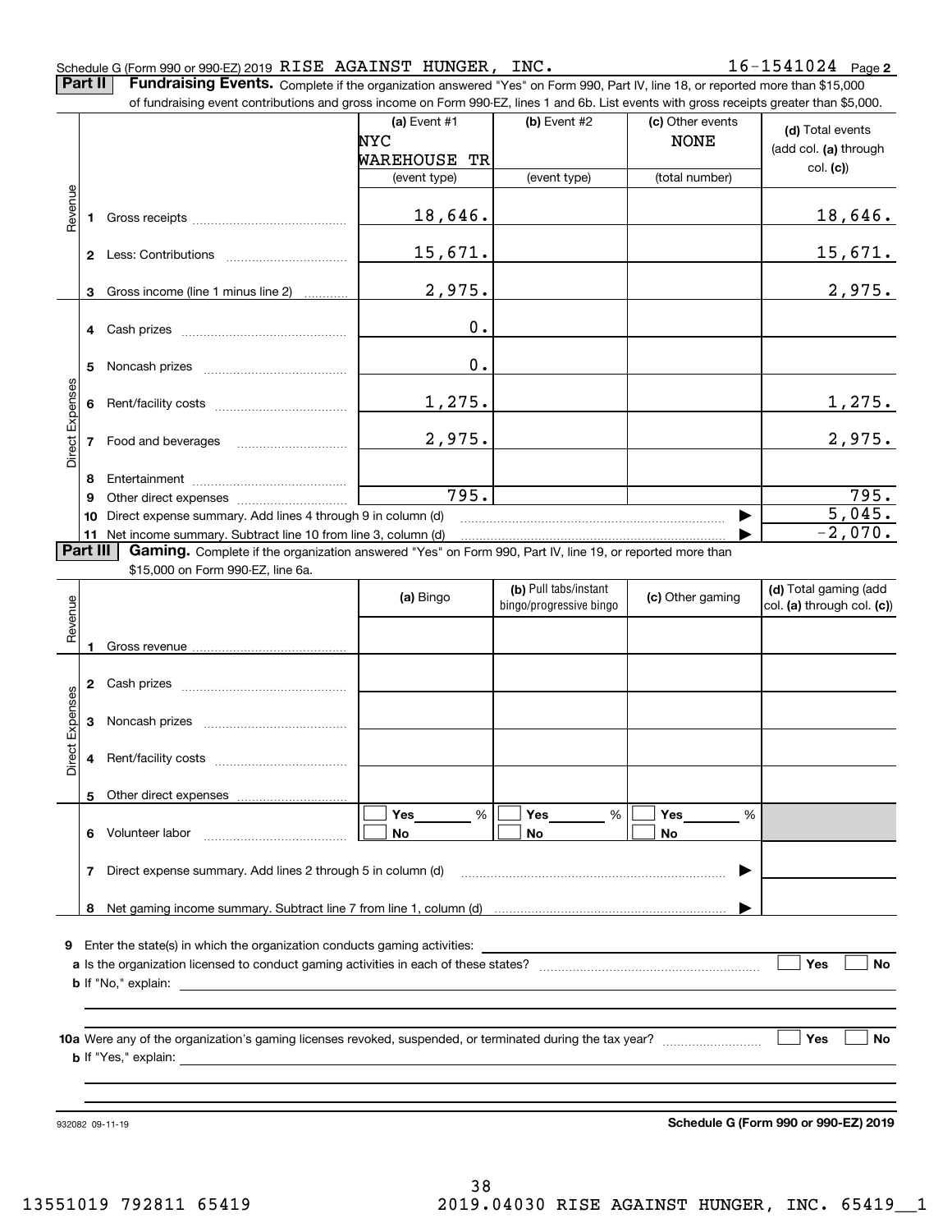Schedule G (Form 990 or 990-EZ) 2019 RISE AGAINST HUNGER, INC. 16-1541024 Page **2**

**Part II** **Fundraising Events.** Complete if the organization answered "Yes" on Form 990, Part IV, line 18, or reported more than $15,000 of fundraising event contributions and gross income on Form 990-EZ, lines 1 and 6b. List events with gross receipts greater than $5,000.

| | | (a) Event #1 NYC WAREHOUSE TR (event type) | (b) Event #2 (event type) | (c) Other events NONE (total number) | (d) Total events (add col. (a) through col. (c)) |
|---|---|---|---|---|---|
| Revenue | 1 Gross receipts | 18,646. | | | 18,646. |
| | 2 Less: Contributions | 15,671. | | | 15,671. |
| | 3 Gross income (line 1 minus line 2) | 2,975. | | | 2,975. |
| Direct Expenses | 4 Cash prizes | 0. | | | |
| | 5 Noncash prizes | 0. | | | |
| | 6 Rent/facility costs | 1,275. | | | 1,275. |
| | 7 Food and beverages | 2,975. | | | 2,975. |
| | 8 Entertainment | | | | |
| | 9 Other direct expenses | 795. | | | 795. |
| | 10 Direct expense summary. Add lines 4 through 9 in column (d) | | | ▶ | 5,045. |
| | 11 Net income summary. Subtract line 10 from line 3, column (d) | | | ▶ | -2,070. |

**Part III** **Gaming.** Complete if the organization answered "Yes" on Form 990, Part IV, line 19, or reported more than $15,000 on Form 990-EZ, line 6a.

| | | (a) Bingo | (b) Pull tabs/instant bingo/progressive bingo | (c) Other gaming | (d) Total gaming (add col. (a) through col. (c)) |
|---|---|---|---|---|---|
| Revenue | 1 Gross revenue | | | | |
| Direct Expenses | 2 Cash prizes | | | | |
| | 3 Noncash prizes | | | | |
| | 4 Rent/facility costs | | | | |
| | 5 Other direct expenses | | | | |
| | 6 Volunteer labor | ☐ Yes ____ % ☐ No | ☐ Yes ____ % ☐ No | ☐ Yes ____ % ☐ No | |
| | 7 Direct expense summary. Add lines 2 through 5 in column (d) | | | ▶ | |
| | 8 Net gaming income summary. Subtract line 7 from line 1, column (d) | | | ▶ | |

**9** Enter the state(s) in which the organization conducts gaming activities: ____________

**a** Is the organization licensed to conduct gaming activities in each of these states? ☐ Yes ☐ No

**b** If "No," explain: ____________

**10a** Were any of the organization's gaming licenses revoked, suspended, or terminated during the tax year? ☐ Yes ☐ No

**b** If "Yes," explain: ____________

932082 09-11-19 **Schedule G (Form 990 or 990-EZ) 2019**

13551019 792811 65419 2019.04030 RISE AGAINST HUNGER, INC. 65419__1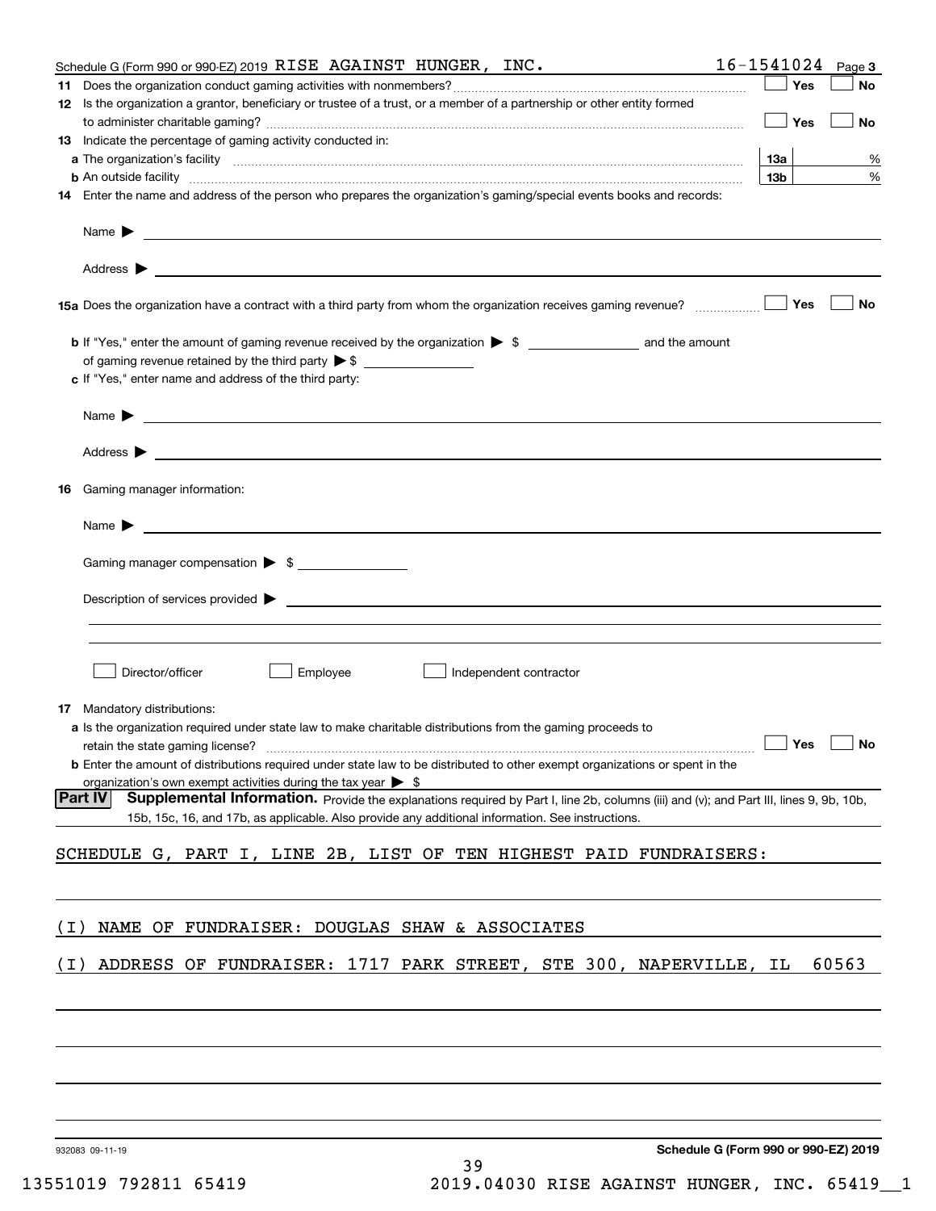Schedule G (Form 990 or 990-EZ) 2019 RISE AGAINST HUNGER, INC. 16-1541024 Page 3

**11** Does the organization conduct gaming activities with nonmembers? ☐ Yes ☐ No

**12** Is the organization a grantor, beneficiary or trustee of a trust, or a member of a partnership or other entity formed to administer charitable gaming? ☐ Yes ☐ No

**13** Indicate the percentage of gaming activity conducted in:

**a** The organization's facility **13a** %

**b** An outside facility **13b** %

**14** Enter the name and address of the person who prepares the organization's gaming/special events books and records:

Name ▶

Address ▶

**15a** Does the organization have a contract with a third party from whom the organization receives gaming revenue? ☐ Yes ☐ No

**b** If "Yes," enter the amount of gaming revenue received by the organization ▶ $ and the amount of gaming revenue retained by the third party ▶ $

**c** If "Yes," enter name and address of the third party:

Name ▶

Address ▶

**16** Gaming manager information:

Name ▶

Gaming manager compensation ▶ $

Description of services provided ▶

☐ Director/officer ☐ Employee ☐ Independent contractor

**17** Mandatory distributions:

**a** Is the organization required under state law to make charitable distributions from the gaming proceeds to retain the state gaming license? ☐ Yes ☐ No

**b** Enter the amount of distributions required under state law to be distributed to other exempt organizations or spent in the organization's own exempt activities during the tax year ▶ $

**Part IV Supplemental Information.** Provide the explanations required by Part I, line 2b, columns (iii) and (v); and Part III, lines 9, 9b, 10b, 15b, 15c, 16, and 17b, as applicable. Also provide any additional information. See instructions.

SCHEDULE G, PART I, LINE 2B, LIST OF TEN HIGHEST PAID FUNDRAISERS:

(I) NAME OF FUNDRAISER: DOUGLAS SHAW & ASSOCIATES

(I) ADDRESS OF FUNDRAISER: 1717 PARK STREET, STE 300, NAPERVILLE, IL 60563

932083 09-11-19 **Schedule G (Form 990 or 990-EZ) 2019**

13551019 792811 65419 2019.04030 RISE AGAINST HUNGER, INC. 65419__1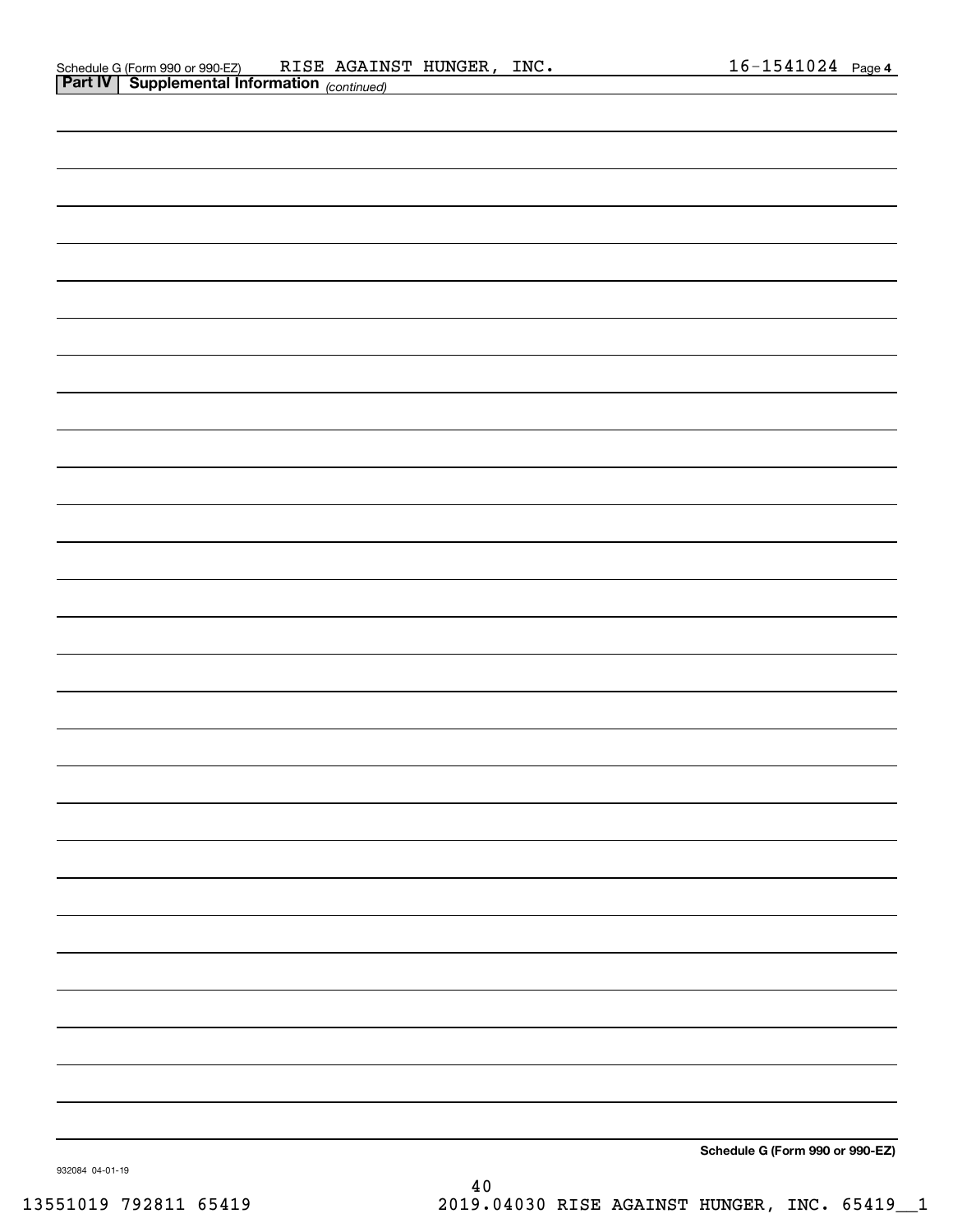Schedule G (Form 990 or 990-EZ) RISE AGAINST HUNGER, INC. 16-1541024 Page **4**

**Part IV | Supplemental Information** *(continued)*

**Schedule G (Form 990 or 990-EZ)**

932084 04-01-19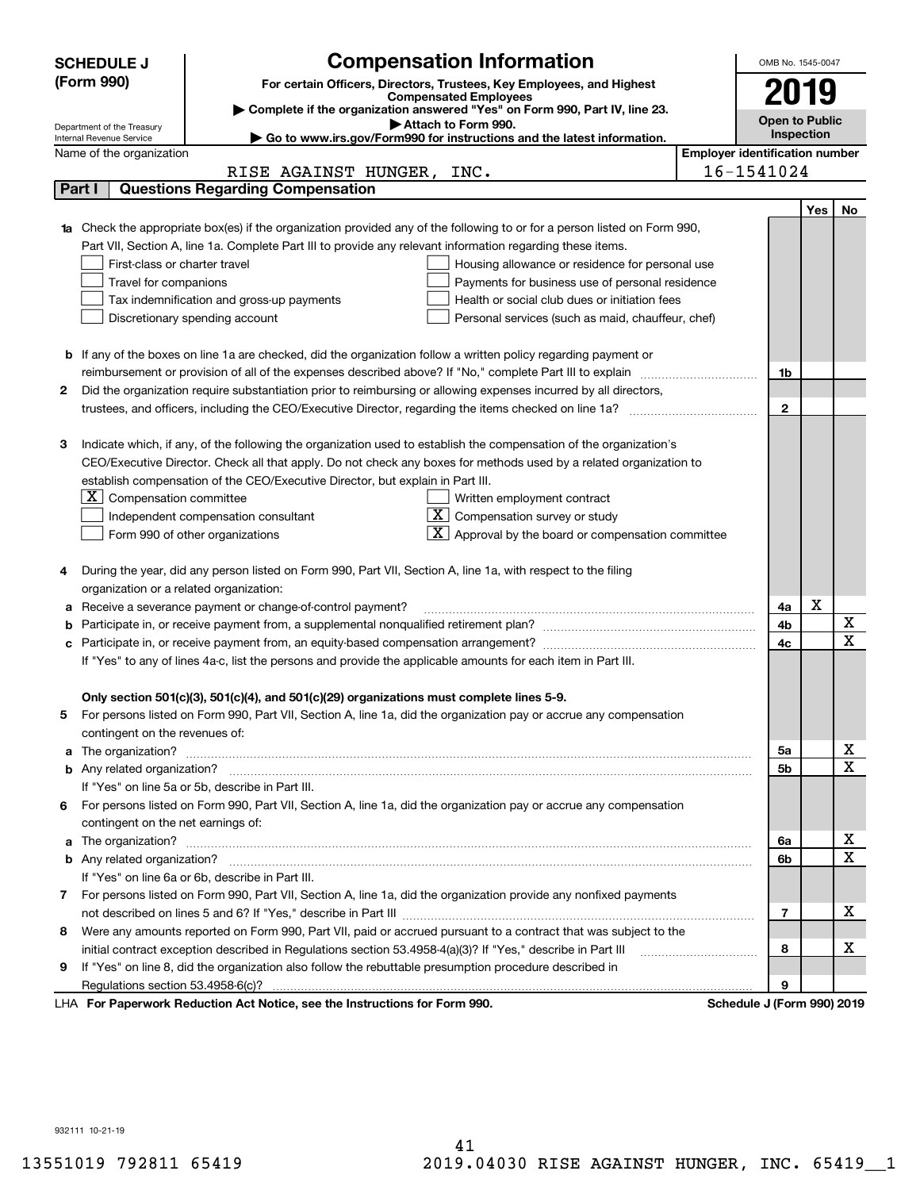# SCHEDULE J (Form 990)

## Compensation Information

**For certain Officers, Directors, Trustees, Key Employees, and Highest Compensated Employees**

▶ Complete if the organization answered "Yes" on Form 990, Part IV, line 23.

▶ Attach to Form 990.

▶ Go to www.irs.gov/Form990 for instructions and the latest information.

Department of the Treasury
Internal Revenue Service

OMB No. 1545-0047

**2019**

**Open to Public Inspection**

Name of the organization: RISE AGAINST HUNGER, INC.

Employer identification number: 16-1541024

### Part I — Questions Regarding Compensation

| | | Line | Yes | No |
|---|---|---|---|---|
| **1a** | Check the appropriate box(es) if the organization provided any of the following to or for a person listed on Form 990, Part VII, Section A, line 1a. Complete Part III to provide any relevant information regarding these items. | | | |
| | ☐ First-class or charter travel ☐ Housing allowance or residence for personal use | | | |
| | ☐ Travel for companions ☐ Payments for business use of personal residence | | | |
| | ☐ Tax indemnification and gross-up payments ☐ Health or social club dues or initiation fees | | | |
| | ☐ Discretionary spending account ☐ Personal services (such as maid, chauffeur, chef) | | | |
| **b** | If any of the boxes on line 1a are checked, did the organization follow a written policy regarding payment or reimbursement or provision of all of the expenses described above? If "No," complete Part III to explain | 1b | | |
| **2** | Did the organization require substantiation prior to reimbursing or allowing expenses incurred by all directors, trustees, and officers, including the CEO/Executive Director, regarding the items checked on line 1a? | 2 | | |
| **3** | Indicate which, if any, of the following the organization used to establish the compensation of the organization's CEO/Executive Director. Check all that apply. Do not check any boxes for methods used by a related organization to establish compensation of the CEO/Executive Director, but explain in Part III. | | | |
| | ☒ Compensation committee ☐ Written employment contract | | | |
| | ☐ Independent compensation consultant ☒ Compensation survey or study | | | |
| | ☐ Form 990 of other organizations ☒ Approval by the board or compensation committee | | | |
| **4** | During the year, did any person listed on Form 990, Part VII, Section A, line 1a, with respect to the filing organization or a related organization: | | | |
| **a** | Receive a severance payment or change-of-control payment? | 4a | X | |
| **b** | Participate in, or receive payment from, a supplemental nonqualified retirement plan? | 4b | | X |
| **c** | Participate in, or receive payment from, an equity-based compensation arrangement? | 4c | | X |
| | If "Yes" to any of lines 4a-c, list the persons and provide the applicable amounts for each item in Part III. | | | |
| | **Only section 501(c)(3), 501(c)(4), and 501(c)(29) organizations must complete lines 5-9.** | | | |
| **5** | For persons listed on Form 990, Part VII, Section A, line 1a, did the organization pay or accrue any compensation contingent on the revenues of: | | | |
| **a** | The organization? | 5a | | X |
| **b** | Any related organization? | 5b | | X |
| | If "Yes" on line 5a or 5b, describe in Part III. | | | |
| **6** | For persons listed on Form 990, Part VII, Section A, line 1a, did the organization pay or accrue any compensation contingent on the net earnings of: | | | |
| **a** | The organization? | 6a | | X |
| **b** | Any related organization? | 6b | | X |
| | If "Yes" on line 6a or 6b, describe in Part III. | | | |
| **7** | For persons listed on Form 990, Part VII, Section A, line 1a, did the organization provide any nonfixed payments not described on lines 5 and 6? If "Yes," describe in Part III | 7 | | X |
| **8** | Were any amounts reported on Form 990, Part VII, paid or accrued pursuant to a contract that was subject to the initial contract exception described in Regulations section 53.4958-4(a)(3)? If "Yes," describe in Part III | 8 | | X |
| **9** | If "Yes" on line 8, did the organization also follow the rebuttable presumption procedure described in Regulations section 53.4958-6(c)? | 9 | | |

LHA **For Paperwork Reduction Act Notice, see the Instructions for Form 990.** **Schedule J (Form 990) 2019**

932111 10-21-19

13551019 792811 65419 2019.04030 RISE AGAINST HUNGER, INC. 65419__1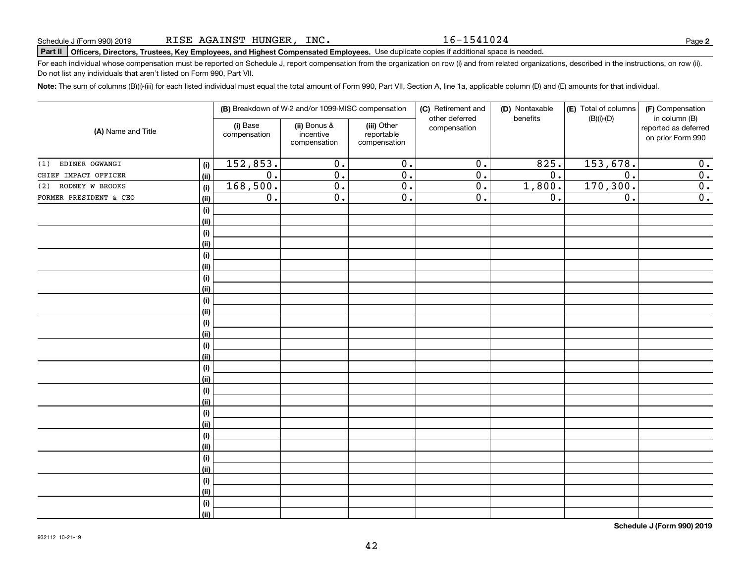Schedule J (Form 990) 2019 RISE AGAINST HUNGER, INC. 16-1541024

**Part II** **Officers, Directors, Trustees, Key Employees, and Highest Compensated Employees.** Use duplicate copies if additional space is needed.

For each individual whose compensation must be reported on Schedule J, report compensation from the organization on row (i) and from related organizations, described in the instructions, on row (ii). Do not list any individuals that aren't listed on Form 990, Part VII.

**Note:** The sum of columns (B)(i)-(iii) for each listed individual must equal the total amount of Form 990, Part VII, Section A, line 1a, applicable column (D) and (E) amounts for that individual.

| (A) Name and Title | | (B) Breakdown of W-2 and/or 1099-MISC compensation | | | (C) Retirement and other deferred compensation | (D) Nontaxable benefits | (E) Total of columns (B)(i)-(D) | (F) Compensation in column (B) reported as deferred on prior Form 990 |
|---|---|---|---|---|---|---|---|---|
| | | (i) Base compensation | (ii) Bonus & incentive compensation | (iii) Other reportable compensation | | | | |
| (1) EDINER OGWANGI | (i) | 152,853. | 0. | 0. | 0. | 825. | 153,678. | 0. |
| CHIEF IMPACT OFFICER | (ii) | 0. | 0. | 0. | 0. | 0. | 0. | 0. |
| (2) RODNEY W BROOKS | (i) | 168,500. | 0. | 0. | 0. | 1,800. | 170,300. | 0. |
| FORMER PRESIDENT & CEO | (ii) | 0. | 0. | 0. | 0. | 0. | 0. | 0. |

Schedule J (Form 990) 2019

932112 10-21-19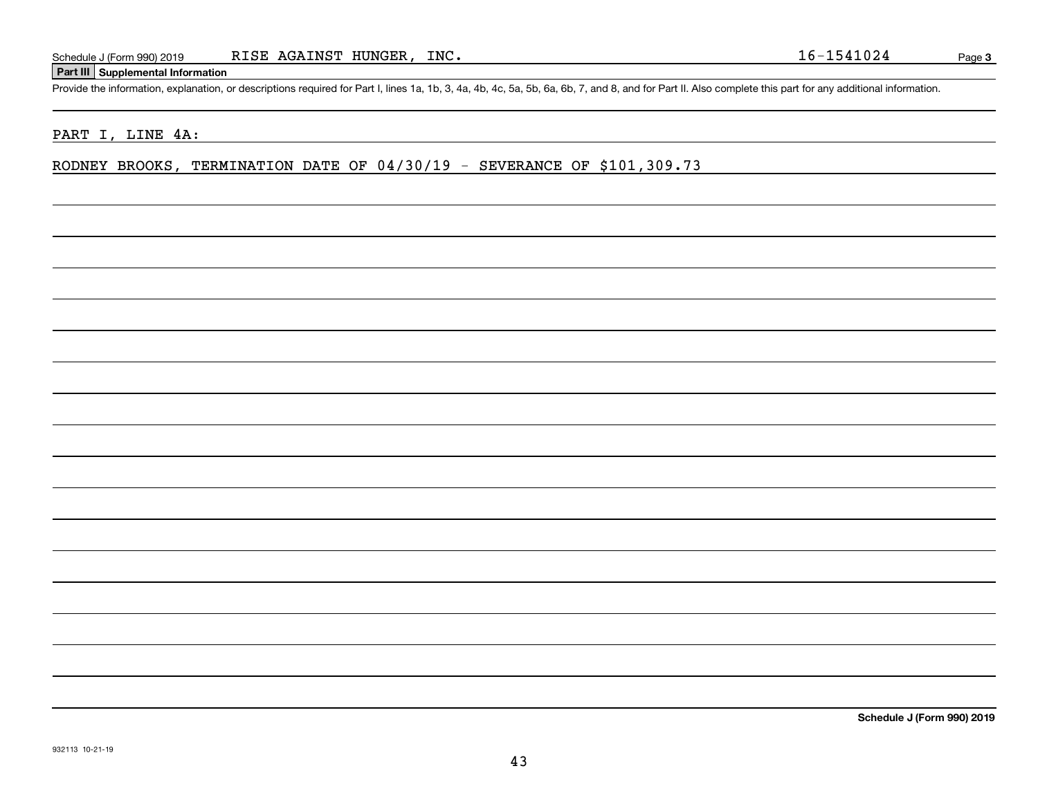Schedule J (Form 990) 2019 RISE AGAINST HUNGER, INC. 16-1541024

**Part III Supplemental Information**

Provide the information, explanation, or descriptions required for Part I, lines 1a, 1b, 3, 4a, 4b, 4c, 5a, 5b, 6a, 6b, 7, and 8, and for Part II. Also complete this part for any additional information.

PART I, LINE 4A:

RODNEY BROOKS, TERMINATION DATE OF 04/30/19 - SEVERANCE OF $101,309.73

**Schedule J (Form 990) 2019**

932113 10-21-19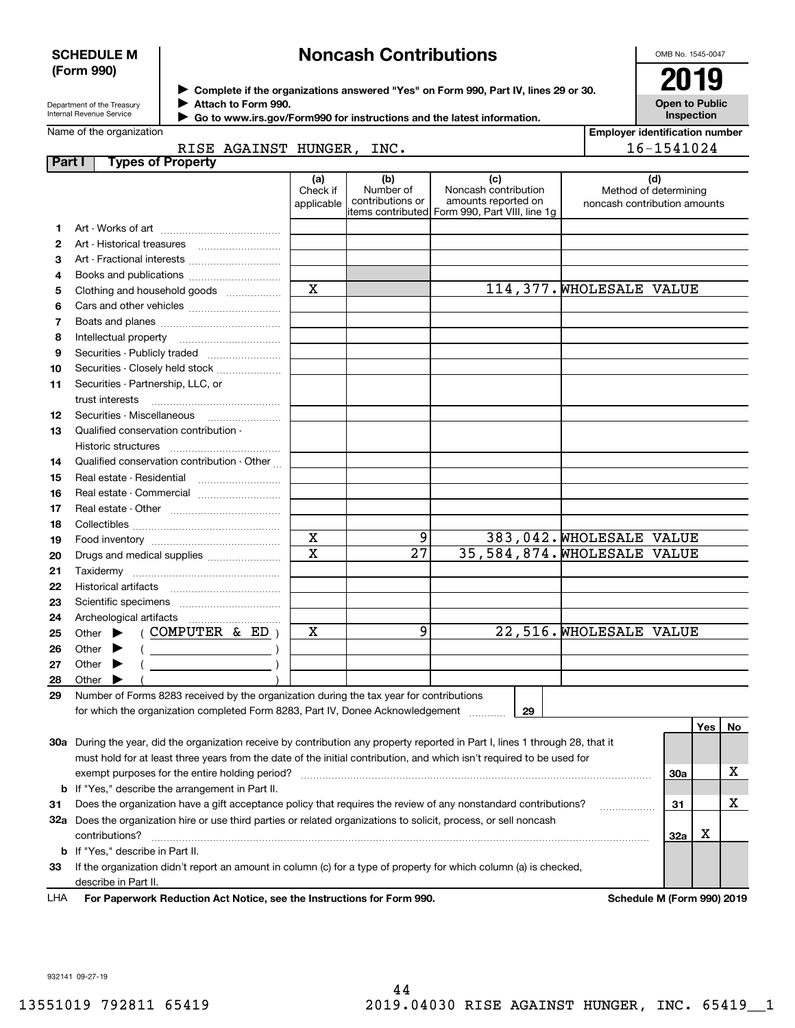**SCHEDULE M (Form 990)**

# Noncash Contributions

Department of the Treasury
Internal Revenue Service

▶ Complete if the organizations answered "Yes" on Form 990, Part IV, lines 29 or 30.
▶ Attach to Form 990.
▶ Go to www.irs.gov/Form990 for instructions and the latest information.

OMB No. 1545-0047

**2019**

**Open to Public Inspection**

Name of the organization: RISE AGAINST HUNGER, INC.

Employer identification number: 16-1541024

## Part I Types of Property

| | | (a) Check if applicable | (b) Number of contributions or items contributed | (c) Noncash contribution amounts reported on Form 990, Part VIII, line 1g | (d) Method of determining noncash contribution amounts |
|---|---|---|---|---|---|
| 1 | Art - Works of art | | | | |
| 2 | Art - Historical treasures | | | | |
| 3 | Art - Fractional interests | | | | |
| 4 | Books and publications | | | | |
| 5 | Clothing and household goods | X | | 114,377. | WHOLESALE VALUE |
| 6 | Cars and other vehicles | | | | |
| 7 | Boats and planes | | | | |
| 8 | Intellectual property | | | | |
| 9 | Securities - Publicly traded | | | | |
| 10 | Securities - Closely held stock | | | | |
| 11 | Securities - Partnership, LLC, or trust interests | | | | |
| 12 | Securities - Miscellaneous | | | | |
| 13 | Qualified conservation contribution - Historic structures | | | | |
| 14 | Qualified conservation contribution - Other | | | | |
| 15 | Real estate - Residential | | | | |
| 16 | Real estate - Commercial | | | | |
| 17 | Real estate - Other | | | | |
| 18 | Collectibles | | | | |
| 19 | Food inventory | X | 9 | 383,042. | WHOLESALE VALUE |
| 20 | Drugs and medical supplies | X | 27 | 35,584,874. | WHOLESALE VALUE |
| 21 | Taxidermy | | | | |
| 22 | Historical artifacts | | | | |
| 23 | Scientific specimens | | | | |
| 24 | Archeological artifacts | | | | |
| 25 | Other ▶ ( COMPUTER & ED ) | X | 9 | 22,516. | WHOLESALE VALUE |
| 26 | Other ▶ ( ) | | | | |
| 27 | Other ▶ ( ) | | | | |
| 28 | Other ▶ ( ) | | | | |

29 Number of Forms 8283 received by the organization during the tax year for contributions for which the organization completed Form 8283, Part IV, Donee Acknowledgement ..... 29

| | | | Yes | No |
|---|---|---|---|---|
| 30a | During the year, did the organization receive by contribution any property reported in Part I, lines 1 through 28, that it must hold for at least three years from the date of the initial contribution, and which isn't required to be used for exempt purposes for the entire holding period? | 30a | | X |
| b | If "Yes," describe the arrangement in Part II. | | | |
| 31 | Does the organization have a gift acceptance policy that requires the review of any nonstandard contributions? | 31 | | X |
| 32a | Does the organization hire or use third parties or related organizations to solicit, process, or sell noncash contributions? | 32a | X | |
| b | If "Yes," describe in Part II. | | | |
| 33 | If the organization didn't report an amount in column (c) for a type of property for which column (a) is checked, describe in Part II. | | | |

LHA For Paperwork Reduction Act Notice, see the Instructions for Form 990. Schedule M (Form 990) 2019

932141 09-27-19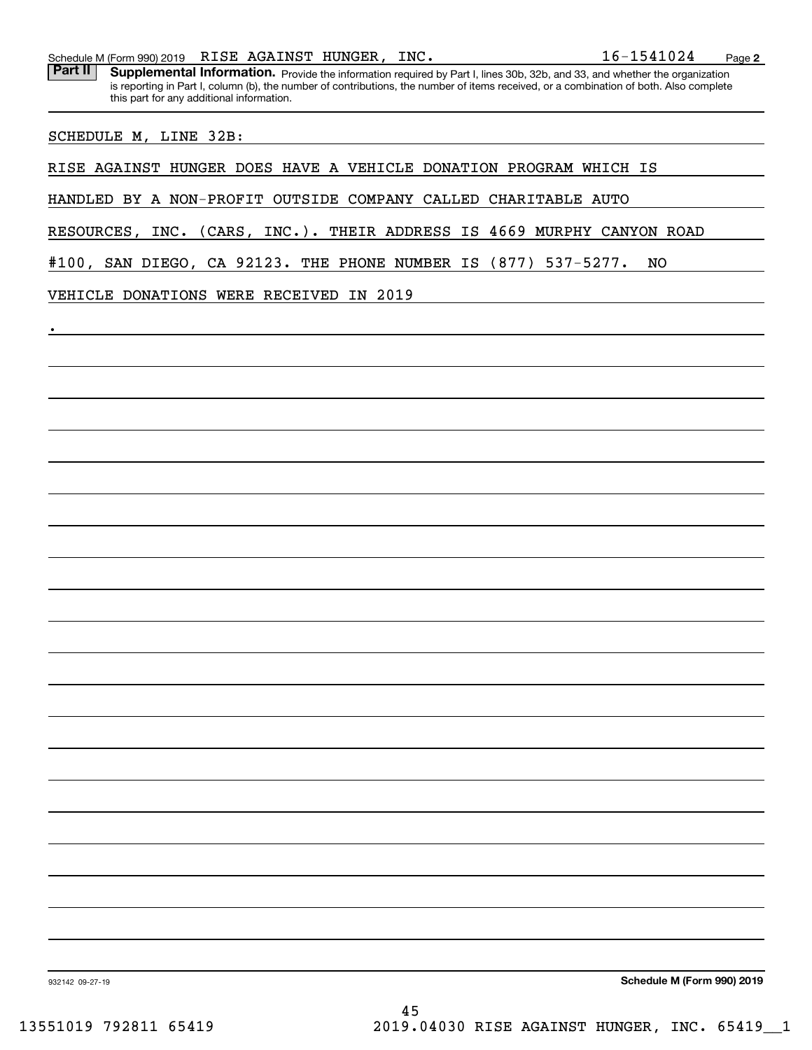Schedule M (Form 990) 2019 RISE AGAINST HUNGER, INC. 16-1541024

**Part II Supplemental Information.** Provide the information required by Part I, lines 30b, 32b, and 33, and whether the organization is reporting in Part I, column (b), the number of contributions, the number of items received, or a combination of both. Also complete this part for any additional information.

SCHEDULE M, LINE 32B:

RISE AGAINST HUNGER DOES HAVE A VEHICLE DONATION PROGRAM WHICH IS HANDLED BY A NON-PROFIT OUTSIDE COMPANY CALLED CHARITABLE AUTO RESOURCES, INC. (CARS, INC.). THEIR ADDRESS IS 4669 MURPHY CANYON ROAD #100, SAN DIEGO, CA 92123. THE PHONE NUMBER IS (877) 537-5277. NO VEHICLE DONATIONS WERE RECEIVED IN 2019

.

932142 09-27-19 **Schedule M (Form 990) 2019**

13551019 792811 65419 2019.04030 RISE AGAINST HUNGER, INC. 65419__1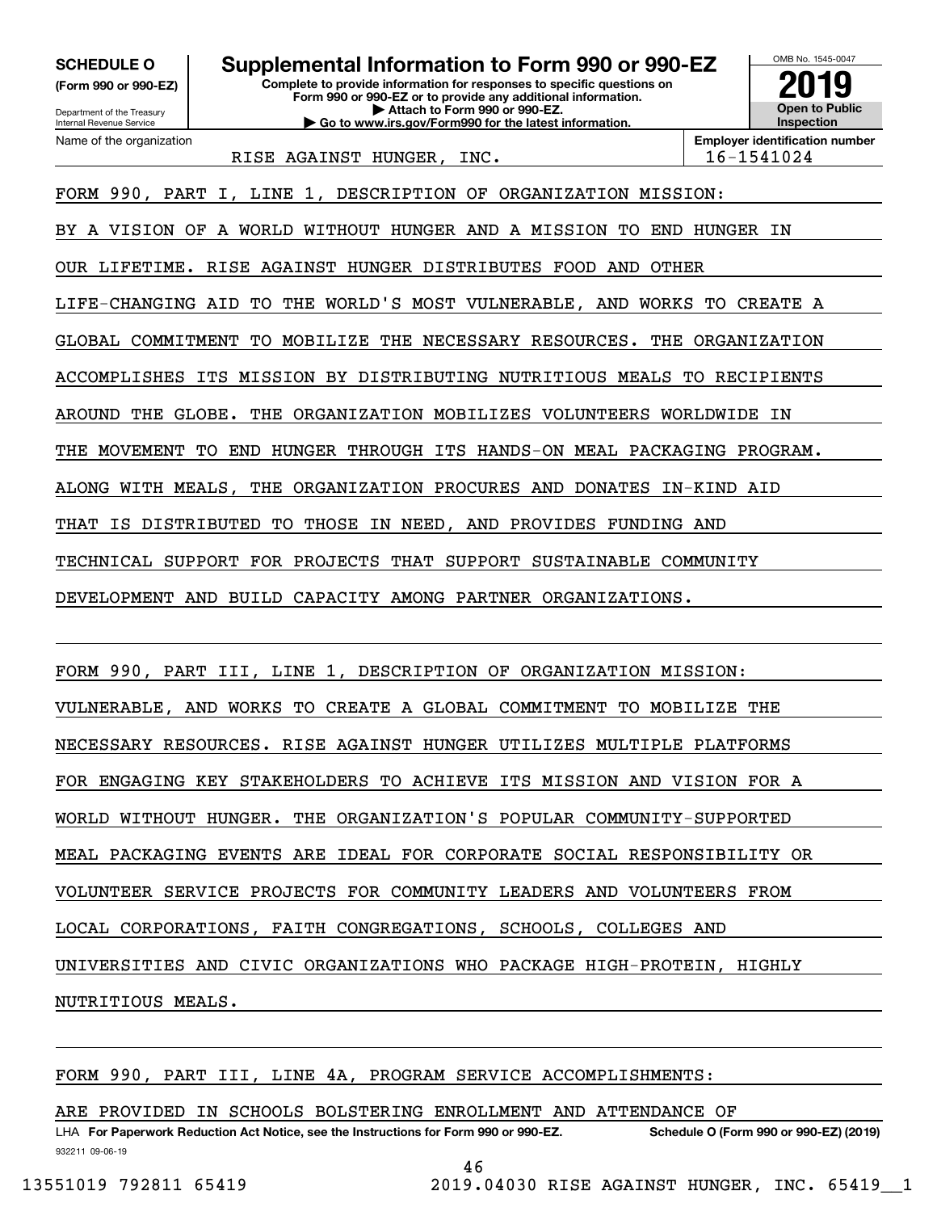**SCHEDULE O** **(Form 990 or 990-EZ)**

Department of the Treasury Internal Revenue Service

# Supplemental Information to Form 990 or 990-EZ

**Complete to provide information for responses to specific questions on Form 990 or 990-EZ or to provide any additional information.**
**▶ Attach to Form 990 or 990-EZ.**
**▶ Go to www.irs.gov/Form990 for the latest information.**

OMB No. 1545-0047

**2019**

**Open to Public Inspection**

| Name of the organization | Employer identification number |
|---|---|
| RISE AGAINST HUNGER, INC. | 16-1541024 |

FORM 990, PART I, LINE 1, DESCRIPTION OF ORGANIZATION MISSION:

BY A VISION OF A WORLD WITHOUT HUNGER AND A MISSION TO END HUNGER IN OUR LIFETIME. RISE AGAINST HUNGER DISTRIBUTES FOOD AND OTHER LIFE-CHANGING AID TO THE WORLD'S MOST VULNERABLE, AND WORKS TO CREATE A GLOBAL COMMITMENT TO MOBILIZE THE NECESSARY RESOURCES. THE ORGANIZATION ACCOMPLISHES ITS MISSION BY DISTRIBUTING NUTRITIOUS MEALS TO RECIPIENTS AROUND THE GLOBE. THE ORGANIZATION MOBILIZES VOLUNTEERS WORLDWIDE IN THE MOVEMENT TO END HUNGER THROUGH ITS HANDS-ON MEAL PACKAGING PROGRAM. ALONG WITH MEALS, THE ORGANIZATION PROCURES AND DONATES IN-KIND AID THAT IS DISTRIBUTED TO THOSE IN NEED, AND PROVIDES FUNDING AND TECHNICAL SUPPORT FOR PROJECTS THAT SUPPORT SUSTAINABLE COMMUNITY DEVELOPMENT AND BUILD CAPACITY AMONG PARTNER ORGANIZATIONS.

FORM 990, PART III, LINE 1, DESCRIPTION OF ORGANIZATION MISSION:

VULNERABLE, AND WORKS TO CREATE A GLOBAL COMMITMENT TO MOBILIZE THE NECESSARY RESOURCES. RISE AGAINST HUNGER UTILIZES MULTIPLE PLATFORMS FOR ENGAGING KEY STAKEHOLDERS TO ACHIEVE ITS MISSION AND VISION FOR A WORLD WITHOUT HUNGER. THE ORGANIZATION'S POPULAR COMMUNITY-SUPPORTED MEAL PACKAGING EVENTS ARE IDEAL FOR CORPORATE SOCIAL RESPONSIBILITY OR VOLUNTEER SERVICE PROJECTS FOR COMMUNITY LEADERS AND VOLUNTEERS FROM LOCAL CORPORATIONS, FAITH CONGREGATIONS, SCHOOLS, COLLEGES AND UNIVERSITIES AND CIVIC ORGANIZATIONS WHO PACKAGE HIGH-PROTEIN, HIGHLY NUTRITIOUS MEALS.

FORM 990, PART III, LINE 4A, PROGRAM SERVICE ACCOMPLISHMENTS:

ARE PROVIDED IN SCHOOLS BOLSTERING ENROLLMENT AND ATTENDANCE OF

LHA **For Paperwork Reduction Act Notice, see the Instructions for Form 990 or 990-EZ.** **Schedule O (Form 990 or 990-EZ) (2019)**

932211 09-06-19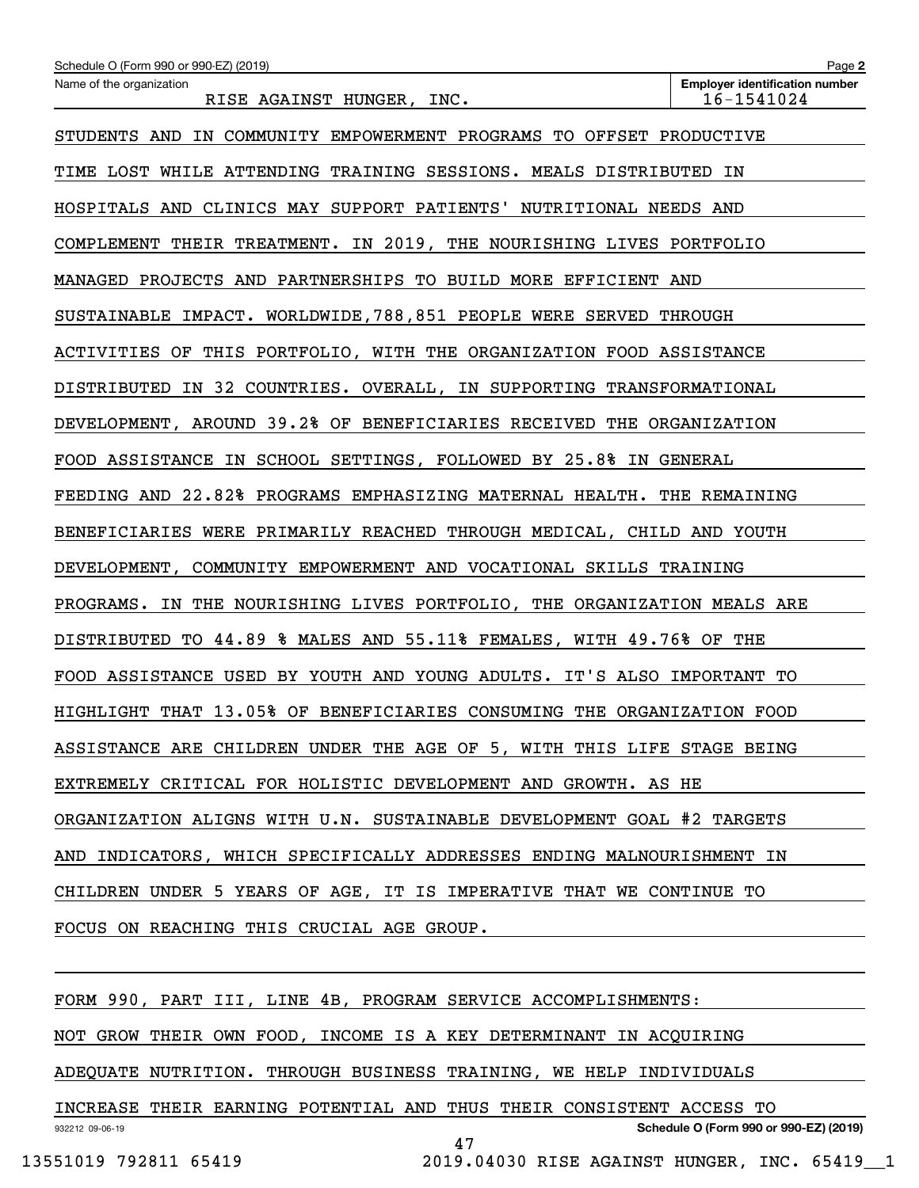Name of the organization: RISE AGAINST HUNGER, INC.

Employer identification number: 16-1541024

STUDENTS AND IN COMMUNITY EMPOWERMENT PROGRAMS TO OFFSET PRODUCTIVE TIME LOST WHILE ATTENDING TRAINING SESSIONS. MEALS DISTRIBUTED IN HOSPITALS AND CLINICS MAY SUPPORT PATIENTS' NUTRITIONAL NEEDS AND COMPLEMENT THEIR TREATMENT. IN 2019, THE NOURISHING LIVES PORTFOLIO MANAGED PROJECTS AND PARTNERSHIPS TO BUILD MORE EFFICIENT AND SUSTAINABLE IMPACT. WORLDWIDE,788,851 PEOPLE WERE SERVED THROUGH ACTIVITIES OF THIS PORTFOLIO, WITH THE ORGANIZATION FOOD ASSISTANCE DISTRIBUTED IN 32 COUNTRIES. OVERALL, IN SUPPORTING TRANSFORMATIONAL DEVELOPMENT, AROUND 39.2% OF BENEFICIARIES RECEIVED THE ORGANIZATION FOOD ASSISTANCE IN SCHOOL SETTINGS, FOLLOWED BY 25.8% IN GENERAL FEEDING AND 22.82% PROGRAMS EMPHASIZING MATERNAL HEALTH. THE REMAINING BENEFICIARIES WERE PRIMARILY REACHED THROUGH MEDICAL, CHILD AND YOUTH DEVELOPMENT, COMMUNITY EMPOWERMENT AND VOCATIONAL SKILLS TRAINING PROGRAMS. IN THE NOURISHING LIVES PORTFOLIO, THE ORGANIZATION MEALS ARE DISTRIBUTED TO 44.89 % MALES AND 55.11% FEMALES, WITH 49.76% OF THE FOOD ASSISTANCE USED BY YOUTH AND YOUNG ADULTS. IT'S ALSO IMPORTANT TO HIGHLIGHT THAT 13.05% OF BENEFICIARIES CONSUMING THE ORGANIZATION FOOD ASSISTANCE ARE CHILDREN UNDER THE AGE OF 5, WITH THIS LIFE STAGE BEING EXTREMELY CRITICAL FOR HOLISTIC DEVELOPMENT AND GROWTH. AS HE ORGANIZATION ALIGNS WITH U.N. SUSTAINABLE DEVELOPMENT GOAL #2 TARGETS AND INDICATORS, WHICH SPECIFICALLY ADDRESSES ENDING MALNOURISHMENT IN CHILDREN UNDER 5 YEARS OF AGE, IT IS IMPERATIVE THAT WE CONTINUE TO FOCUS ON REACHING THIS CRUCIAL AGE GROUP.

FORM 990, PART III, LINE 4B, PROGRAM SERVICE ACCOMPLISHMENTS:

NOT GROW THEIR OWN FOOD, INCOME IS A KEY DETERMINANT IN ACQUIRING ADEQUATE NUTRITION. THROUGH BUSINESS TRAINING, WE HELP INDIVIDUALS INCREASE THEIR EARNING POTENTIAL AND THUS THEIR CONSISTENT ACCESS TO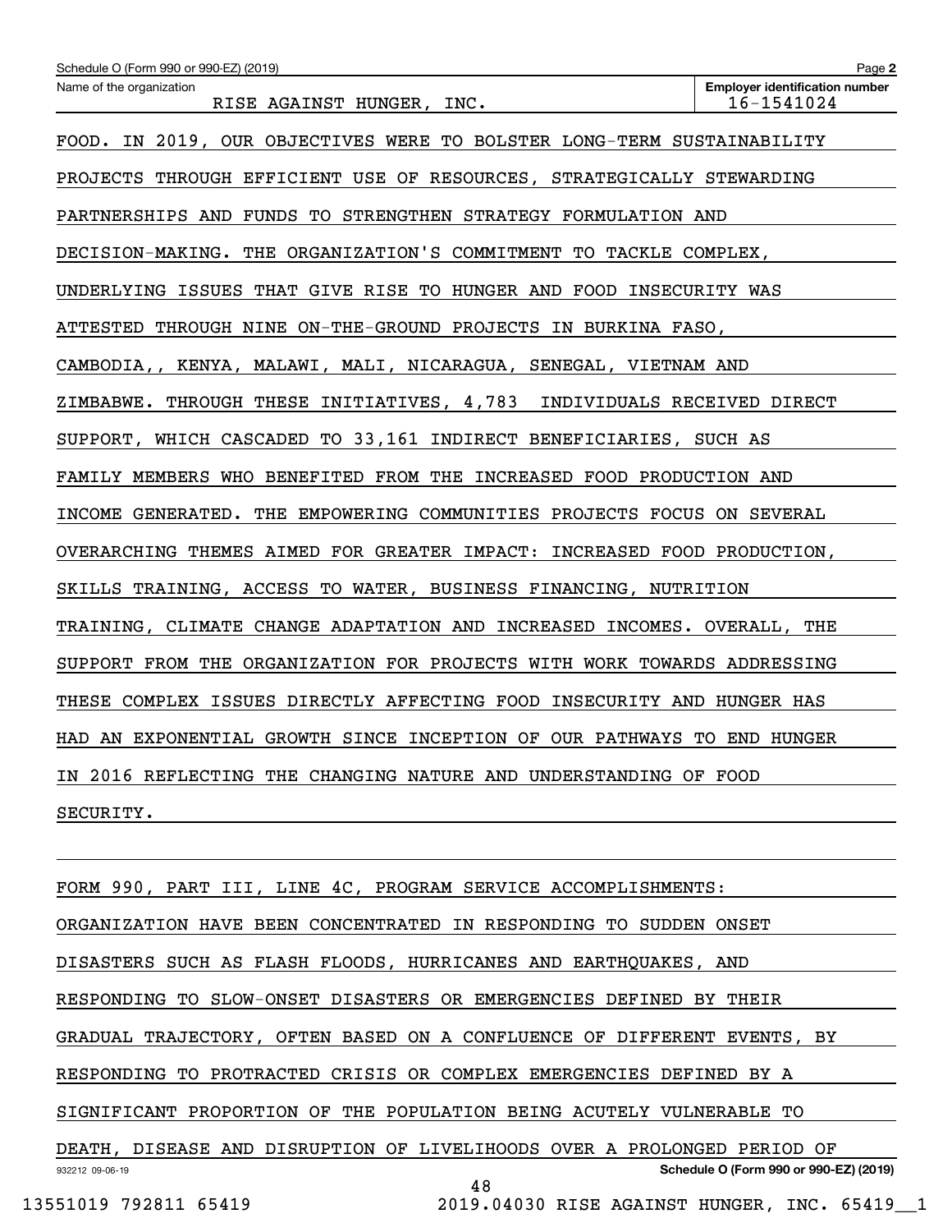Schedule O (Form 990 or 990-EZ) (2019) Page 2

Name of the organization: RISE AGAINST HUNGER, INC.

Employer identification number: 16-1541024

FOOD. IN 2019, OUR OBJECTIVES WERE TO BOLSTER LONG-TERM SUSTAINABILITY PROJECTS THROUGH EFFICIENT USE OF RESOURCES, STRATEGICALLY STEWARDING PARTNERSHIPS AND FUNDS TO STRENGTHEN STRATEGY FORMULATION AND DECISION-MAKING. THE ORGANIZATION'S COMMITMENT TO TACKLE COMPLEX, UNDERLYING ISSUES THAT GIVE RISE TO HUNGER AND FOOD INSECURITY WAS ATTESTED THROUGH NINE ON-THE-GROUND PROJECTS IN BURKINA FASO, CAMBODIA,, KENYA, MALAWI, MALI, NICARAGUA, SENEGAL, VIETNAM AND ZIMBABWE. THROUGH THESE INITIATIVES, 4,783 INDIVIDUALS RECEIVED DIRECT SUPPORT, WHICH CASCADED TO 33,161 INDIRECT BENEFICIARIES, SUCH AS FAMILY MEMBERS WHO BENEFITED FROM THE INCREASED FOOD PRODUCTION AND INCOME GENERATED. THE EMPOWERING COMMUNITIES PROJECTS FOCUS ON SEVERAL OVERARCHING THEMES AIMED FOR GREATER IMPACT: INCREASED FOOD PRODUCTION, SKILLS TRAINING, ACCESS TO WATER, BUSINESS FINANCING, NUTRITION TRAINING, CLIMATE CHANGE ADAPTATION AND INCREASED INCOMES. OVERALL, THE SUPPORT FROM THE ORGANIZATION FOR PROJECTS WITH WORK TOWARDS ADDRESSING THESE COMPLEX ISSUES DIRECTLY AFFECTING FOOD INSECURITY AND HUNGER HAS HAD AN EXPONENTIAL GROWTH SINCE INCEPTION OF OUR PATHWAYS TO END HUNGER IN 2016 REFLECTING THE CHANGING NATURE AND UNDERSTANDING OF FOOD SECURITY.

FORM 990, PART III, LINE 4C, PROGRAM SERVICE ACCOMPLISHMENTS: ORGANIZATION HAVE BEEN CONCENTRATED IN RESPONDING TO SUDDEN ONSET DISASTERS SUCH AS FLASH FLOODS, HURRICANES AND EARTHQUAKES, AND RESPONDING TO SLOW-ONSET DISASTERS OR EMERGENCIES DEFINED BY THEIR GRADUAL TRAJECTORY, OFTEN BASED ON A CONFLUENCE OF DIFFERENT EVENTS, BY RESPONDING TO PROTRACTED CRISIS OR COMPLEX EMERGENCIES DEFINED BY A SIGNIFICANT PROPORTION OF THE POPULATION BEING ACUTELY VULNERABLE TO DEATH, DISEASE AND DISRUPTION OF LIVELIHOODS OVER A PROLONGED PERIOD OF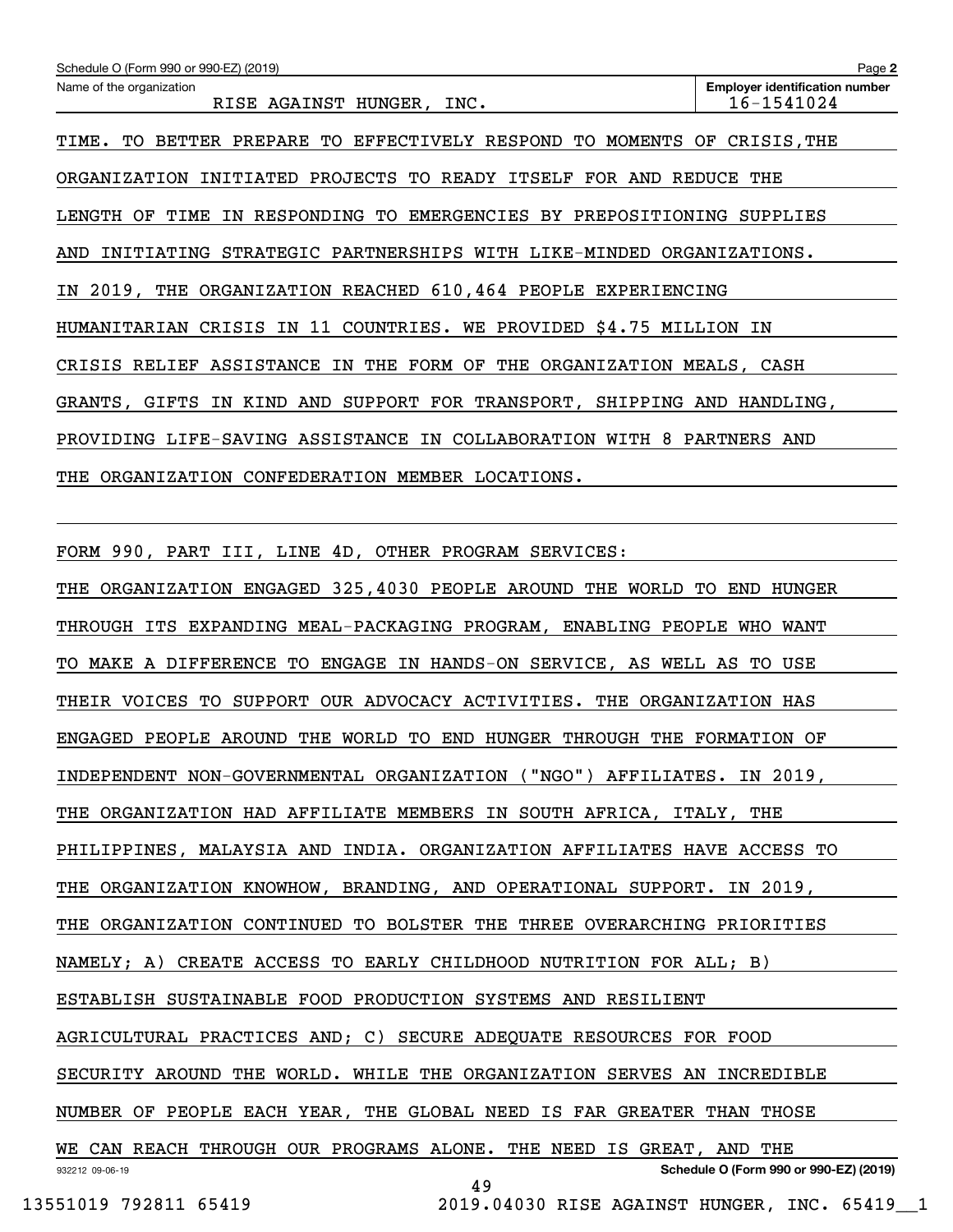Schedule O (Form 990 or 990-EZ) (2019)

| Name of the organization | Employer identification number |
| --- | --- |
| RISE AGAINST HUNGER, INC. | 16-1541024 |

TIME. TO BETTER PREPARE TO EFFECTIVELY RESPOND TO MOMENTS OF CRISIS,THE ORGANIZATION INITIATED PROJECTS TO READY ITSELF FOR AND REDUCE THE LENGTH OF TIME IN RESPONDING TO EMERGENCIES BY PREPOSITIONING SUPPLIES AND INITIATING STRATEGIC PARTNERSHIPS WITH LIKE-MINDED ORGANIZATIONS. IN 2019, THE ORGANIZATION REACHED 610,464 PEOPLE EXPERIENCING HUMANITARIAN CRISIS IN 11 COUNTRIES. WE PROVIDED $4.75 MILLION IN CRISIS RELIEF ASSISTANCE IN THE FORM OF THE ORGANIZATION MEALS, CASH GRANTS, GIFTS IN KIND AND SUPPORT FOR TRANSPORT, SHIPPING AND HANDLING, PROVIDING LIFE-SAVING ASSISTANCE IN COLLABORATION WITH 8 PARTNERS AND THE ORGANIZATION CONFEDERATION MEMBER LOCATIONS.

FORM 990, PART III, LINE 4D, OTHER PROGRAM SERVICES:

THE ORGANIZATION ENGAGED 325,4030 PEOPLE AROUND THE WORLD TO END HUNGER THROUGH ITS EXPANDING MEAL-PACKAGING PROGRAM, ENABLING PEOPLE WHO WANT TO MAKE A DIFFERENCE TO ENGAGE IN HANDS-ON SERVICE, AS WELL AS TO USE THEIR VOICES TO SUPPORT OUR ADVOCACY ACTIVITIES. THE ORGANIZATION HAS ENGAGED PEOPLE AROUND THE WORLD TO END HUNGER THROUGH THE FORMATION OF INDEPENDENT NON-GOVERNMENTAL ORGANIZATION ("NGO") AFFILIATES. IN 2019, THE ORGANIZATION HAD AFFILIATE MEMBERS IN SOUTH AFRICA, ITALY, THE PHILIPPINES, MALAYSIA AND INDIA. ORGANIZATION AFFILIATES HAVE ACCESS TO THE ORGANIZATION KNOWHOW, BRANDING, AND OPERATIONAL SUPPORT. IN 2019, THE ORGANIZATION CONTINUED TO BOLSTER THE THREE OVERARCHING PRIORITIES NAMELY; A) CREATE ACCESS TO EARLY CHILDHOOD NUTRITION FOR ALL; B) ESTABLISH SUSTAINABLE FOOD PRODUCTION SYSTEMS AND RESILIENT AGRICULTURAL PRACTICES AND; C) SECURE ADEQUATE RESOURCES FOR FOOD SECURITY AROUND THE WORLD. WHILE THE ORGANIZATION SERVES AN INCREDIBLE NUMBER OF PEOPLE EACH YEAR, THE GLOBAL NEED IS FAR GREATER THAN THOSE WE CAN REACH THROUGH OUR PROGRAMS ALONE. THE NEED IS GREAT, AND THE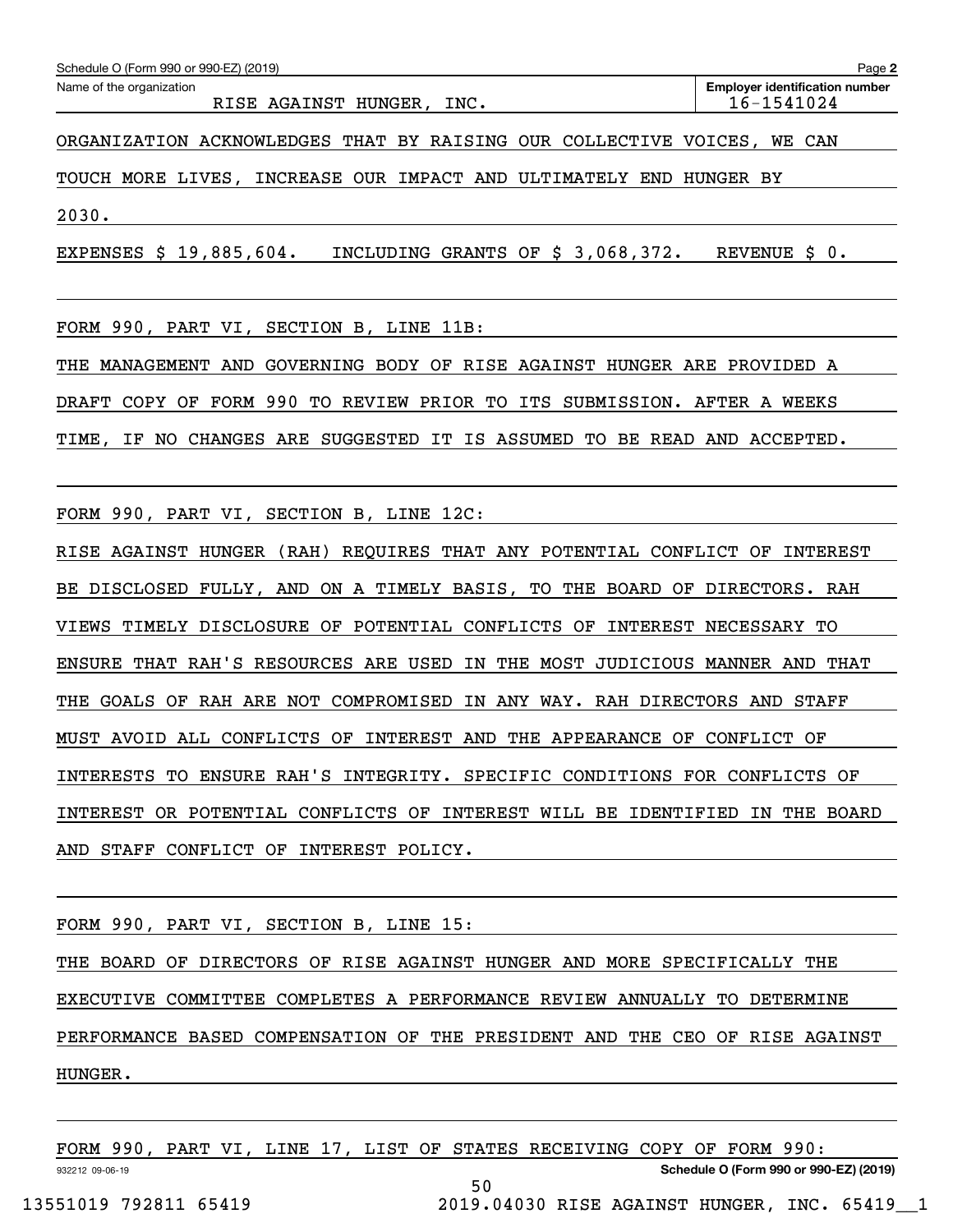Name of the organization: RISE AGAINST HUNGER, INC.

Employer identification number: 16-1541024

ORGANIZATION ACKNOWLEDGES THAT BY RAISING OUR COLLECTIVE VOICES, WE CAN TOUCH MORE LIVES, INCREASE OUR IMPACT AND ULTIMATELY END HUNGER BY 2030.

EXPENSES $ 19,885,604. INCLUDING GRANTS OF $ 3,068,372. REVENUE $ 0.

FORM 990, PART VI, SECTION B, LINE 11B:

THE MANAGEMENT AND GOVERNING BODY OF RISE AGAINST HUNGER ARE PROVIDED A DRAFT COPY OF FORM 990 TO REVIEW PRIOR TO ITS SUBMISSION. AFTER A WEEKS TIME, IF NO CHANGES ARE SUGGESTED IT IS ASSUMED TO BE READ AND ACCEPTED.

FORM 990, PART VI, SECTION B, LINE 12C:

RISE AGAINST HUNGER (RAH) REQUIRES THAT ANY POTENTIAL CONFLICT OF INTEREST BE DISCLOSED FULLY, AND ON A TIMELY BASIS, TO THE BOARD OF DIRECTORS. RAH VIEWS TIMELY DISCLOSURE OF POTENTIAL CONFLICTS OF INTEREST NECESSARY TO ENSURE THAT RAH'S RESOURCES ARE USED IN THE MOST JUDICIOUS MANNER AND THAT THE GOALS OF RAH ARE NOT COMPROMISED IN ANY WAY. RAH DIRECTORS AND STAFF MUST AVOID ALL CONFLICTS OF INTEREST AND THE APPEARANCE OF CONFLICT OF INTERESTS TO ENSURE RAH'S INTEGRITY. SPECIFIC CONDITIONS FOR CONFLICTS OF INTEREST OR POTENTIAL CONFLICTS OF INTEREST WILL BE IDENTIFIED IN THE BOARD AND STAFF CONFLICT OF INTEREST POLICY.

FORM 990, PART VI, SECTION B, LINE 15:

THE BOARD OF DIRECTORS OF RISE AGAINST HUNGER AND MORE SPECIFICALLY THE EXECUTIVE COMMITTEE COMPLETES A PERFORMANCE REVIEW ANNUALLY TO DETERMINE PERFORMANCE BASED COMPENSATION OF THE PRESIDENT AND THE CEO OF RISE AGAINST HUNGER.

FORM 990, PART VI, LINE 17, LIST OF STATES RECEIVING COPY OF FORM 990: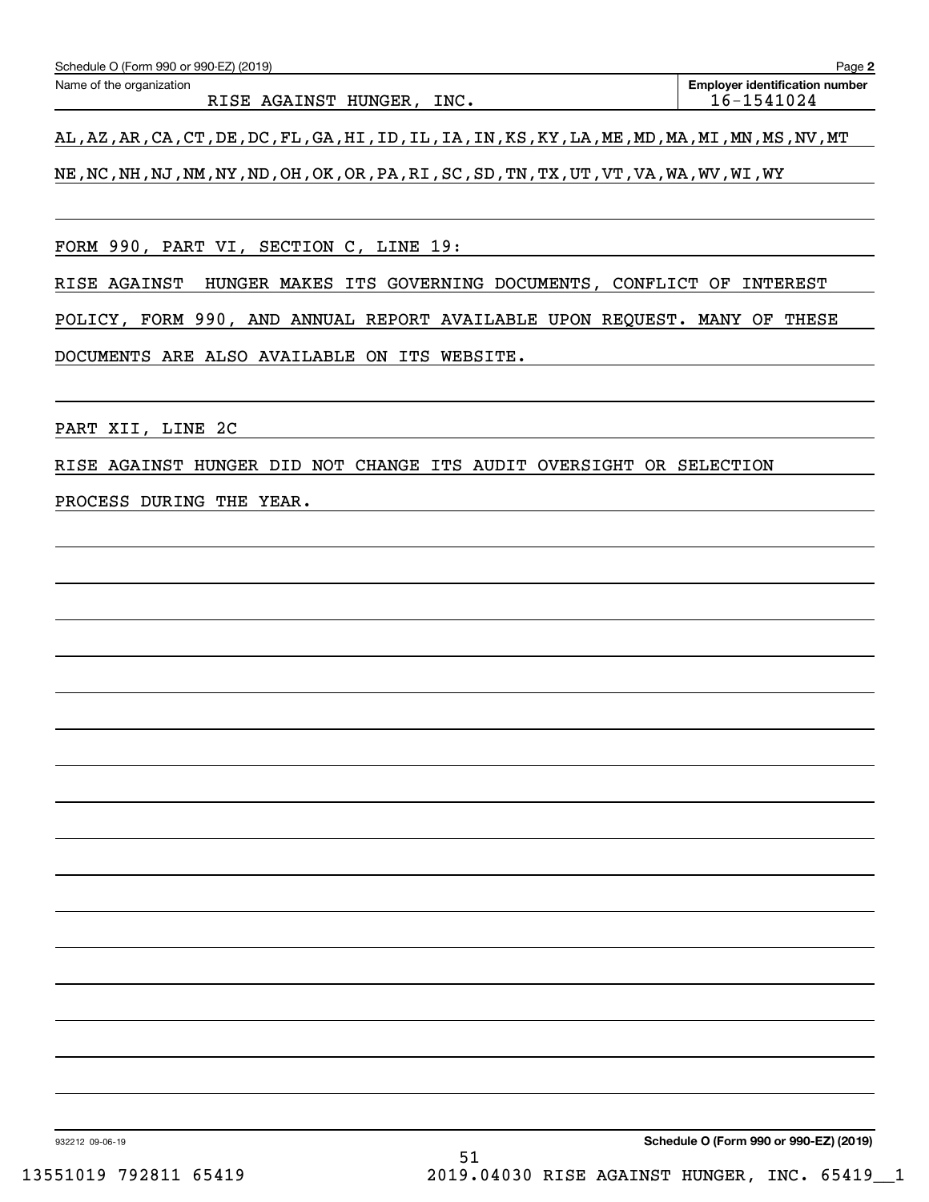Schedule O (Form 990 or 990-EZ) (2019)

Name of the organization: RISE AGAINST HUNGER, INC.

Employer identification number: 16-1541024

AL,AZ,AR,CA,CT,DE,DC,FL,GA,HI,ID,IL,IA,IN,KS,KY,LA,ME,MD,MA,MI,MN,MS,NV,MT

NE,NC,NH,NJ,NM,NY,ND,OH,OK,OR,PA,RI,SC,SD,TN,TX,UT,VT,VA,WA,WV,WI,WY

FORM 990, PART VI, SECTION C, LINE 19:

RISE AGAINST HUNGER MAKES ITS GOVERNING DOCUMENTS, CONFLICT OF INTEREST POLICY, FORM 990, AND ANNUAL REPORT AVAILABLE UPON REQUEST. MANY OF THESE DOCUMENTS ARE ALSO AVAILABLE ON ITS WEBSITE.

PART XII, LINE 2C

RISE AGAINST HUNGER DID NOT CHANGE ITS AUDIT OVERSIGHT OR SELECTION PROCESS DURING THE YEAR.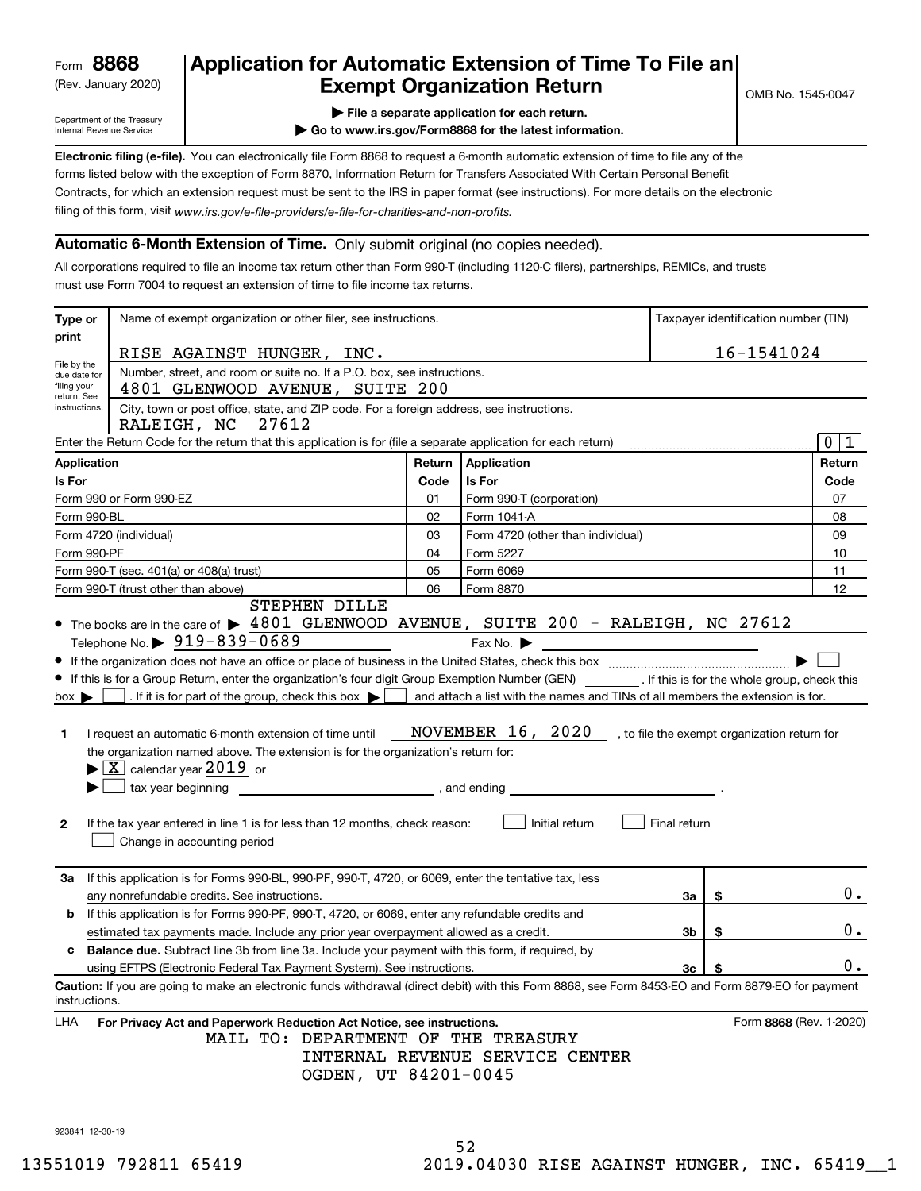Form **8868**
(Rev. January 2020)
Department of the Treasury
Internal Revenue Service

# Application for Automatic Extension of Time To File an Exempt Organization Return

▶ File a separate application for each return.
▶ Go to www.irs.gov/Form8868 for the latest information.

OMB No. 1545-0047

**Electronic filing (e-file).** You can electronically file Form 8868 to request a 6-month automatic extension of time to file any of the forms listed below with the exception of Form 8870, Information Return for Transfers Associated With Certain Personal Benefit Contracts, for which an extension request must be sent to the IRS in paper format (see instructions). For more details on the electronic filing of this form, visit *www.irs.gov/e-file-providers/e-file-for-charities-and-non-profits.*

**Automatic 6-Month Extension of Time.** Only submit original (no copies needed).

All corporations required to file an income tax return other than Form 990-T (including 1120-C filers), partnerships, REMICs, and trusts must use Form 7004 to request an extension of time to file income tax returns.

| | | |
|---|---|---|
| **Type or print** | Name of exempt organization or other filer, see instructions. RISE AGAINST HUNGER, INC. | Taxpayer identification number (TIN) 16-1541024 |
| File by the due date for filing your return. See instructions. | Number, street, and room or suite no. If a P.O. box, see instructions. 4801 GLENWOOD AVENUE, SUITE 200 | |
| | City, town or post office, state, and ZIP code. For a foreign address, see instructions. RALEIGH, NC 27612 | |

Enter the Return Code for the return that this application is for (file a separate application for each return) ........ 0 1

| Application Is For | Return Code | Application Is For | Return Code |
|---|---|---|---|
| Form 990 or Form 990-EZ | 01 | Form 990-T (corporation) | 07 |
| Form 990-BL | 02 | Form 1041-A | 08 |
| Form 4720 (individual) | 03 | Form 4720 (other than individual) | 09 |
| Form 990-PF | 04 | Form 5227 | 10 |
| Form 990-T (sec. 401(a) or 408(a) trust) | 05 | Form 6069 | 11 |
| Form 990-T (trust other than above) | 06 | Form 8870 | 12 |

- The books are in the care of ▶ STEPHEN DILLE 4801 GLENWOOD AVENUE, SUITE 200 - RALEIGH, NC 27612
  Telephone No. ▶ 919-839-0689 Fax No. ▶
- If the organization does not have an office or place of business in the United States, check this box ▶ ☐
- If this is for a Group Return, enter the organization's four digit Group Exemption Number (GEN) ______ . If this is for the whole group, check this box ▶ ☐ . If it is for part of the group, check this box ▶ ☐ and attach a list with the names and TINs of all members the extension is for.

**1** I request an automatic 6-month extension of time until NOVEMBER 16, 2020 , to file the exempt organization return for the organization named above. The extension is for the organization's return for:
▶ ☒ calendar year 2019 or
▶ ☐ tax year beginning ______________ , and ending ______________ .

**2** If the tax year entered in line 1 is for less than 12 months, check reason: ☐ Initial return ☐ Final return
☐ Change in accounting period

| | | | |
|---|---|---|---|
| **3a** | If this application is for Forms 990-BL, 990-PF, 990-T, 4720, or 6069, enter the tentative tax, less any nonrefundable credits. See instructions. | 3a | $ 0. |
| **b** | If this application is for Forms 990-PF, 990-T, 4720, or 6069, enter any refundable credits and estimated tax payments made. Include any prior year overpayment allowed as a credit. | 3b | $ 0. |
| **c** | **Balance due.** Subtract line 3b from line 3a. Include your payment with this form, if required, by using EFTPS (Electronic Federal Tax Payment System). See instructions. | 3c | $ 0. |

**Caution:** If you are going to make an electronic funds withdrawal (direct debit) with this Form 8868, see Form 8453-EO and Form 8879-EO for payment instructions.

LHA **For Privacy Act and Paperwork Reduction Act Notice, see instructions.** Form **8868** (Rev. 1-2020)

MAIL TO: DEPARTMENT OF THE TREASURY
INTERNAL REVENUE SERVICE CENTER
OGDEN, UT 84201-0045

923841 12-30-19

13551019 792811 65419 2019.04030 RISE AGAINST HUNGER, INC. 65419__1